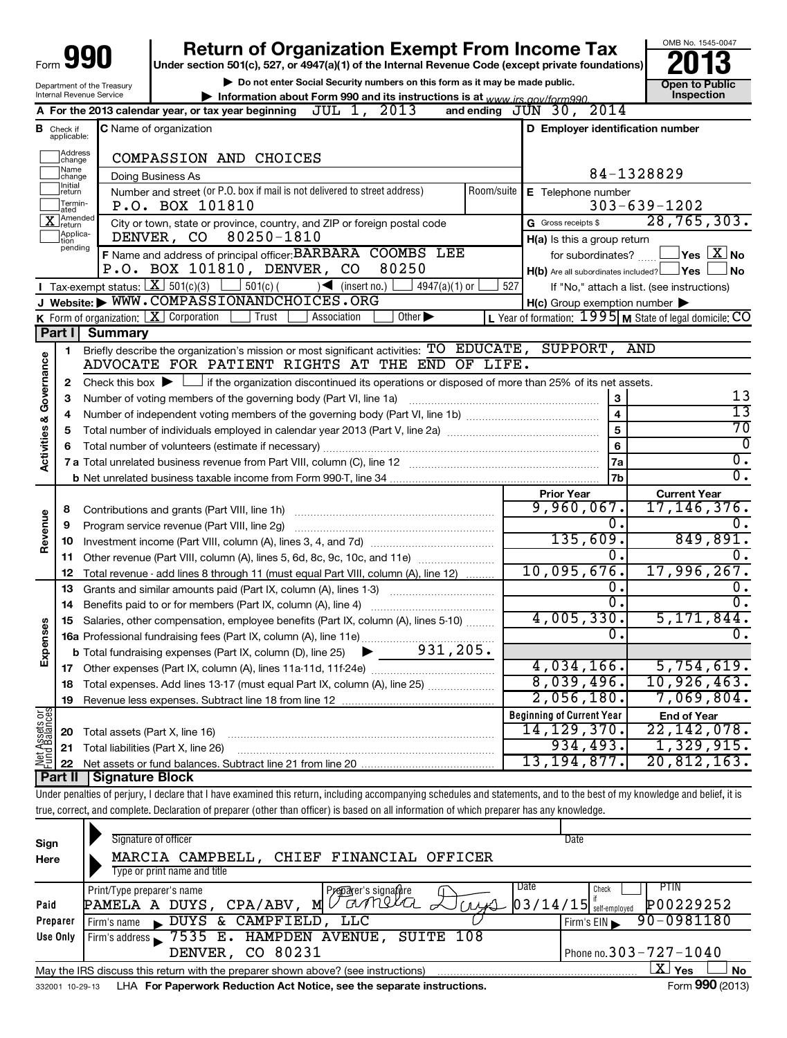# Form 990 — Return of Organization Exempt From Income Tax (2013)

Under section 501(c), 527, or 4947(a)(1) of the Internal Revenue Code (except private foundations)

▶ Do not enter Social Security numbers on this form as it may be made public.

▶ Information about Form 990 and its instructions is at www.irs.gov/form990.

Department of the Treasury, Internal Revenue Service

OMB No. 1545-0047 — **2013** — Open to Public Inspection

**A** For the 2013 calendar year, or tax year beginning JUL 1, 2013 and ending JUN 30, 2014

| B Check if applicable: | C Name of organization | D Employer identification number |
|---|---|---|
| Address change | COMPASSION AND CHOICES | |
| Name change | Doing Business As | 84-1328829 |
| Initial return | Number and street (or P.O. box if mail is not delivered to street address) Room/suite | E Telephone number |
| Terminated | P.O. BOX 101810 | 303-639-1202 |
| X Amended return | City or town, state or province, country, and ZIP or foreign postal code | G Gross receipts $ 28,765,303. |
| Application pending | DENVER, CO 80250-1810 | H(a) Is this a group return for subordinates? Yes [ ] No [X] |
| | F Name and address of principal officer: BARBARA COOMBS LEE, P.O. BOX 101810, DENVER, CO 80250 | H(b) Are all subordinates included? Yes [ ] No [ ] If "No," attach a list. (see instructions) |

**I** Tax-exempt status: [X] 501(c)(3) [ ] 501(c) ( ) ◀ (insert no.) [ ] 4947(a)(1) or [ ] 527

**J** Website: ▶ WWW.COMPASSIONANDCHOICES.ORG

**H(c)** Group exemption number ▶

**K** Form of organization: [X] Corporation [ ] Trust [ ] Association [ ] Other ▶

**L** Year of formation: 1995 **M** State of legal domicile: CO

## Part I Summary

**Activities & Governance**

1. Briefly describe the organization's mission or most significant activities: TO EDUCATE, SUPPORT, AND ADVOCATE FOR PATIENT RIGHTS AT THE END OF LIFE.
2. Check this box ▶ [ ] if the organization discontinued its operations or disposed of more than 25% of its net assets.

| | | | |
|---|---|---|---|
| 3 | Number of voting members of the governing body (Part VI, line 1a) | 3 | 13 |
| 4 | Number of independent voting members of the governing body (Part VI, line 1b) | 4 | 13 |
| 5 | Total number of individuals employed in calendar year 2013 (Part V, line 2a) | 5 | 70 |
| 6 | Total number of volunteers (estimate if necessary) | 6 | 0 |
| 7a | Total unrelated business revenue from Part VIII, column (C), line 12 | 7a | 0. |
| 7b | Net unrelated business taxable income from Form 990-T, line 34 | 7b | 0. |

| | | Prior Year | Current Year |
|---|---|---|---|
| **Revenue** | | | |
| 8 | Contributions and grants (Part VIII, line 1h) | 9,960,067. | 17,146,376. |
| 9 | Program service revenue (Part VIII, line 2g) | 0. | 0. |
| 10 | Investment income (Part VIII, column (A), lines 3, 4, and 7d) | 135,609. | 849,891. |
| 11 | Other revenue (Part VIII, column (A), lines 5, 6d, 8c, 9c, 10c, and 11e) | 0. | 0. |
| 12 | Total revenue - add lines 8 through 11 (must equal Part VIII, column (A), line 12) | 10,095,676. | 17,996,267. |
| **Expenses** | | | |
| 13 | Grants and similar amounts paid (Part IX, column (A), lines 1-3) | 0. | 0. |
| 14 | Benefits paid to or for members (Part IX, column (A), line 4) | 0. | 0. |
| 15 | Salaries, other compensation, employee benefits (Part IX, column (A), lines 5-10) | 4,005,330. | 5,171,844. |
| 16a | Professional fundraising fees (Part IX, column (A), line 11e) | 0. | 0. |
| b | Total fundraising expenses (Part IX, column (D), line 25) ▶ 931,205. | | |
| 17 | Other expenses (Part IX, column (A), lines 11a-11d, 11f-24e) | 4,034,166. | 5,754,619. |
| 18 | Total expenses. Add lines 13-17 (must equal Part IX, column (A), line 25) | 8,039,496. | 10,926,463. |
| 19 | Revenue less expenses. Subtract line 18 from line 12 | 2,056,180. | 7,069,804. |

| **Net Assets or Fund Balances** | | Beginning of Current Year | End of Year |
|---|---|---|---|
| 20 | Total assets (Part X, line 16) | 14,129,370. | 22,142,078. |
| 21 | Total liabilities (Part X, line 26) | 934,493. | 1,329,915. |
| 22 | Net assets or fund balances. Subtract line 21 from line 20 | 13,194,877. | 20,812,163. |

## Part II Signature Block

Under penalties of perjury, I declare that I have examined this return, including accompanying schedules and statements, and to the best of my knowledge and belief, it is true, correct, and complete. Declaration of preparer (other than officer) is based on all information of which preparer has any knowledge.

**Sign Here**

Signature of officer — Date

MARCIA CAMPBELL, CHIEF FINANCIAL OFFICER

Type or print name and title

**Paid Preparer Use Only**

| Print/Type preparer's name | Preparer's signature | Date | Check if self-employed | PTIN |
|---|---|---|---|---|
| PAMELA A DUYS, CPA/ABV, M | Pamela Duys | 03/14/15 | [ ] | P00229252 |

Firm's name ▶ DUYS & CAMPFIELD, LLC — Firm's EIN ▶ 90-0981180

Firm's address ▶ 7535 E. HAMPDEN AVENUE, SUITE 108, DENVER, CO 80231 — Phone no. 303-727-1040

May the IRS discuss this return with the preparer shown above? (see instructions) [X] Yes [ ] No

332001 10-29-13 LHA For Paperwork Reduction Act Notice, see the separate instructions. Form 990 (2013)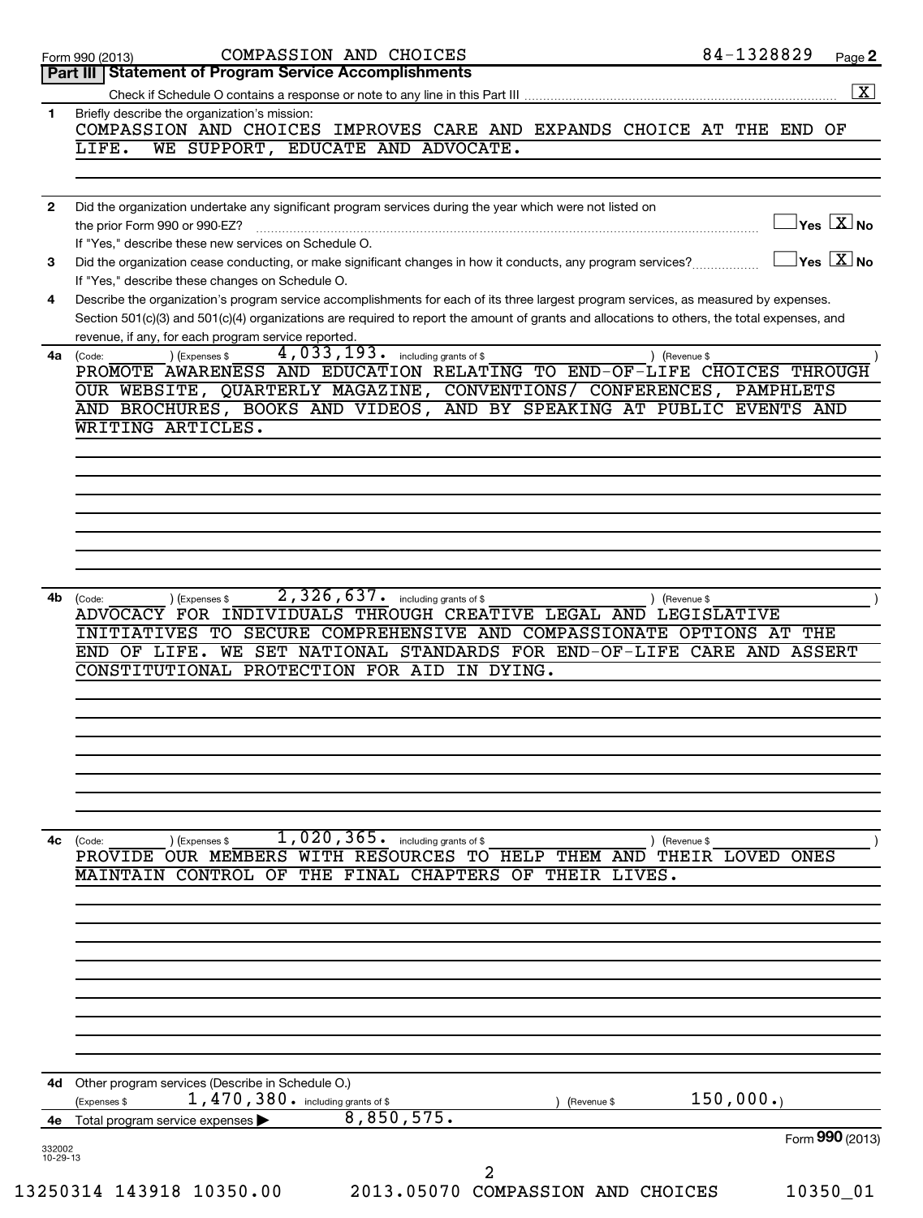Form 990 (2013) COMPASSION AND CHOICES 84-1328829 Page 2

## Part III Statement of Program Service Accomplishments

Check if Schedule O contains a response or note to any line in this Part III ☒

**1** Briefly describe the organization's mission:

COMPASSION AND CHOICES IMPROVES CARE AND EXPANDS CHOICE AT THE END OF LIFE. WE SUPPORT, EDUCATE AND ADVOCATE.

**2** Did the organization undertake any significant program services during the year which were not listed on the prior Form 990 or 990-EZ? ☐ Yes ☒ No

If "Yes," describe these new services on Schedule O.

**3** Did the organization cease conducting, or make significant changes in how it conducts, any program services? ☐ Yes ☒ No

If "Yes," describe these changes on Schedule O.

**4** Describe the organization's program service accomplishments for each of its three largest program services, as measured by expenses. Section 501(c)(3) and 501(c)(4) organizations are required to report the amount of grants and allocations to others, the total expenses, and revenue, if any, for each program service reported.

**4a** (Code: ) (Expenses $ 4,033,193. including grants of $ ) (Revenue $ )

PROMOTE AWARENESS AND EDUCATION RELATING TO END-OF-LIFE CHOICES THROUGH OUR WEBSITE, QUARTERLY MAGAZINE, CONVENTIONS/ CONFERENCES, PAMPHLETS AND BROCHURES, BOOKS AND VIDEOS, AND BY SPEAKING AT PUBLIC EVENTS AND WRITING ARTICLES.

**4b** (Code: ) (Expenses $ 2,326,637. including grants of $ ) (Revenue $ )

ADVOCACY FOR INDIVIDUALS THROUGH CREATIVE LEGAL AND LEGISLATIVE INITIATIVES TO SECURE COMPREHENSIVE AND COMPASSIONATE OPTIONS AT THE END OF LIFE. WE SET NATIONAL STANDARDS FOR END-OF-LIFE CARE AND ASSERT CONSTITUTIONAL PROTECTION FOR AID IN DYING.

**4c** (Code: ) (Expenses $ 1,020,365. including grants of $ ) (Revenue $ )

PROVIDE OUR MEMBERS WITH RESOURCES TO HELP THEM AND THEIR LOVED ONES MAINTAIN CONTROL OF THE FINAL CHAPTERS OF THEIR LIVES.

**4d** Other program services (Describe in Schedule O.)

(Expenses $ 1,470,380. including grants of $ ) (Revenue $ 150,000.)

**4e** Total program service expenses ▶ 8,850,575.

Form **990** (2013)

332002 10-29-13

13250314 143918 10350.00 2013.05070 COMPASSION AND CHOICES 10350_01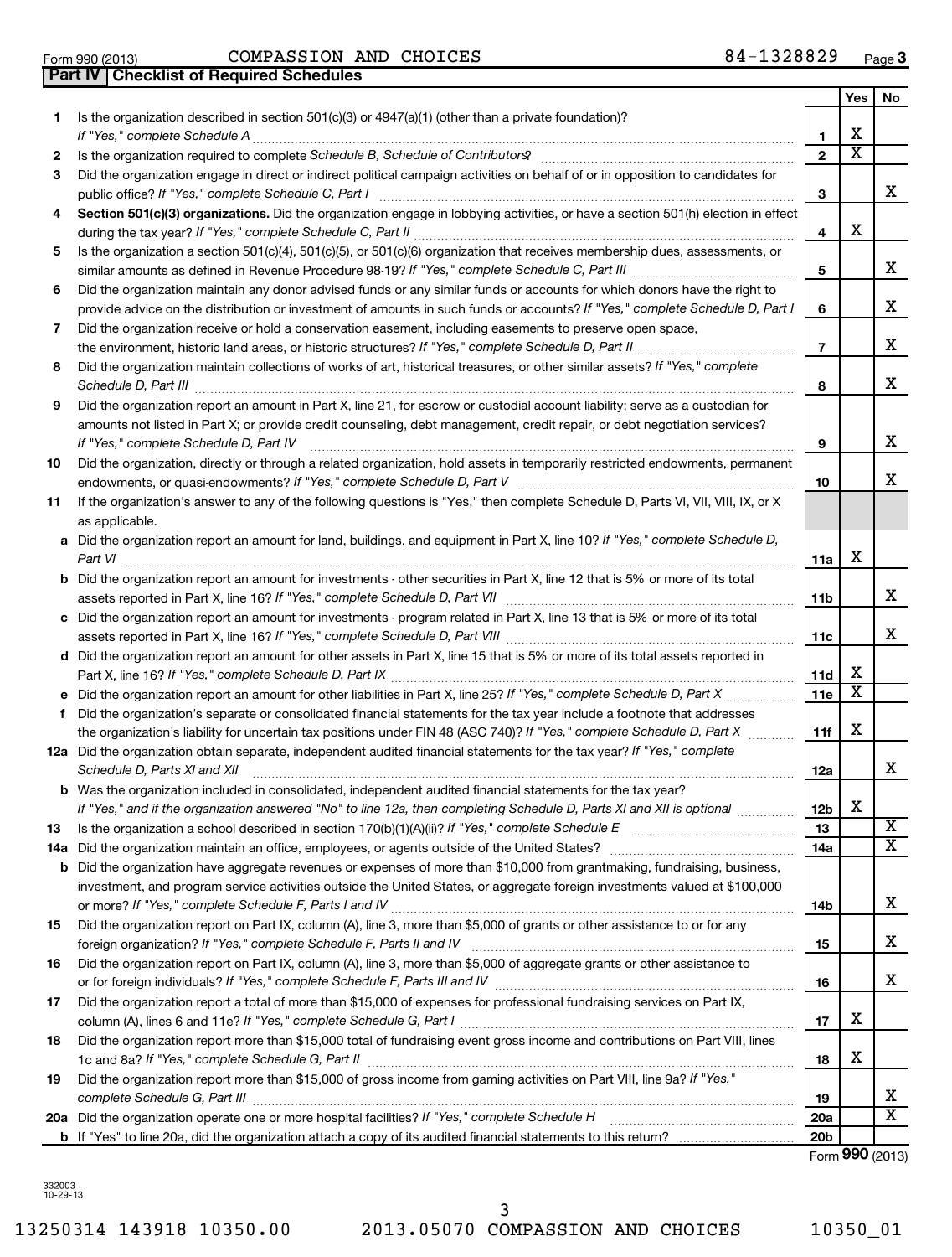Form 990 (2013) COMPASSION AND CHOICES 84-1328829 Page 3

## Part IV Checklist of Required Schedules

| | | | Yes | No |
|---|---|---|---|---|
| 1 | Is the organization described in section 501(c)(3) or 4947(a)(1) (other than a private foundation)? *If "Yes," complete Schedule A* | 1 | X | |
| 2 | Is the organization required to complete *Schedule B, Schedule of Contributors*? | 2 | X | |
| 3 | Did the organization engage in direct or indirect political campaign activities on behalf of or in opposition to candidates for public office? *If "Yes," complete Schedule C, Part I* | 3 | | X |
| 4 | **Section 501(c)(3) organizations.** Did the organization engage in lobbying activities, or have a section 501(h) election in effect during the tax year? *If "Yes," complete Schedule C, Part II* | 4 | X | |
| 5 | Is the organization a section 501(c)(4), 501(c)(5), or 501(c)(6) organization that receives membership dues, assessments, or similar amounts as defined in Revenue Procedure 98-19? *If "Yes," complete Schedule C, Part III* | 5 | | X |
| 6 | Did the organization maintain any donor advised funds or any similar funds or accounts for which donors have the right to provide advice on the distribution or investment of amounts in such funds or accounts? *If "Yes," complete Schedule D, Part I* | 6 | | X |
| 7 | Did the organization receive or hold a conservation easement, including easements to preserve open space, the environment, historic land areas, or historic structures? *If "Yes," complete Schedule D, Part II* | 7 | | X |
| 8 | Did the organization maintain collections of works of art, historical treasures, or other similar assets? *If "Yes," complete Schedule D, Part III* | 8 | | X |
| 9 | Did the organization report an amount in Part X, line 21, for escrow or custodial account liability; serve as a custodian for amounts not listed in Part X; or provide credit counseling, debt management, credit repair, or debt negotiation services? *If "Yes," complete Schedule D, Part IV* | 9 | | X |
| 10 | Did the organization, directly or through a related organization, hold assets in temporarily restricted endowments, permanent endowments, or quasi-endowments? *If "Yes," complete Schedule D, Part V* | 10 | | X |
| 11 | If the organization's answer to any of the following questions is "Yes," then complete Schedule D, Parts VI, VII, VIII, IX, or X as applicable. | | | |
| a | Did the organization report an amount for land, buildings, and equipment in Part X, line 10? *If "Yes," complete Schedule D, Part VI* | 11a | X | |
| b | Did the organization report an amount for investments - other securities in Part X, line 12 that is 5% or more of its total assets reported in Part X, line 16? *If "Yes," complete Schedule D, Part VII* | 11b | | X |
| c | Did the organization report an amount for investments - program related in Part X, line 13 that is 5% or more of its total assets reported in Part X, line 16? *If "Yes," complete Schedule D, Part VIII* | 11c | | X |
| d | Did the organization report an amount for other assets in Part X, line 15 that is 5% or more of its total assets reported in Part X, line 16? *If "Yes," complete Schedule D, Part IX* | 11d | X | |
| e | Did the organization report an amount for other liabilities in Part X, line 25? *If "Yes," complete Schedule D, Part X* | 11e | X | |
| f | Did the organization's separate or consolidated financial statements for the tax year include a footnote that addresses the organization's liability for uncertain tax positions under FIN 48 (ASC 740)? *If "Yes," complete Schedule D, Part X* | 11f | X | |
| 12a | Did the organization obtain separate, independent audited financial statements for the tax year? *If "Yes," complete Schedule D, Parts XI and XII* | 12a | | X |
| b | Was the organization included in consolidated, independent audited financial statements for the tax year? *If "Yes," and if the organization answered "No" to line 12a, then completing Schedule D, Parts XI and XII is optional* | 12b | X | |
| 13 | Is the organization a school described in section 170(b)(1)(A)(ii)? *If "Yes," complete Schedule E* | 13 | | X |
| 14a | Did the organization maintain an office, employees, or agents outside of the United States? | 14a | | X |
| b | Did the organization have aggregate revenues or expenses of more than $10,000 from grantmaking, fundraising, business, investment, and program service activities outside the United States, or aggregate foreign investments valued at $100,000 or more? *If "Yes," complete Schedule F, Parts I and IV* | 14b | | X |
| 15 | Did the organization report on Part IX, column (A), line 3, more than $5,000 of grants or other assistance to or for any foreign organization? *If "Yes," complete Schedule F, Parts II and IV* | 15 | | X |
| 16 | Did the organization report on Part IX, column (A), line 3, more than $5,000 of aggregate grants or other assistance to or for foreign individuals? *If "Yes," complete Schedule F, Parts III and IV* | 16 | | X |
| 17 | Did the organization report a total of more than $15,000 of expenses for professional fundraising services on Part IX, column (A), lines 6 and 11e? *If "Yes," complete Schedule G, Part I* | 17 | X | |
| 18 | Did the organization report more than $15,000 total of fundraising event gross income and contributions on Part VIII, lines 1c and 8a? *If "Yes," complete Schedule G, Part II* | 18 | X | |
| 19 | Did the organization report more than $15,000 of gross income from gaming activities on Part VIII, line 9a? *If "Yes," complete Schedule G, Part III* | 19 | | X |
| 20a | Did the organization operate one or more hospital facilities? *If "Yes," complete Schedule H* | 20a | | X |
| b | If "Yes" to line 20a, did the organization attach a copy of its audited financial statements to this return? | 20b | | |

Form **990** (2013)

332003 10-29-13

13250314 143918 10350.00 2013.05070 COMPASSION AND CHOICES 10350_01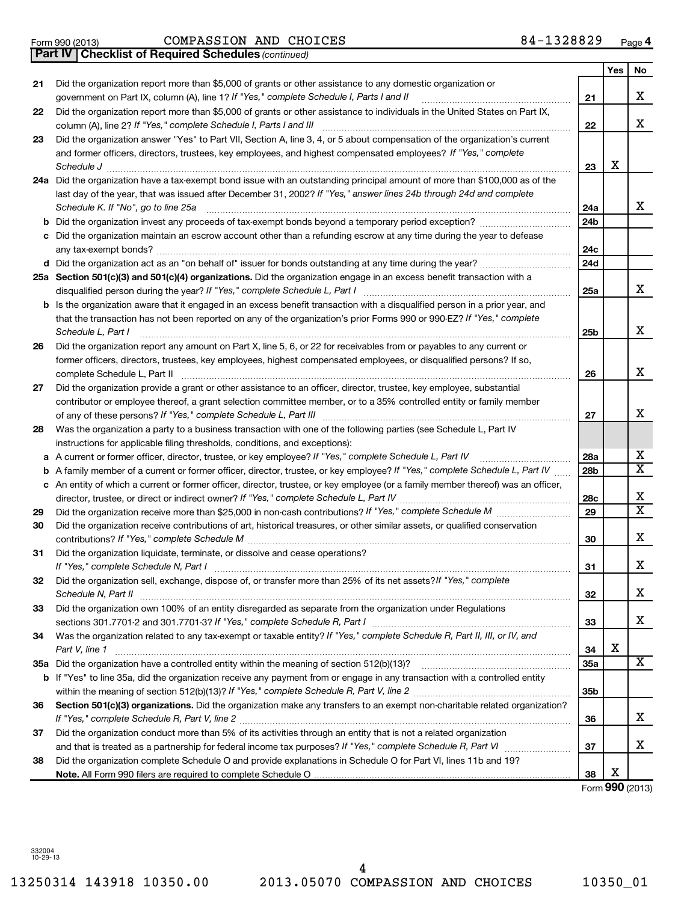Form 990 (2013) COMPASSION AND CHOICES 84-1328829 Page 4

**Part IV Checklist of Required Schedules** *(continued)*

| | | | Yes | No |
|---|---|---|---|---|
| 21 | Did the organization report more than $5,000 of grants or other assistance to any domestic organization or government on Part IX, column (A), line 1? *If "Yes," complete Schedule I, Parts I and II* | 21 | | X |
| 22 | Did the organization report more than $5,000 of grants or other assistance to individuals in the United States on Part IX, column (A), line 2? *If "Yes," complete Schedule I, Parts I and III* | 22 | | X |
| 23 | Did the organization answer "Yes" to Part VII, Section A, line 3, 4, or 5 about compensation of the organization's current and former officers, directors, trustees, key employees, and highest compensated employees? *If "Yes," complete Schedule J* | 23 | X | |
| 24a | Did the organization have a tax-exempt bond issue with an outstanding principal amount of more than $100,000 as of the last day of the year, that was issued after December 31, 2002? *If "Yes," answer lines 24b through 24d and complete Schedule K. If "No", go to line 25a* | 24a | | X |
| b | Did the organization invest any proceeds of tax-exempt bonds beyond a temporary period exception? | 24b | | |
| c | Did the organization maintain an escrow account other than a refunding escrow at any time during the year to defease any tax-exempt bonds? | 24c | | |
| d | Did the organization act as an "on behalf of" issuer for bonds outstanding at any time during the year? | 24d | | |
| 25a | **Section 501(c)(3) and 501(c)(4) organizations.** Did the organization engage in an excess benefit transaction with a disqualified person during the year? *If "Yes," complete Schedule L, Part I* | 25a | | X |
| b | Is the organization aware that it engaged in an excess benefit transaction with a disqualified person in a prior year, and that the transaction has not been reported on any of the organization's prior Forms 990 or 990-EZ? *If "Yes," complete Schedule L, Part I* | 25b | | X |
| 26 | Did the organization report any amount on Part X, line 5, 6, or 22 for receivables from or payables to any current or former officers, directors, trustees, key employees, highest compensated employees, or disqualified persons? If so, complete Schedule L, Part II | 26 | | X |
| 27 | Did the organization provide a grant or other assistance to an officer, director, trustee, key employee, substantial contributor or employee thereof, a grant selection committee member, or to a 35% controlled entity or family member of any of these persons? *If "Yes," complete Schedule L, Part III* | 27 | | X |
| 28 | Was the organization a party to a business transaction with one of the following parties (see Schedule L, Part IV instructions for applicable filing thresholds, conditions, and exceptions): | | | |
| a | A current or former officer, director, trustee, or key employee? *If "Yes," complete Schedule L, Part IV* | 28a | | X |
| b | A family member of a current or former officer, director, trustee, or key employee? *If "Yes," complete Schedule L, Part IV* | 28b | | X |
| c | An entity of which a current or former officer, director, trustee, or key employee (or a family member thereof) was an officer, director, trustee, or direct or indirect owner? *If "Yes," complete Schedule L, Part IV* | 28c | | X |
| 29 | Did the organization receive more than $25,000 in non-cash contributions? *If "Yes," complete Schedule M* | 29 | | X |
| 30 | Did the organization receive contributions of art, historical treasures, or other similar assets, or qualified conservation contributions? *If "Yes," complete Schedule M* | 30 | | X |
| 31 | Did the organization liquidate, terminate, or dissolve and cease operations? *If "Yes," complete Schedule N, Part I* | 31 | | X |
| 32 | Did the organization sell, exchange, dispose of, or transfer more than 25% of its net assets? *If "Yes," complete Schedule N, Part II* | 32 | | X |
| 33 | Did the organization own 100% of an entity disregarded as separate from the organization under Regulations sections 301.7701-2 and 301.7701-3? *If "Yes," complete Schedule R, Part I* | 33 | | X |
| 34 | Was the organization related to any tax-exempt or taxable entity? *If "Yes," complete Schedule R, Part II, III, or IV, and Part V, line 1* | 34 | X | |
| 35a | Did the organization have a controlled entity within the meaning of section 512(b)(13)? | 35a | | X |
| b | If "Yes" to line 35a, did the organization receive any payment from or engage in any transaction with a controlled entity within the meaning of section 512(b)(13)? *If "Yes," complete Schedule R, Part V, line 2* | 35b | | |
| 36 | **Section 501(c)(3) organizations.** Did the organization make any transfers to an exempt non-charitable related organization? *If "Yes," complete Schedule R, Part V, line 2* | 36 | | X |
| 37 | Did the organization conduct more than 5% of its activities through an entity that is not a related organization and that is treated as a partnership for federal income tax purposes? *If "Yes," complete Schedule R, Part VI* | 37 | | X |
| 38 | Did the organization complete Schedule O and provide explanations in Schedule O for Part VI, lines 11b and 19? **Note.** All Form 990 filers are required to complete Schedule O | 38 | X | |

Form **990** (2013)

332004
10-29-13

13250314 143918 10350.00 2013.05070 COMPASSION AND CHOICES 10350_01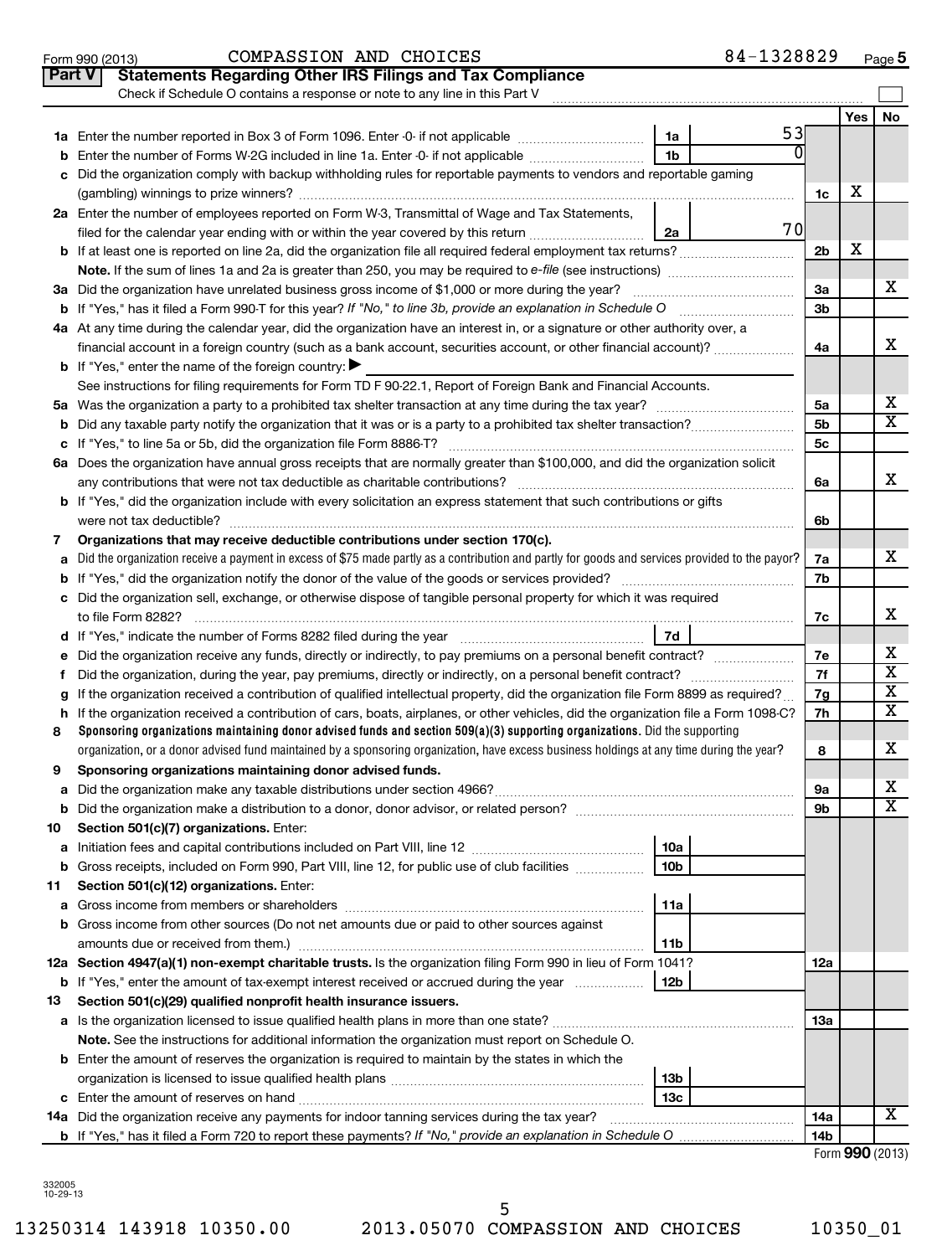Form 990 (2013) COMPASSION AND CHOICES 84-1328829 Page 5

## Part V Statements Regarding Other IRS Filings and Tax Compliance

Check if Schedule O contains a response or note to any line in this Part V

| | | | | | Yes | No |
|---|---|---|---|---|---|---|
| 1a | Enter the number reported in Box 3 of Form 1096. Enter -0- if not applicable | 1a | 53 | | | |
| b | Enter the number of Forms W-2G included in line 1a. Enter -0- if not applicable | 1b | 0 | | | |
| c | Did the organization comply with backup withholding rules for reportable payments to vendors and reportable gaming (gambling) winnings to prize winners? | | | 1c | X | |
| 2a | Enter the number of employees reported on Form W-3, Transmittal of Wage and Tax Statements, filed for the calendar year ending with or within the year covered by this return | 2a | 70 | | | |
| b | If at least one is reported on line 2a, did the organization file all required federal employment tax returns? | | | 2b | X | |
| | **Note.** If the sum of lines 1a and 2a is greater than 250, you may be required to *e-file* (see instructions) | | | | | |
| 3a | Did the organization have unrelated business gross income of $1,000 or more during the year? | | | 3a | | X |
| b | If "Yes," has it filed a Form 990-T for this year? *If "No," to line 3b, provide an explanation in Schedule O* | | | 3b | | |
| 4a | At any time during the calendar year, did the organization have an interest in, or a signature or other authority over, a financial account in a foreign country (such as a bank account, securities account, or other financial account)? | | | 4a | | X |
| b | If "Yes," enter the name of the foreign country: ▶ | | | | | |
| | See instructions for filing requirements for Form TD F 90-22.1, Report of Foreign Bank and Financial Accounts. | | | | | |
| 5a | Was the organization a party to a prohibited tax shelter transaction at any time during the tax year? | | | 5a | | X |
| b | Did any taxable party notify the organization that it was or is a party to a prohibited tax shelter transaction? | | | 5b | | X |
| c | If "Yes," to line 5a or 5b, did the organization file Form 8886-T? | | | 5c | | |
| 6a | Does the organization have annual gross receipts that are normally greater than $100,000, and did the organization solicit any contributions that were not tax deductible as charitable contributions? | | | 6a | | X |
| b | If "Yes," did the organization include with every solicitation an express statement that such contributions or gifts were not tax deductible? | | | 6b | | |
| 7 | **Organizations that may receive deductible contributions under section 170(c).** | | | | | |
| a | Did the organization receive a payment in excess of $75 made partly as a contribution and partly for goods and services provided to the payor? | | | 7a | | X |
| b | If "Yes," did the organization notify the donor of the value of the goods or services provided? | | | 7b | | |
| c | Did the organization sell, exchange, or otherwise dispose of tangible personal property for which it was required to file Form 8282? | | | 7c | | X |
| d | If "Yes," indicate the number of Forms 8282 filed during the year | 7d | | | | |
| e | Did the organization receive any funds, directly or indirectly, to pay premiums on a personal benefit contract? | | | 7e | | X |
| f | Did the organization, during the year, pay premiums, directly or indirectly, on a personal benefit contract? | | | 7f | | X |
| g | If the organization received a contribution of qualified intellectual property, did the organization file Form 8899 as required? | | | 7g | | X |
| h | If the organization received a contribution of cars, boats, airplanes, or other vehicles, did the organization file a Form 1098-C? | | | 7h | | X |
| 8 | **Sponsoring organizations maintaining donor advised funds and section 509(a)(3) supporting organizations.** Did the supporting organization, or a donor advised fund maintained by a sponsoring organization, have excess business holdings at any time during the year? | | | 8 | | X |
| 9 | **Sponsoring organizations maintaining donor advised funds.** | | | | | |
| a | Did the organization make any taxable distributions under section 4966? | | | 9a | | X |
| b | Did the organization make a distribution to a donor, donor advisor, or related person? | | | 9b | | X |
| 10 | **Section 501(c)(7) organizations.** Enter: | | | | | |
| a | Initiation fees and capital contributions included on Part VIII, line 12 | 10a | | | | |
| b | Gross receipts, included on Form 990, Part VIII, line 12, for public use of club facilities | 10b | | | | |
| 11 | **Section 501(c)(12) organizations.** Enter: | | | | | |
| a | Gross income from members or shareholders | 11a | | | | |
| b | Gross income from other sources (Do not net amounts due or paid to other sources against amounts due or received from them.) | 11b | | | | |
| 12a | **Section 4947(a)(1) non-exempt charitable trusts.** Is the organization filing Form 990 in lieu of Form 1041? | | | 12a | | |
| b | If "Yes," enter the amount of tax-exempt interest received or accrued during the year | 12b | | | | |
| 13 | **Section 501(c)(29) qualified nonprofit health insurance issuers.** | | | | | |
| a | Is the organization licensed to issue qualified health plans in more than one state? | | | 13a | | |
| | **Note.** See the instructions for additional information the organization must report on Schedule O. | | | | | |
| b | Enter the amount of reserves the organization is required to maintain by the states in which the organization is licensed to issue qualified health plans | 13b | | | | |
| c | Enter the amount of reserves on hand | 13c | | | | |
| 14a | Did the organization receive any payments for indoor tanning services during the tax year? | | | 14a | | X |
| b | If "Yes," has it filed a Form 720 to report these payments? *If "No," provide an explanation in Schedule O* | | | 14b | | |

Form **990** (2013)

332005 10-29-13

13250314 143918 10350.00 2013.05070 COMPASSION AND CHOICES 10350_01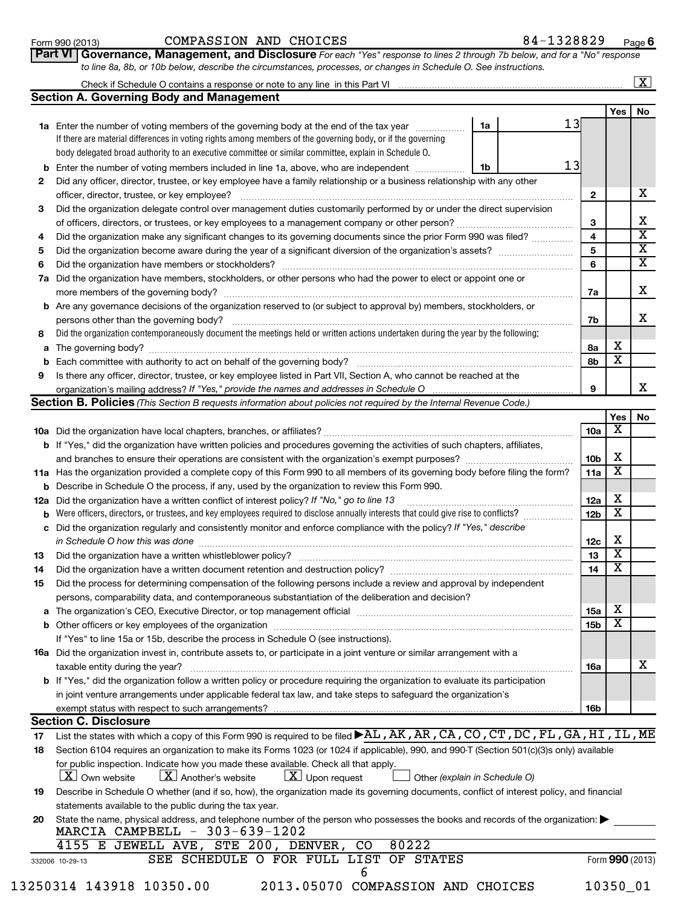Form 990 (2013) COMPASSION AND CHOICES 84-1328829 Page 6

## Part VI Governance, Management, and Disclosure

*For each "Yes" response to lines 2 through 7b below, and for a "No" response to line 8a, 8b, or 10b below, describe the circumstances, processes, or changes in Schedule O. See instructions.*

Check if Schedule O contains a response or note to any line in this Part VI ..... [X]

### Section A. Governing Body and Management

| | | | | Yes | No |
|---|---|---|---|---|---|
| **1a** | Enter the number of voting members of the governing body at the end of the tax year. If there are material differences in voting rights among members of the governing body, or if the governing body delegated broad authority to an executive committee or similar committee, explain in Schedule O. | 1a: 13 | | | |
| **b** | Enter the number of voting members included in line 1a, above, who are independent | 1b: 13 | | | |
| **2** | Did any officer, director, trustee, or key employee have a family relationship or a business relationship with any other officer, director, trustee, or key employee? | | 2 | | X |
| **3** | Did the organization delegate control over management duties customarily performed by or under the direct supervision of officers, directors, or trustees, or key employees to a management company or other person? | | 3 | | X |
| **4** | Did the organization make any significant changes to its governing documents since the prior Form 990 was filed? | | 4 | | X |
| **5** | Did the organization become aware during the year of a significant diversion of the organization's assets? | | 5 | | X |
| **6** | Did the organization have members or stockholders? | | 6 | | X |
| **7a** | Did the organization have members, stockholders, or other persons who had the power to elect or appoint one or more members of the governing body? | | 7a | | X |
| **b** | Are any governance decisions of the organization reserved to (or subject to approval by) members, stockholders, or persons other than the governing body? | | 7b | | X |
| **8** | Did the organization contemporaneously document the meetings held or written actions undertaken during the year by the following: | | | | |
| **a** | The governing body? | | 8a | X | |
| **b** | Each committee with authority to act on behalf of the governing body? | | 8b | X | |
| **9** | Is there any officer, director, trustee, or key employee listed in Part VII, Section A, who cannot be reached at the organization's mailing address? *If "Yes," provide the names and addresses in Schedule O* | | 9 | | X |

### Section B. Policies *(This Section B requests information about policies not required by the Internal Revenue Code.)*

| | | | Yes | No |
|---|---|---|---|---|
| **10a** | Did the organization have local chapters, branches, or affiliates? | 10a | X | |
| **b** | If "Yes," did the organization have written policies and procedures governing the activities of such chapters, affiliates, and branches to ensure their operations are consistent with the organization's exempt purposes? | 10b | X | |
| **11a** | Has the organization provided a complete copy of this Form 990 to all members of its governing body before filing the form? | 11a | X | |
| **b** | Describe in Schedule O the process, if any, used by the organization to review this Form 990. | | | |
| **12a** | Did the organization have a written conflict of interest policy? *If "No," go to line 13* | 12a | X | |
| **b** | Were officers, directors, or trustees, and key employees required to disclose annually interests that could give rise to conflicts? | 12b | X | |
| **c** | Did the organization regularly and consistently monitor and enforce compliance with the policy? *If "Yes," describe in Schedule O how this was done* | 12c | X | |
| **13** | Did the organization have a written whistleblower policy? | 13 | X | |
| **14** | Did the organization have a written document retention and destruction policy? | 14 | X | |
| **15** | Did the process for determining compensation of the following persons include a review and approval by independent persons, comparability data, and contemporaneous substantiation of the deliberation and decision? | | | |
| **a** | The organization's CEO, Executive Director, or top management official | 15a | X | |
| **b** | Other officers or key employees of the organization | 15b | X | |
| | If "Yes" to line 15a or 15b, describe the process in Schedule O (see instructions). | | | |
| **16a** | Did the organization invest in, contribute assets to, or participate in a joint venture or similar arrangement with a taxable entity during the year? | 16a | | X |
| **b** | If "Yes," did the organization follow a written policy or procedure requiring the organization to evaluate its participation in joint venture arrangements under applicable federal tax law, and take steps to safeguard the organization's exempt status with respect to such arrangements? | 16b | | |

### Section C. Disclosure

**17** List the states with which a copy of this Form 990 is required to be filed ▶ AL, AK, AR, CA, CO, CT, DC, FL, GA, HI, IL, ME

**18** Section 6104 requires an organization to make its Forms 1023 (or 1024 if applicable), 990, and 990-T (Section 501(c)(3)s only) available for public inspection. Indicate how you made these available. Check all that apply.

[X] Own website [X] Another's website [X] Upon request [ ] Other *(explain in Schedule O)*

**19** Describe in Schedule O whether (and if so, how), the organization made its governing documents, conflict of interest policy, and financial statements available to the public during the tax year.

**20** State the name, physical address, and telephone number of the person who possesses the books and records of the organization: ▶

MARCIA CAMPBELL - 303-639-1202
4155 E JEWELL AVE, STE 200, DENVER, CO 80222

SEE SCHEDULE O FOR FULL LIST OF STATES

332006 10-29-13 Form **990** (2013)

13250314 143918 10350.00 2013.05070 COMPASSION AND CHOICES 10350_01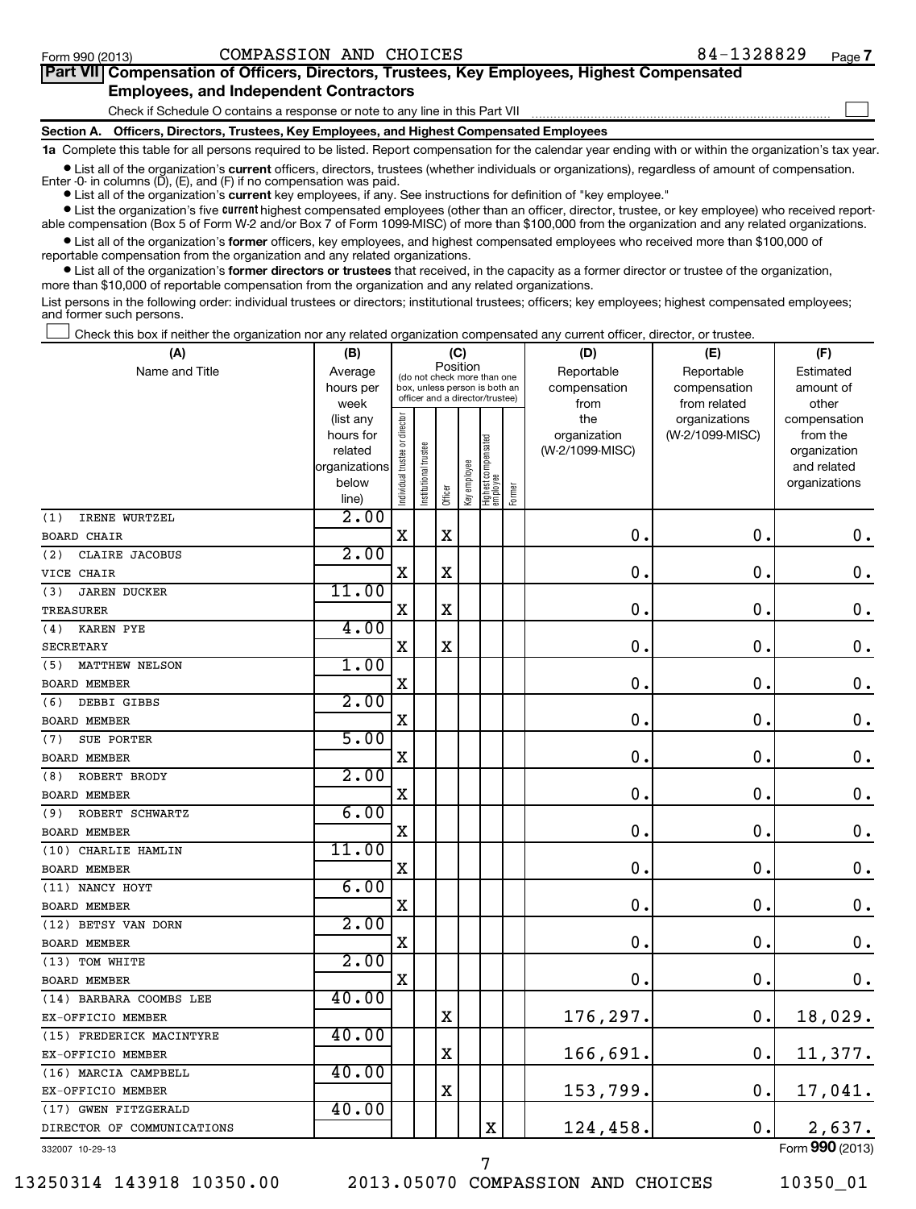Form 990 (2013) COMPASSION AND CHOICES 84-1328829 Page 7

## Part VII Compensation of Officers, Directors, Trustees, Key Employees, Highest Compensated Employees, and Independent Contractors

Check if Schedule O contains a response or note to any line in this Part VII

### Section A. Officers, Directors, Trustees, Key Employees, and Highest Compensated Employees

**1a** Complete this table for all persons required to be listed. Report compensation for the calendar year ending with or within the organization's tax year.

- List all of the organization's **current** officers, directors, trustees (whether individuals or organizations), regardless of amount of compensation. Enter -0- in columns (D), (E), and (F) if no compensation was paid.
- List all of the organization's **current** key employees, if any. See instructions for definition of "key employee."
- List the organization's five **current** highest compensated employees (other than an officer, director, trustee, or key employee) who received reportable compensation (Box 5 of Form W-2 and/or Box 7 of Form 1099-MISC) of more than $100,000 from the organization and any related organizations.
- List all of the organization's **former** officers, key employees, and highest compensated employees who received more than $100,000 of reportable compensation from the organization and any related organizations.
- List all of the organization's **former directors or trustees** that received, in the capacity as a former director or trustee of the organization, more than $10,000 of reportable compensation from the organization and any related organizations.

List persons in the following order: individual trustees or directors; institutional trustees; officers; key employees; highest compensated employees; and former such persons.

Check this box if neither the organization nor any related organization compensated any current officer, director, or trustee.

| (A) Name and Title | (B) Average hours per week (list any hours for related organizations below line) | (C) Position: Individual trustee or director | Institutional trustee | Officer | Key employee | Highest compensated employee | Former | (D) Reportable compensation from the organization (W-2/1099-MISC) | (E) Reportable compensation from related organizations (W-2/1099-MISC) | (F) Estimated amount of other compensation from the organization and related organizations |
|---|---|---|---|---|---|---|---|---|---|---|
| (1) IRENE WURTZEL<br>BOARD CHAIR | 2.00 | X | | X | | | | 0. | 0. | 0. |
| (2) CLAIRE JACOBUS<br>VICE CHAIR | 2.00 | X | | X | | | | 0. | 0. | 0. |
| (3) JAREN DUCKER<br>TREASURER | 11.00 | X | | X | | | | 0. | 0. | 0. |
| (4) KAREN PYE<br>SECRETARY | 4.00 | X | | X | | | | 0. | 0. | 0. |
| (5) MATTHEW NELSON<br>BOARD MEMBER | 1.00 | X | | | | | | 0. | 0. | 0. |
| (6) DEBBI GIBBS<br>BOARD MEMBER | 2.00 | X | | | | | | 0. | 0. | 0. |
| (7) SUE PORTER<br>BOARD MEMBER | 5.00 | X | | | | | | 0. | 0. | 0. |
| (8) ROBERT BRODY<br>BOARD MEMBER | 2.00 | X | | | | | | 0. | 0. | 0. |
| (9) ROBERT SCHWARTZ<br>BOARD MEMBER | 6.00 | X | | | | | | 0. | 0. | 0. |
| (10) CHARLIE HAMLIN<br>BOARD MEMBER | 11.00 | X | | | | | | 0. | 0. | 0. |
| (11) NANCY HOYT<br>BOARD MEMBER | 6.00 | X | | | | | | 0. | 0. | 0. |
| (12) BETSY VAN DORN<br>BOARD MEMBER | 2.00 | X | | | | | | 0. | 0. | 0. |
| (13) TOM WHITE<br>BOARD MEMBER | 2.00 | X | | | | | | 0. | 0. | 0. |
| (14) BARBARA COOMBS LEE<br>EX-OFFICIO MEMBER | 40.00 | | | X | | | | 176,297. | 0. | 18,029. |
| (15) FREDERICK MACINTYRE<br>EX-OFFICIO MEMBER | 40.00 | | | X | | | | 166,691. | 0. | 11,377. |
| (16) MARCIA CAMPBELL<br>EX-OFFICIO MEMBER | 40.00 | | | X | | | | 153,799. | 0. | 17,041. |
| (17) GWEN FITZGERALD<br>DIRECTOR OF COMMUNICATIONS | 40.00 | | | | | X | | 124,458. | 0. | 2,637. |

332007 10-29-13 Form 990 (2013)

13250314 143918 10350.00 2013.05070 COMPASSION AND CHOICES 10350_01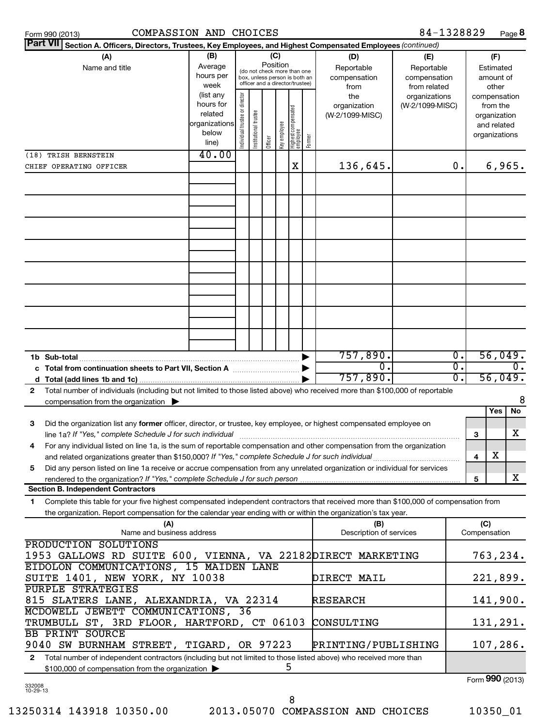Form 990 (2013) COMPASSION AND CHOICES 84-1328829 Page **8**

**Part VII** Section A. Officers, Directors, Trustees, Key Employees, and Highest Compensated Employees *(continued)*

| (A) Name and title | (B) Average hours per week (list any hours for related organizations below line) | (C) Position: Individual trustee or director | Institutional trustee | Officer | Key employee | Highest compensated employee | Former | (D) Reportable compensation from the organization (W-2/1099-MISC) | (E) Reportable compensation from related organizations (W-2/1099-MISC) | (F) Estimated amount of other compensation from the organization and related organizations |
|---|---|---|---|---|---|---|---|---|---|---|
| (18) TRISH BERNSTEIN | 40.00 | | | | | | | | | |
| CHIEF OPERATING OFFICER | | | | | | X | | 136,645. | 0. | 6,965. |

| | | D | E | F |
|---|---|---|---|---|
| **1b Sub-total** | ▶ | 757,890. | 0. | 56,049. |
| **c Total from continuation sheets to Part VII, Section A** | ▶ | 0. | 0. | 0. |
| **d Total (add lines 1b and 1c)** | ▶ | 757,890. | 0. | 56,049. |

**2** Total number of individuals (including but not limited to those listed above) who received more than $100,000 of reportable compensation from the organization ▶ 8

| | | | Yes | No |
|---|---|---|---|---|
| **3** | Did the organization list any **former** officer, director, or trustee, key employee, or highest compensated employee on line 1a? *If "Yes," complete Schedule J for such individual* | 3 | | X |
| **4** | For any individual listed on line 1a, is the sum of reportable compensation and other compensation from the organization and related organizations greater than $150,000? *If "Yes," complete Schedule J for such individual* | 4 | X | |
| **5** | Did any person listed on line 1a receive or accrue compensation from any unrelated organization or individual for services rendered to the organization? *If "Yes," complete Schedule J for such person* | 5 | | X |

**Section B. Independent Contractors**

**1** Complete this table for your five highest compensated independent contractors that received more than $100,000 of compensation from the organization. Report compensation for the calendar year ending with or within the organization's tax year.

| (A) Name and business address | (B) Description of services | (C) Compensation |
|---|---|---|
| PRODUCTION SOLUTIONS 1953 GALLOWS RD SUITE 600, VIENNA, VA 22182 | DIRECT MARKETING | 763,234. |
| EIDOLON COMMUNICATIONS, 15 MAIDEN LANE SUITE 1401, NEW YORK, NY 10038 | DIRECT MAIL | 221,899. |
| PURPLE STRATEGIES 815 SLATERS LANE, ALEXANDRIA, VA 22314 | RESEARCH | 141,900. |
| MCDOWELL JEWETT COMMUNICATIONS, 36 TRUMBULL ST, 3RD FLOOR, HARTFORD, CT 06103 | CONSULTING | 131,291. |
| BB PRINT SOURCE 9040 SW BURNHAM STREET, TIGARD, OR 97223 | PRINTING/PUBLISHING | 107,286. |

**2** Total number of independent contractors (including but not limited to those listed above) who received more than $100,000 of compensation from the organization ▶ 5

Form **990** (2013)

332008 10-29-13

13250314 143918 10350.00 2013.05070 COMPASSION AND CHOICES 10350_01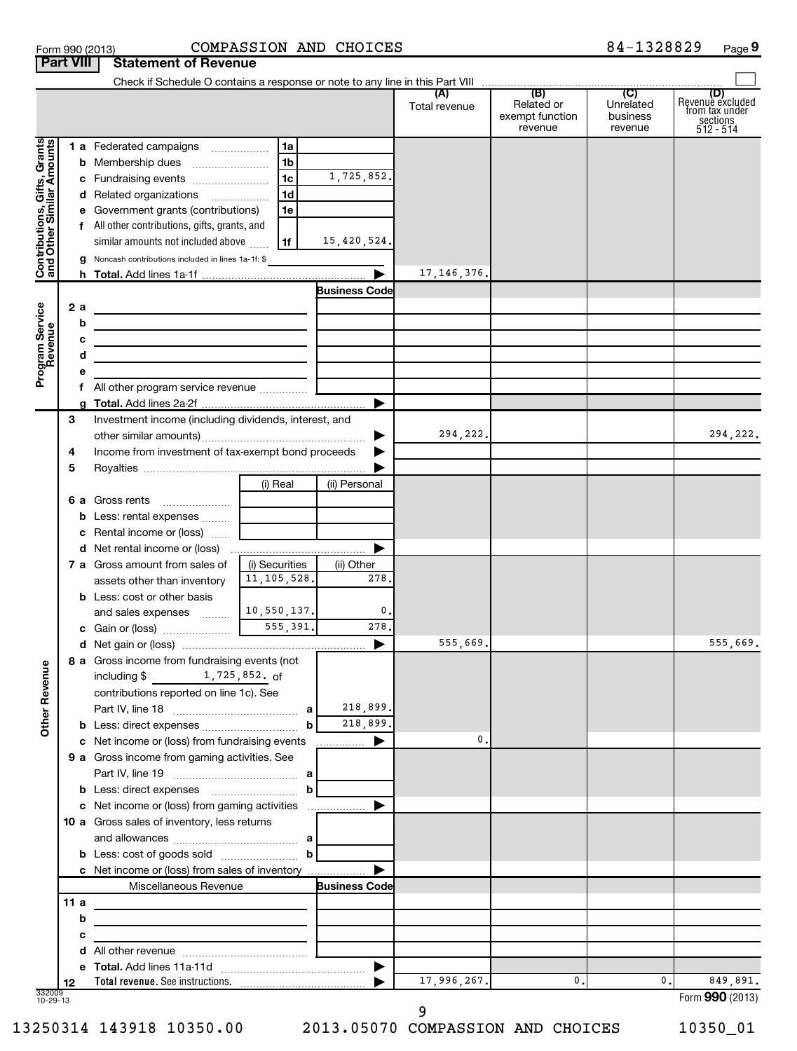Form 990 (2013) COMPASSION AND CHOICES 84-1328829 Page 9

## Part VIII Statement of Revenue

Check if Schedule O contains a response or note to any line in this Part VIII ☐

| | | | | (A) Total revenue | (B) Related or exempt function revenue | (C) Unrelated business revenue | (D) Revenue excluded from tax under sections 512 - 514 |
|---|---|---|---|---|---|---|---|
| **Contributions, Gifts, Grants and Other Similar Amounts** | 1 a Federated campaigns | 1a | | | | | |
| | b Membership dues | 1b | | | | | |
| | c Fundraising events | 1c | 1,725,852. | | | | |
| | d Related organizations | 1d | | | | | |
| | e Government grants (contributions) | 1e | | | | | |
| | f All other contributions, gifts, grants, and similar amounts not included above | 1f | 15,420,524. | | | | |
| | g Noncash contributions included in lines 1a-1f: $ | | | | | | |
| | h **Total.** Add lines 1a-1f | | ▶ | 17,146,376. | | | |
| **Program Service Revenue** | | | **Business Code** | | | | |
| | 2 a | | | | | | |
| | b | | | | | | |
| | c | | | | | | |
| | d | | | | | | |
| | e | | | | | | |
| | f All other program service revenue | | | | | | |
| | g **Total.** Add lines 2a-2f | | ▶ | | | | |
| **Other Revenue** | 3 Investment income (including dividends, interest, and other similar amounts) | | ▶ | 294,222. | | | 294,222. |
| | 4 Income from investment of tax-exempt bond proceeds | | ▶ | | | | |
| | 5 Royalties | | ▶ | | | | |
| | | (i) Real | (ii) Personal | | | | |
| | 6 a Gross rents | | | | | | |
| | b Less: rental expenses | | | | | | |
| | c Rental income or (loss) | | | | | | |
| | d Net rental income or (loss) | | ▶ | | | | |
| | 7 a Gross amount from sales of assets other than inventory | (i) Securities 11,105,528. | (ii) Other 278. | | | | |
| | b Less: cost or other basis and sales expenses | 10,550,137. | 0. | | | | |
| | c Gain or (loss) | 555,391. | 278. | | | | |
| | d Net gain or (loss) | | ▶ | 555,669. | | | 555,669. |
| | 8 a Gross income from fundraising events (not including $ 1,725,852. of contributions reported on line 1c). See Part IV, line 18 | a | 218,899. | | | | |
| | b Less: direct expenses | b | 218,899. | | | | |
| | c Net income or (loss) from fundraising events | | ▶ | 0. | | | |
| | 9 a Gross income from gaming activities. See Part IV, line 19 | a | | | | | |
| | b Less: direct expenses | b | | | | | |
| | c Net income or (loss) from gaming activities | | ▶ | | | | |
| | 10 a Gross sales of inventory, less returns and allowances | a | | | | | |
| | b Less: cost of goods sold | b | | | | | |
| | c Net income or (loss) from sales of inventory | | ▶ | | | | |
| | Miscellaneous Revenue | | **Business Code** | | | | |
| | 11 a | | | | | | |
| | b | | | | | | |
| | c | | | | | | |
| | d All other revenue | | | | | | |
| | e **Total.** Add lines 11a-11d | | ▶ | | | | |
| | 12 **Total revenue.** See instructions. | | ▶ | 17,996,267. | 0. | 0. | 849,891. |

332009 10-29-13

Form **990** (2013)

13250314 143918 10350.00 2013.05070 COMPASSION AND CHOICES 10350_01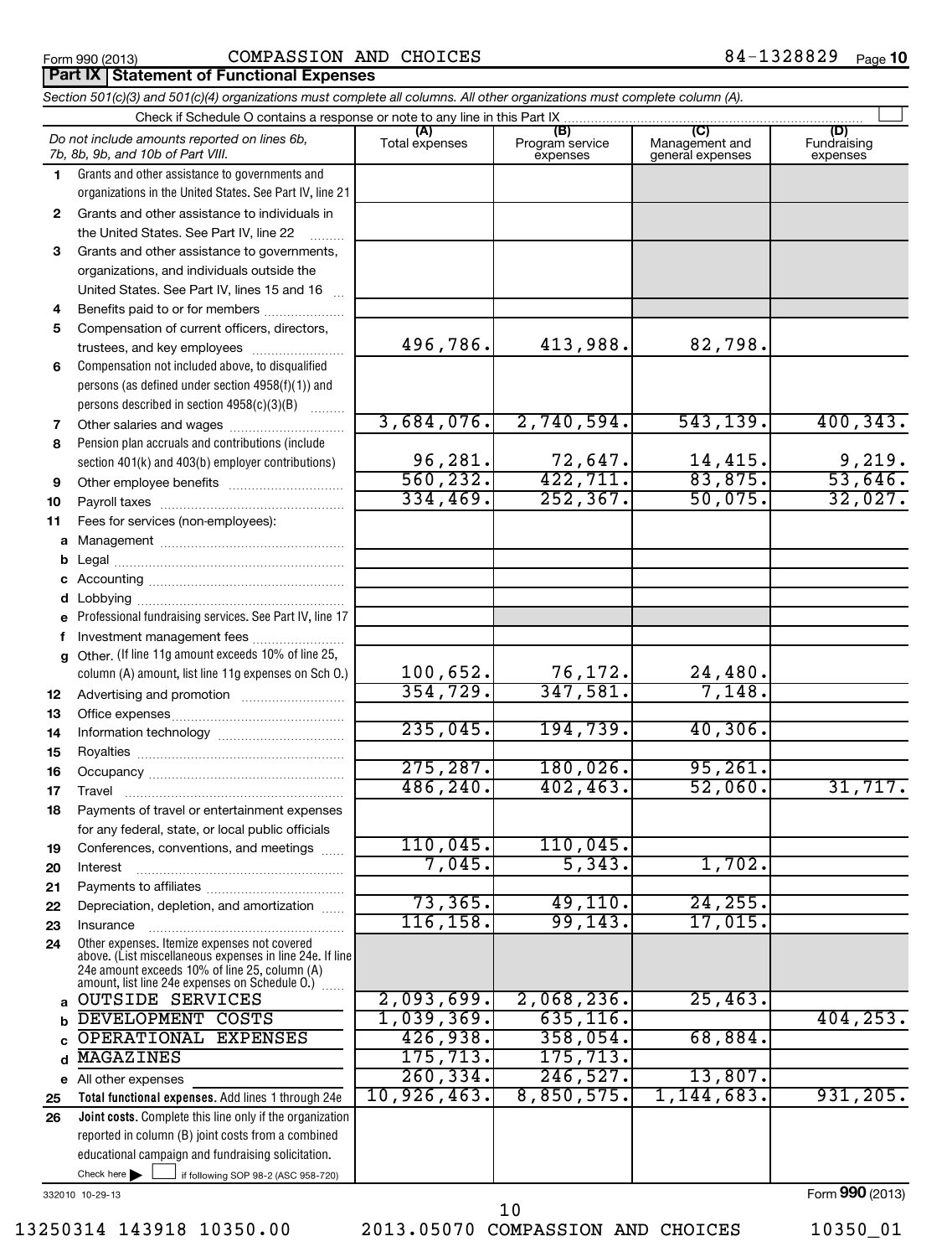Form 990 (2013) COMPASSION AND CHOICES 84-1328829 Page **10**

## Part IX Statement of Functional Expenses

*Section 501(c)(3) and 501(c)(4) organizations must complete all columns. All other organizations must complete column (A).*

Check if Schedule O contains a response or note to any line in this Part IX

| *Do not include amounts reported on lines 6b, 7b, 8b, 9b, and 10b of Part VIII.* | (A) Total expenses | (B) Program service expenses | (C) Management and general expenses | (D) Fundraising expenses |
|---|---|---|---|---|
| **1** Grants and other assistance to governments and organizations in the United States. See Part IV, line 21 | | | | |
| **2** Grants and other assistance to individuals in the United States. See Part IV, line 22 | | | | |
| **3** Grants and other assistance to governments, organizations, and individuals outside the United States. See Part IV, lines 15 and 16 | | | | |
| **4** Benefits paid to or for members | | | | |
| **5** Compensation of current officers, directors, trustees, and key employees | 496,786. | 413,988. | 82,798. | |
| **6** Compensation not included above, to disqualified persons (as defined under section 4958(f)(1)) and persons described in section 4958(c)(3)(B) | | | | |
| **7** Other salaries and wages | 3,684,076. | 2,740,594. | 543,139. | 400,343. |
| **8** Pension plan accruals and contributions (include section 401(k) and 403(b) employer contributions) | 96,281. | 72,647. | 14,415. | 9,219. |
| **9** Other employee benefits | 560,232. | 422,711. | 83,875. | 53,646. |
| **10** Payroll taxes | 334,469. | 252,367. | 50,075. | 32,027. |
| **11** Fees for services (non-employees): | | | | |
| **a** Management | | | | |
| **b** Legal | | | | |
| **c** Accounting | | | | |
| **d** Lobbying | | | | |
| **e** Professional fundraising services. See Part IV, line 17 | | | | |
| **f** Investment management fees | | | | |
| **g** Other. (If line 11g amount exceeds 10% of line 25, column (A) amount, list line 11g expenses on Sch O.) | 100,652. | 76,172. | 24,480. | |
| **12** Advertising and promotion | 354,729. | 347,581. | 7,148. | |
| **13** Office expenses | | | | |
| **14** Information technology | 235,045. | 194,739. | 40,306. | |
| **15** Royalties | | | | |
| **16** Occupancy | 275,287. | 180,026. | 95,261. | |
| **17** Travel | 486,240. | 402,463. | 52,060. | 31,717. |
| **18** Payments of travel or entertainment expenses for any federal, state, or local public officials | | | | |
| **19** Conferences, conventions, and meetings | 110,045. | 110,045. | | |
| **20** Interest | 7,045. | 5,343. | 1,702. | |
| **21** Payments to affiliates | | | | |
| **22** Depreciation, depletion, and amortization | 73,365. | 49,110. | 24,255. | |
| **23** Insurance | 116,158. | 99,143. | 17,015. | |
| **24** Other expenses. Itemize expenses not covered above. (List miscellaneous expenses in line 24e. If line 24e amount exceeds 10% of line 25, column (A) amount, list line 24e expenses on Schedule O.) | | | | |
| **a** OUTSIDE SERVICES | 2,093,699. | 2,068,236. | 25,463. | |
| **b** DEVELOPMENT COSTS | 1,039,369. | 635,116. | | 404,253. |
| **c** OPERATIONAL EXPENSES | 426,938. | 358,054. | 68,884. | |
| **d** MAGAZINES | 175,713. | 175,713. | | |
| **e** All other expenses | 260,334. | 246,527. | 13,807. | |
| **25 Total functional expenses.** Add lines 1 through 24e | 10,926,463. | 8,850,575. | 1,144,683. | 931,205. |
| **26 Joint costs.** Complete this line only if the organization reported in column (B) joint costs from a combined educational campaign and fundraising solicitation. Check here ☐ if following SOP 98-2 (ASC 958-720) | | | | |

332010 10-29-13

Form **990** (2013)

13250314 143918 10350.00 2013.05070 COMPASSION AND CHOICES 10350_01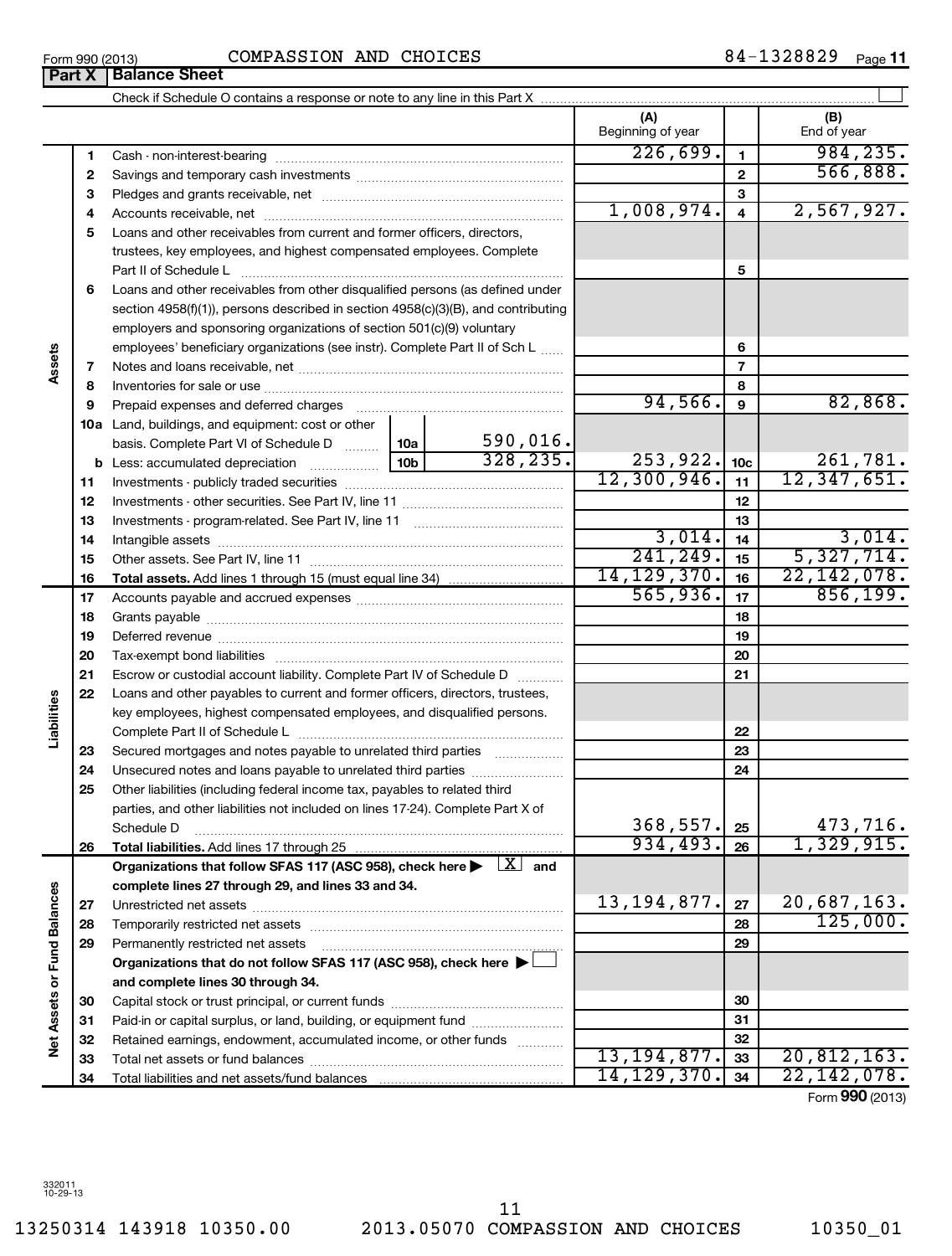Form 990 (2013) COMPASSION AND CHOICES 84-1328829 Page 11

## Part X | Balance Sheet

Check if Schedule O contains a response or note to any line in this Part X

| | | | | (A) Beginning of year | | (B) End of year |
|---|---|---|---|---|---|---|
| **Assets** | 1 | Cash - non-interest-bearing | | 226,699. | 1 | 984,235. |
| | 2 | Savings and temporary cash investments | | | 2 | 566,888. |
| | 3 | Pledges and grants receivable, net | | | 3 | |
| | 4 | Accounts receivable, net | | 1,008,974. | 4 | 2,567,927. |
| | 5 | Loans and other receivables from current and former officers, directors, trustees, key employees, and highest compensated employees. Complete Part II of Schedule L | | | 5 | |
| | 6 | Loans and other receivables from other disqualified persons (as defined under section 4958(f)(1)), persons described in section 4958(c)(3)(B), and contributing employers and sponsoring organizations of section 501(c)(9) voluntary employees' beneficiary organizations (see instr). Complete Part II of Sch L | | | 6 | |
| | 7 | Notes and loans receivable, net | | | 7 | |
| | 8 | Inventories for sale or use | | | 8 | |
| | 9 | Prepaid expenses and deferred charges | | 94,566. | 9 | 82,868. |
| | 10a | Land, buildings, and equipment: cost or other basis. Complete Part VI of Schedule D | 10a 590,016. | | | |
| | b | Less: accumulated depreciation | 10b 328,235. | 253,922. | 10c | 261,781. |
| | 11 | Investments - publicly traded securities | | 12,300,946. | 11 | 12,347,651. |
| | 12 | Investments - other securities. See Part IV, line 11 | | | 12 | |
| | 13 | Investments - program-related. See Part IV, line 11 | | | 13 | |
| | 14 | Intangible assets | | 3,014. | 14 | 3,014. |
| | 15 | Other assets. See Part IV, line 11 | | 241,249. | 15 | 5,327,714. |
| | 16 | **Total assets.** Add lines 1 through 15 (must equal line 34) | | 14,129,370. | 16 | 22,142,078. |
| **Liabilities** | 17 | Accounts payable and accrued expenses | | 565,936. | 17 | 856,199. |
| | 18 | Grants payable | | | 18 | |
| | 19 | Deferred revenue | | | 19 | |
| | 20 | Tax-exempt bond liabilities | | | 20 | |
| | 21 | Escrow or custodial account liability. Complete Part IV of Schedule D | | | 21 | |
| | 22 | Loans and other payables to current and former officers, directors, trustees, key employees, highest compensated employees, and disqualified persons. Complete Part II of Schedule L | | | 22 | |
| | 23 | Secured mortgages and notes payable to unrelated third parties | | | 23 | |
| | 24 | Unsecured notes and loans payable to unrelated third parties | | | 24 | |
| | 25 | Other liabilities (including federal income tax, payables to related third parties, and other liabilities not included on lines 17-24). Complete Part X of Schedule D | | 368,557. | 25 | 473,716. |
| | 26 | **Total liabilities.** Add lines 17 through 25 | | 934,493. | 26 | 1,329,915. |
| **Net Assets or Fund Balances** | | **Organizations that follow SFAS 117 (ASC 958), check here ▶ [X] and complete lines 27 through 29, and lines 33 and 34.** | | | | |
| | 27 | Unrestricted net assets | | 13,194,877. | 27 | 20,687,163. |
| | 28 | Temporarily restricted net assets | | | 28 | 125,000. |
| | 29 | Permanently restricted net assets | | | 29 | |
| | | **Organizations that do not follow SFAS 117 (ASC 958), check here ▶ [ ] and complete lines 30 through 34.** | | | | |
| | 30 | Capital stock or trust principal, or current funds | | | 30 | |
| | 31 | Paid-in or capital surplus, or land, building, or equipment fund | | | 31 | |
| | 32 | Retained earnings, endowment, accumulated income, or other funds | | | 32 | |
| | 33 | Total net assets or fund balances | | 13,194,877. | 33 | 20,812,163. |
| | 34 | Total liabilities and net assets/fund balances | | 14,129,370. | 34 | 22,142,078. |

Form **990** (2013)

332011 10-29-13

13250314 143918 10350.00 2013.05070 COMPASSION AND CHOICES 10350_01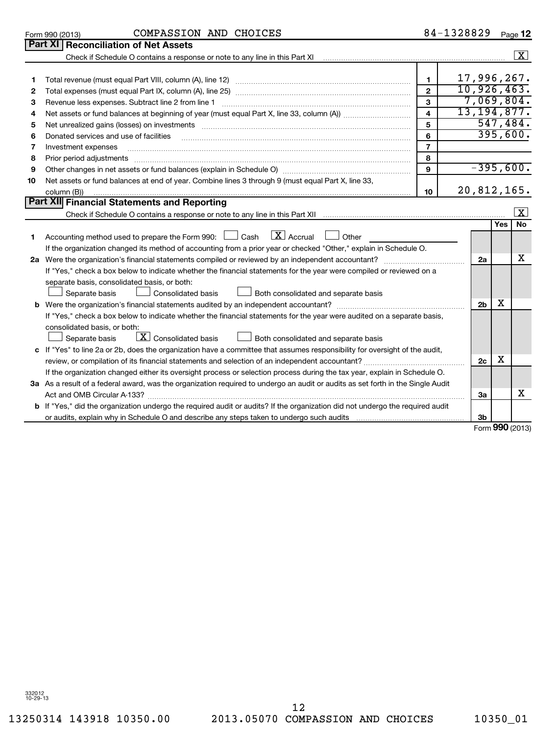Form 990 (2013) COMPASSION AND CHOICES 84-1328829 Page **12**

## Part XI Reconciliation of Net Assets

Check if Schedule O contains a response or note to any line in this Part XI ..... [X]

| | | | |
|---|---|---|---|
| 1 | Total revenue (must equal Part VIII, column (A), line 12) | 1 | 17,996,267. |
| 2 | Total expenses (must equal Part IX, column (A), line 25) | 2 | 10,926,463. |
| 3 | Revenue less expenses. Subtract line 2 from line 1 | 3 | 7,069,804. |
| 4 | Net assets or fund balances at beginning of year (must equal Part X, line 33, column (A)) | 4 | 13,194,877. |
| 5 | Net unrealized gains (losses) on investments | 5 | 547,484. |
| 6 | Donated services and use of facilities | 6 | 395,600. |
| 7 | Investment expenses | 7 | |
| 8 | Prior period adjustments | 8 | |
| 9 | Other changes in net assets or fund balances (explain in Schedule O) | 9 | -395,600. |
| 10 | Net assets or fund balances at end of year. Combine lines 3 through 9 (must equal Part X, line 33, column (B)) | 10 | 20,812,165. |

## Part XII Financial Statements and Reporting

Check if Schedule O contains a response or note to any line in this Part XII ..... [X]

| | | | Yes | No |
|---|---|---|---|---|
| 1 | Accounting method used to prepare the Form 990: [ ] Cash [X] Accrual [ ] Other<br>If the organization changed its method of accounting from a prior year or checked "Other," explain in Schedule O. | | | |
| 2a | Were the organization's financial statements compiled or reviewed by an independent accountant?<br>If "Yes," check a box below to indicate whether the financial statements for the year were compiled or reviewed on a separate basis, consolidated basis, or both:<br>[ ] Separate basis [ ] Consolidated basis [ ] Both consolidated and separate basis | 2a | | X |
| b | Were the organization's financial statements audited by an independent accountant?<br>If "Yes," check a box below to indicate whether the financial statements for the year were audited on a separate basis, consolidated basis, or both:<br>[ ] Separate basis [X] Consolidated basis [ ] Both consolidated and separate basis | 2b | X | |
| c | If "Yes" to line 2a or 2b, does the organization have a committee that assumes responsibility for oversight of the audit, review, or compilation of its financial statements and selection of an independent accountant?<br>If the organization changed either its oversight process or selection process during the tax year, explain in Schedule O. | 2c | X | |
| 3a | As a result of a federal award, was the organization required to undergo an audit or audits as set forth in the Single Audit Act and OMB Circular A-133? | 3a | | X |
| b | If "Yes," did the organization undergo the required audit or audits? If the organization did not undergo the required audit or audits, explain why in Schedule O and describe any steps taken to undergo such audits | 3b | | |

Form **990** (2013)

332012 10-29-13

13250314 143918 10350.00 2013.05070 COMPASSION AND CHOICES 10350_01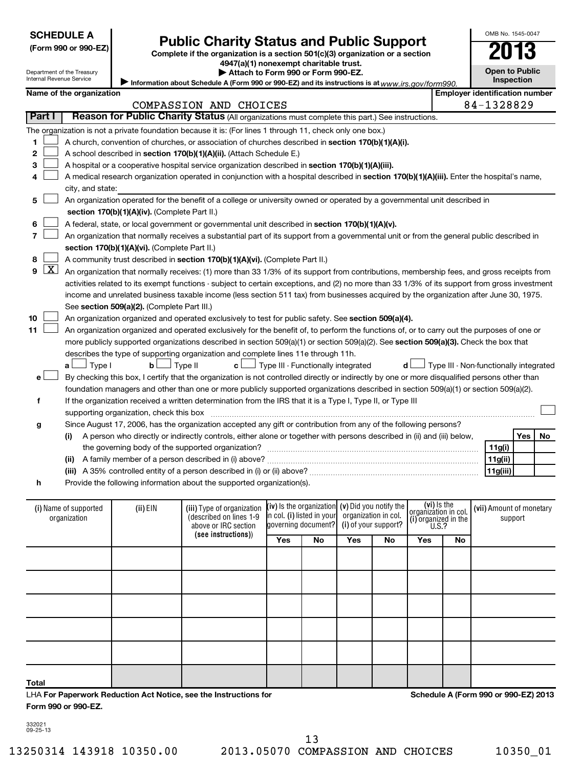**SCHEDULE A**
**(Form 990 or 990-EZ)**

Department of the Treasury
Internal Revenue Service

# Public Charity Status and Public Support

**Complete if the organization is a section 501(c)(3) organization or a section 4947(a)(1) nonexempt charitable trust.**
**▶ Attach to Form 990 or Form 990-EZ.**
▶ Information about Schedule A (Form 990 or 990-EZ) and its instructions is at www.irs.gov/form990.

OMB No. 1545-0047
**2013**
**Open to Public Inspection**

**Name of the organization:** COMPASSION AND CHOICES
**Employer identification number:** 84-1328829

## Part I Reason for Public Charity Status (All organizations must complete this part.) See instructions.

The organization is not a private foundation because it is: (For lines 1 through 11, check only one box.)

1. ☐ A church, convention of churches, or association of churches described in **section 170(b)(1)(A)(i).**
2. ☐ A school described in **section 170(b)(1)(A)(ii).** (Attach Schedule E.)
3. ☐ A hospital or a cooperative hospital service organization described in **section 170(b)(1)(A)(iii).**
4. ☐ A medical research organization operated in conjunction with a hospital described in **section 170(b)(1)(A)(iii).** Enter the hospital's name, city, and state:
5. ☐ An organization operated for the benefit of a college or university owned or operated by a governmental unit described in **section 170(b)(1)(A)(iv).** (Complete Part II.)
6. ☐ A federal, state, or local government or governmental unit described in **section 170(b)(1)(A)(v).**
7. ☐ An organization that normally receives a substantial part of its support from a governmental unit or from the general public described in **section 170(b)(1)(A)(vi).** (Complete Part II.)
8. ☐ A community trust described in **section 170(b)(1)(A)(vi).** (Complete Part II.)
9. ☒ An organization that normally receives: (1) more than 33 1/3% of its support from contributions, membership fees, and gross receipts from activities related to its exempt functions - subject to certain exceptions, and (2) no more than 33 1/3% of its support from gross investment income and unrelated business taxable income (less section 511 tax) from businesses acquired by the organization after June 30, 1975. See **section 509(a)(2).** (Complete Part III.)
10. ☐ An organization organized and operated exclusively to test for public safety. See **section 509(a)(4).**
11. ☐ An organization organized and operated exclusively for the benefit of, to perform the functions of, or to carry out the purposes of one or more publicly supported organizations described in section 509(a)(1) or section 509(a)(2). See **section 509(a)(3).** Check the box that describes the type of supporting organization and complete lines 11e through 11h.
   **a** ☐ Type I **b** ☐ Type II **c** ☐ Type III - Functionally integrated **d** ☐ Type III - Non-functionally integrated
   **e** ☐ By checking this box, I certify that the organization is not controlled directly or indirectly by one or more disqualified persons other than foundation managers and other than one or more publicly supported organizations described in section 509(a)(1) or section 509(a)(2).
   **f** If the organization received a written determination from the IRS that it is a Type I, Type II, or Type III supporting organization, check this box ☐
   **g** Since August 17, 2006, has the organization accepted any gift or contribution from any of the following persons?

| | | | Yes | No |
|---|---|---|---|---|
| **(i)** | A person who directly or indirectly controls, either alone or together with persons described in (ii) and (iii) below, the governing body of the supported organization? | 11g(i) | | |
| **(ii)** | A family member of a person described in (i) above? | 11g(ii) | | |
| **(iii)** | A 35% controlled entity of a person described in (i) or (ii) above? | 11g(iii) | | |

   **h** Provide the following information about the supported organization(s).

| (i) Name of supported organization | (ii) EIN | (iii) Type of organization (described on lines 1-9 above or IRC section (see instructions)) | (iv) Is the organization in col. (i) listed in your governing document? | | (v) Did you notify the organization in col. (i) of your support? | | (vi) Is the organization in col. (i) organized in the U.S.? | | (vii) Amount of monetary support |
|---|---|---|---|---|---|---|---|---|---|
| | | | Yes | No | Yes | No | Yes | No | |
| | | | | | | | | | |
| | | | | | | | | | |
| | | | | | | | | | |
| | | | | | | | | | |
| | | | | | | | | | |
| **Total** | | | | | | | | | |

LHA **For Paperwork Reduction Act Notice, see the Instructions for Form 990 or 990-EZ.**

**Schedule A (Form 990 or 990-EZ) 2013**

332021
09-25-13

13250314 143918 10350.00 2013.05070 COMPASSION AND CHOICES 10350_01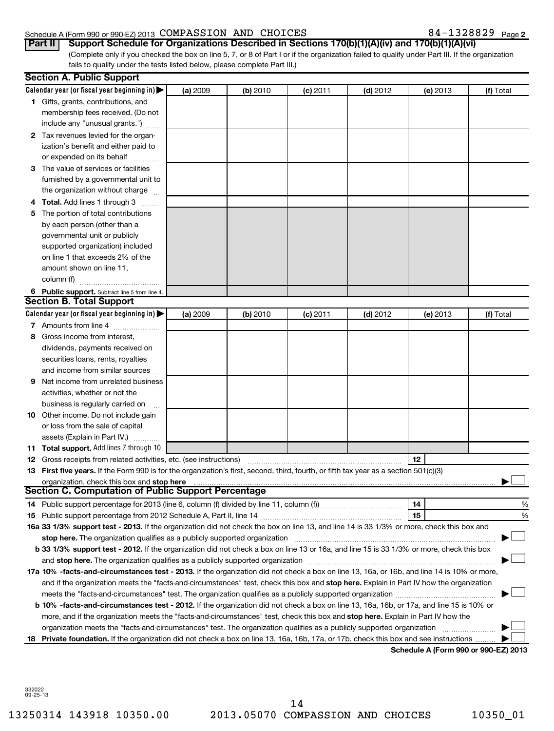Schedule A (Form 990 or 990-EZ) 2013 COMPASSION AND CHOICES 84-1328829 Page 2

**Part II** **Support Schedule for Organizations Described in Sections 170(b)(1)(A)(iv) and 170(b)(1)(A)(vi)**

(Complete only if you checked the box on line 5, 7, or 8 of Part I or if the organization failed to qualify under Part III. If the organization fails to qualify under the tests listed below, please complete Part III.)

**Section A. Public Support**

| Calendar year (or fiscal year beginning in) ▶ | (a) 2009 | (b) 2010 | (c) 2011 | (d) 2012 | (e) 2013 | (f) Total |
|---|---|---|---|---|---|---|
| 1 Gifts, grants, contributions, and membership fees received. (Do not include any "unusual grants.") | | | | | | |
| 2 Tax revenues levied for the organization's benefit and either paid to or expended on its behalf | | | | | | |
| 3 The value of services or facilities furnished by a governmental unit to the organization without charge | | | | | | |
| 4 **Total.** Add lines 1 through 3 | | | | | | |
| 5 The portion of total contributions by each person (other than a governmental unit or publicly supported organization) included on line 1 that exceeds 2% of the amount shown on line 11, column (f) | | | | | | |
| 6 **Public support.** Subtract line 5 from line 4. | | | | | | |

**Section B. Total Support**

| Calendar year (or fiscal year beginning in) ▶ | (a) 2009 | (b) 2010 | (c) 2011 | (d) 2012 | (e) 2013 | (f) Total |
|---|---|---|---|---|---|---|
| 7 Amounts from line 4 | | | | | | |
| 8 Gross income from interest, dividends, payments received on securities loans, rents, royalties and income from similar sources | | | | | | |
| 9 Net income from unrelated business activities, whether or not the business is regularly carried on | | | | | | |
| 10 Other income. Do not include gain or loss from the sale of capital assets (Explain in Part IV.) | | | | | | |
| 11 **Total support.** Add lines 7 through 10 | | | | | | |

12 Gross receipts from related activities, etc. (see instructions) | 12 |

13 **First five years.** If the Form 990 is for the organization's first, second, third, fourth, or fifth tax year as a section 501(c)(3) organization, check this box and **stop here** ▶ ☐

**Section C. Computation of Public Support Percentage**

14 Public support percentage for 2013 (line 6, column (f) divided by line 11, column (f)) | 14 | %

15 Public support percentage from 2012 Schedule A, Part II, line 14 | 15 | %

16a **33 1/3% support test - 2013.** If the organization did not check the box on line 13, and line 14 is 33 1/3% or more, check this box and **stop here.** The organization qualifies as a publicly supported organization ▶ ☐

b **33 1/3% support test - 2012.** If the organization did not check a box on line 13 or 16a, and line 15 is 33 1/3% or more, check this box and **stop here.** The organization qualifies as a publicly supported organization ▶ ☐

17a **10% -facts-and-circumstances test - 2013.** If the organization did not check a box on line 13, 16a, or 16b, and line 14 is 10% or more, and if the organization meets the "facts-and-circumstances" test, check this box and **stop here.** Explain in Part IV how the organization meets the "facts-and-circumstances" test. The organization qualifies as a publicly supported organization ▶ ☐

b **10% -facts-and-circumstances test - 2012.** If the organization did not check a box on line 13, 16a, 16b, or 17a, and line 15 is 10% or more, and if the organization meets the "facts-and-circumstances" test, check this box and **stop here.** Explain in Part IV how the organization meets the "facts-and-circumstances" test. The organization qualifies as a publicly supported organization ▶ ☐

18 **Private foundation.** If the organization did not check a box on line 13, 16a, 16b, 17a, or 17b, check this box and see instructions ▶ ☐

**Schedule A (Form 990 or 990-EZ) 2013**

332022
09-25-13

13250314 143918 10350.00 2013.05070 COMPASSION AND CHOICES 10350_01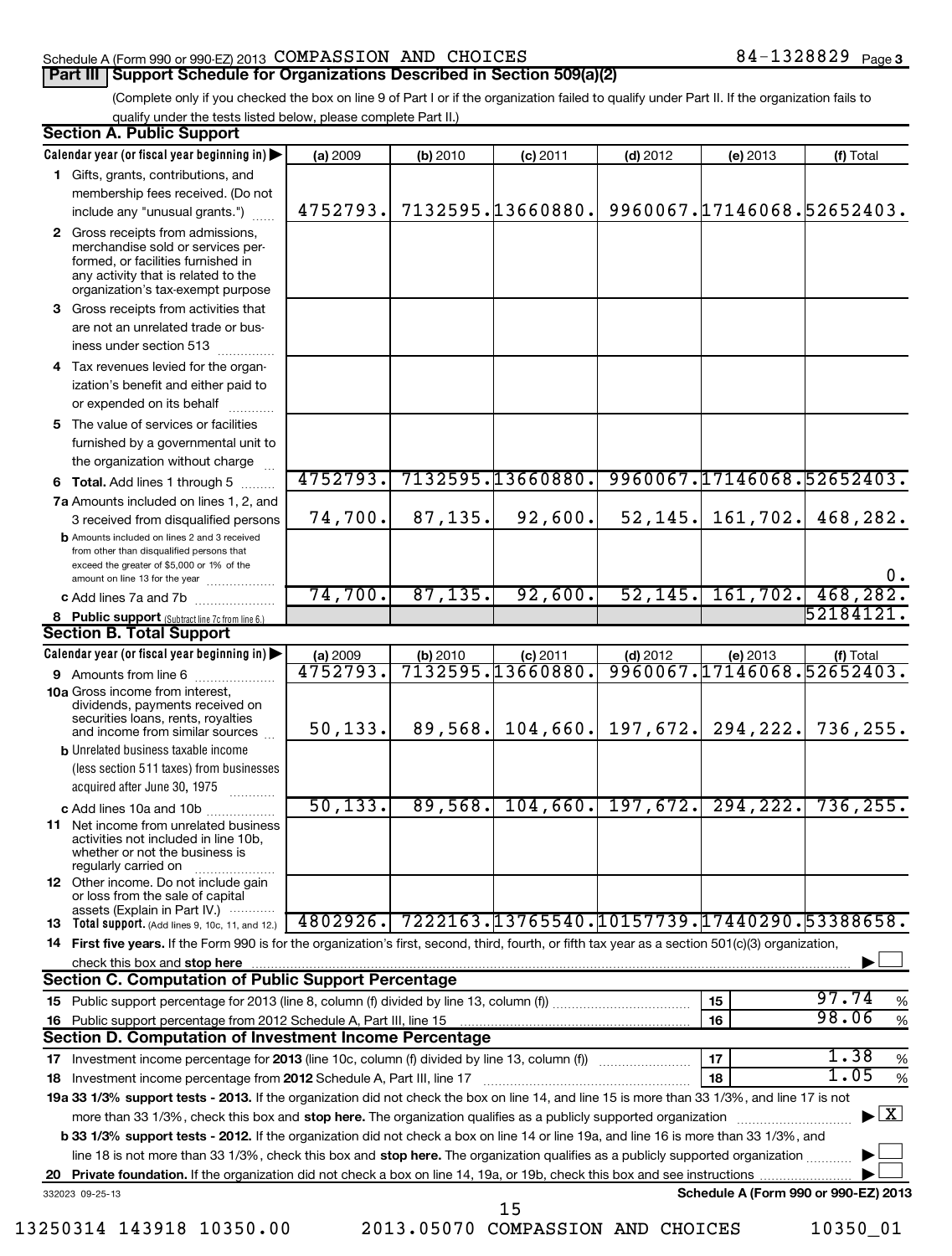Schedule A (Form 990 or 990-EZ) 2013 COMPASSION AND CHOICES 84-1328829 Page 3

## Part III Support Schedule for Organizations Described in Section 509(a)(2)

(Complete only if you checked the box on line 9 of Part I or if the organization failed to qualify under Part II. If the organization fails to qualify under the tests listed below, please complete Part II.)

### Section A. Public Support

| Calendar year (or fiscal year beginning in) ▶ | (a) 2009 | (b) 2010 | (c) 2011 | (d) 2012 | (e) 2013 | (f) Total |
|---|---|---|---|---|---|---|
| **1** Gifts, grants, contributions, and membership fees received. (Do not include any "unusual grants.") | 4752793. | 7132595. | 13660880. | 9960067. | 17146068. | 52652403. |
| **2** Gross receipts from admissions, merchandise sold or services performed, or facilities furnished in any activity that is related to the organization's tax-exempt purpose | | | | | | |
| **3** Gross receipts from activities that are not an unrelated trade or business under section 513 | | | | | | |
| **4** Tax revenues levied for the organization's benefit and either paid to or expended on its behalf | | | | | | |
| **5** The value of services or facilities furnished by a governmental unit to the organization without charge | | | | | | |
| **6 Total.** Add lines 1 through 5 | 4752793. | 7132595. | 13660880. | 9960067. | 17146068. | 52652403. |
| **7a** Amounts included on lines 1, 2, and 3 received from disqualified persons | 74,700. | 87,135. | 92,600. | 52,145. | 161,702. | 468,282. |
| **b** Amounts included on lines 2 and 3 received from other than disqualified persons that exceed the greater of $5,000 or 1% of the amount on line 13 for the year | | | | | | 0. |
| **c** Add lines 7a and 7b | 74,700. | 87,135. | 92,600. | 52,145. | 161,702. | 468,282. |
| **8 Public support** (Subtract line 7c from line 6.) | | | | | | 52184121. |

### Section B. Total Support

| Calendar year (or fiscal year beginning in) ▶ | (a) 2009 | (b) 2010 | (c) 2011 | (d) 2012 | (e) 2013 | (f) Total |
|---|---|---|---|---|---|---|
| **9** Amounts from line 6 | 4752793. | 7132595. | 13660880. | 9960067. | 17146068. | 52652403. |
| **10a** Gross income from interest, dividends, payments received on securities loans, rents, royalties and income from similar sources | 50,133. | 89,568. | 104,660. | 197,672. | 294,222. | 736,255. |
| **b** Unrelated business taxable income (less section 511 taxes) from businesses acquired after June 30, 1975 | | | | | | |
| **c** Add lines 10a and 10b | 50,133. | 89,568. | 104,660. | 197,672. | 294,222. | 736,255. |
| **11** Net income from unrelated business activities not included in line 10b, whether or not the business is regularly carried on | | | | | | |
| **12** Other income. Do not include gain or loss from the sale of capital assets (Explain in Part IV.) | | | | | | |
| **13 Total support.** (Add lines 9, 10c, 11, and 12.) | 4802926. | 7222163. | 13765540. | 10157739. | 17440290. | 53388658. |

**14 First five years.** If the Form 990 is for the organization's first, second, third, fourth, or fifth tax year as a section 501(c)(3) organization, check this box and **stop here** ▶ ☐

### Section C. Computation of Public Support Percentage

| | | | |
|---|---|---|---|
| **15** Public support percentage for 2013 (line 8, column (f) divided by line 13, column (f)) | 15 | 97.74 | % |
| **16** Public support percentage from 2012 Schedule A, Part III, line 15 | 16 | 98.06 | % |

### Section D. Computation of Investment Income Percentage

| | | | |
|---|---|---|---|
| **17** Investment income percentage for **2013** (line 10c, column (f) divided by line 13, column (f)) | 17 | 1.38 | % |
| **18** Investment income percentage from **2012** Schedule A, Part III, line 17 | 18 | 1.05 | % |

**19a 33 1/3% support tests - 2013.** If the organization did not check the box on line 14, and line 15 is more than 33 1/3%, and line 17 is not more than 33 1/3%, check this box and **stop here.** The organization qualifies as a publicly supported organization ▶ ☒

**b 33 1/3% support tests - 2012.** If the organization did not check a box on line 14 or line 19a, and line 16 is more than 33 1/3%, and line 18 is not more than 33 1/3%, check this box and **stop here.** The organization qualifies as a publicly supported organization ▶ ☐

**20 Private foundation.** If the organization did not check a box on line 14, 19a, or 19b, check this box and see instructions ▶ ☐

332023 09-25-13 **Schedule A (Form 990 or 990-EZ) 2013**

13250314 143918 10350.00 2013.05070 COMPASSION AND CHOICES 10350_01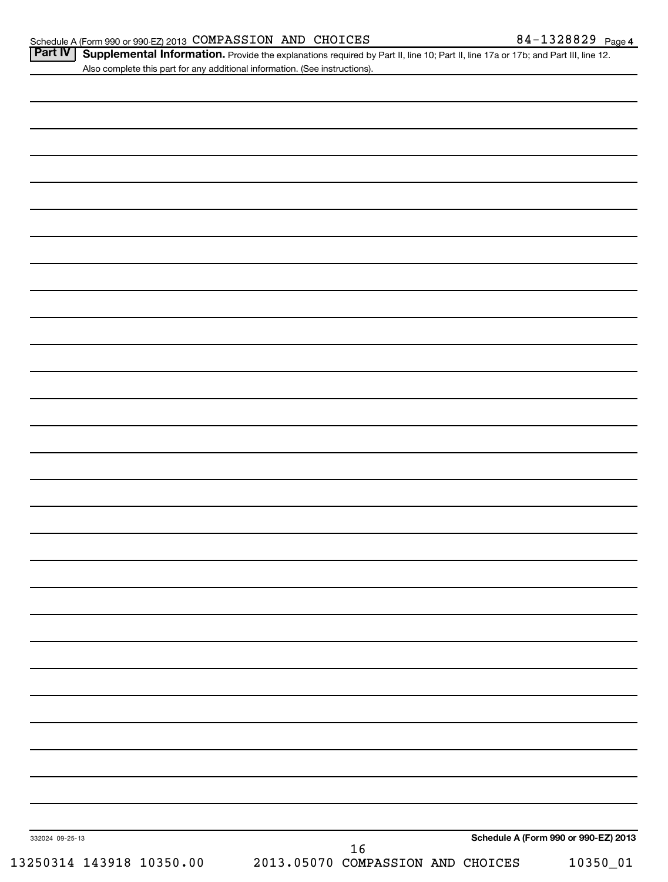Schedule A (Form 990 or 990-EZ) 2013 COMPASSION AND CHOICES 84-1328829 Page 4

**Part IV** **Supplemental Information.** Provide the explanations required by Part II, line 10; Part II, line 17a or 17b; and Part III, line 12. Also complete this part for any additional information. (See instructions).

332024 09-25-13

**Schedule A (Form 990 or 990-EZ) 2013**

13250314 143918 10350.00 2013.05070 COMPASSION AND CHOICES 10350_01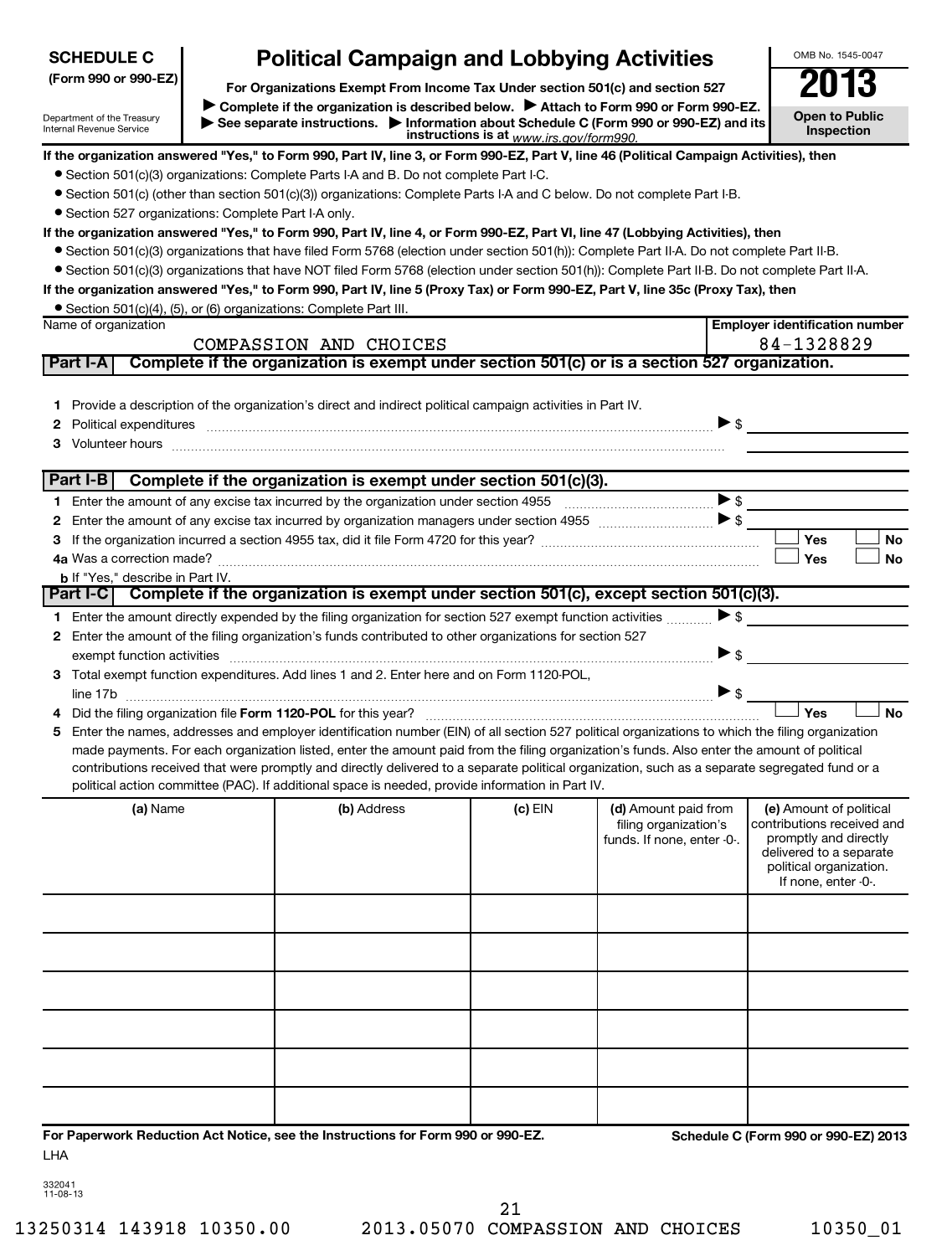**SCHEDULE C (Form 990 or 990-EZ)**

Department of the Treasury
Internal Revenue Service

# Political Campaign and Lobbying Activities

**For Organizations Exempt From Income Tax Under section 501(c) and section 527**

▶ **Complete if the organization is described below.** ▶ **Attach to Form 990 or Form 990-EZ.**
▶ **See separate instructions.** ▶ **Information about Schedule C (Form 990 or 990-EZ) and its instructions is at** *www.irs.gov/form990.*

OMB No. 1545-0047

**2013**

**Open to Public Inspection**

**If the organization answered "Yes," to Form 990, Part IV, line 3, or Form 990-EZ, Part V, line 46 (Political Campaign Activities), then**

- Section 501(c)(3) organizations: Complete Parts I-A and B. Do not complete Part I-C.
- Section 501(c) (other than section 501(c)(3)) organizations: Complete Parts I-A and C below. Do not complete Part I-B.
- Section 527 organizations: Complete Part I-A only.

**If the organization answered "Yes," to Form 990, Part IV, line 4, or Form 990-EZ, Part VI, line 47 (Lobbying Activities), then**

- Section 501(c)(3) organizations that have filed Form 5768 (election under section 501(h)): Complete Part II-A. Do not complete Part II-B.
- Section 501(c)(3) organizations that have NOT filed Form 5768 (election under section 501(h)): Complete Part II-B. Do not complete Part II-A.

**If the organization answered "Yes," to Form 990, Part IV, line 5 (Proxy Tax) or Form 990-EZ, Part V, line 35c (Proxy Tax), then**

- Section 501(c)(4), (5), or (6) organizations: Complete Part III.

| Name of organization | Employer identification number |
|---|---|
| COMPASSION AND CHOICES | 84-1328829 |

**Part I-A** **Complete if the organization is exempt under section 501(c) or is a section 527 organization.**

1 Provide a description of the organization's direct and indirect political campaign activities in Part IV.
2 Political expenditures ▶ $
3 Volunteer hours

**Part I-B** **Complete if the organization is exempt under section 501(c)(3).**

1 Enter the amount of any excise tax incurred by the organization under section 4955 ▶ $
2 Enter the amount of any excise tax incurred by organization managers under section 4955 ▶ $
3 If the organization incurred a section 4955 tax, did it file Form 4720 for this year? ☐ Yes ☐ No
4a Was a correction made? ☐ Yes ☐ No
b If "Yes," describe in Part IV.

**Part I-C** **Complete if the organization is exempt under section 501(c), except section 501(c)(3).**

1 Enter the amount directly expended by the filing organization for section 527 exempt function activities ▶ $
2 Enter the amount of the filing organization's funds contributed to other organizations for section 527 exempt function activities ▶ $
3 Total exempt function expenditures. Add lines 1 and 2. Enter here and on Form 1120-POL, line 17b ▶ $
4 Did the filing organization file **Form 1120-POL** for this year? ☐ Yes ☐ No
5 Enter the names, addresses and employer identification number (EIN) of all section 527 political organizations to which the filing organization made payments. For each organization listed, enter the amount paid from the filing organization's funds. Also enter the amount of political contributions received that were promptly and directly delivered to a separate political organization, such as a separate segregated fund or a political action committee (PAC). If additional space is needed, provide information in Part IV.

| (a) Name | (b) Address | (c) EIN | (d) Amount paid from filing organization's funds. If none, enter -0-. | (e) Amount of political contributions received and promptly and directly delivered to a separate political organization. If none, enter -0-. |
|---|---|---|---|---|
| | | | | |
| | | | | |
| | | | | |
| | | | | |
| | | | | |
| | | | | |

**For Paperwork Reduction Act Notice, see the Instructions for Form 990 or 990-EZ.** **Schedule C (Form 990 or 990-EZ) 2013**

LHA

332041
11-08-13

13250314 143918 10350.00 2013.05070 COMPASSION AND CHOICES 10350_01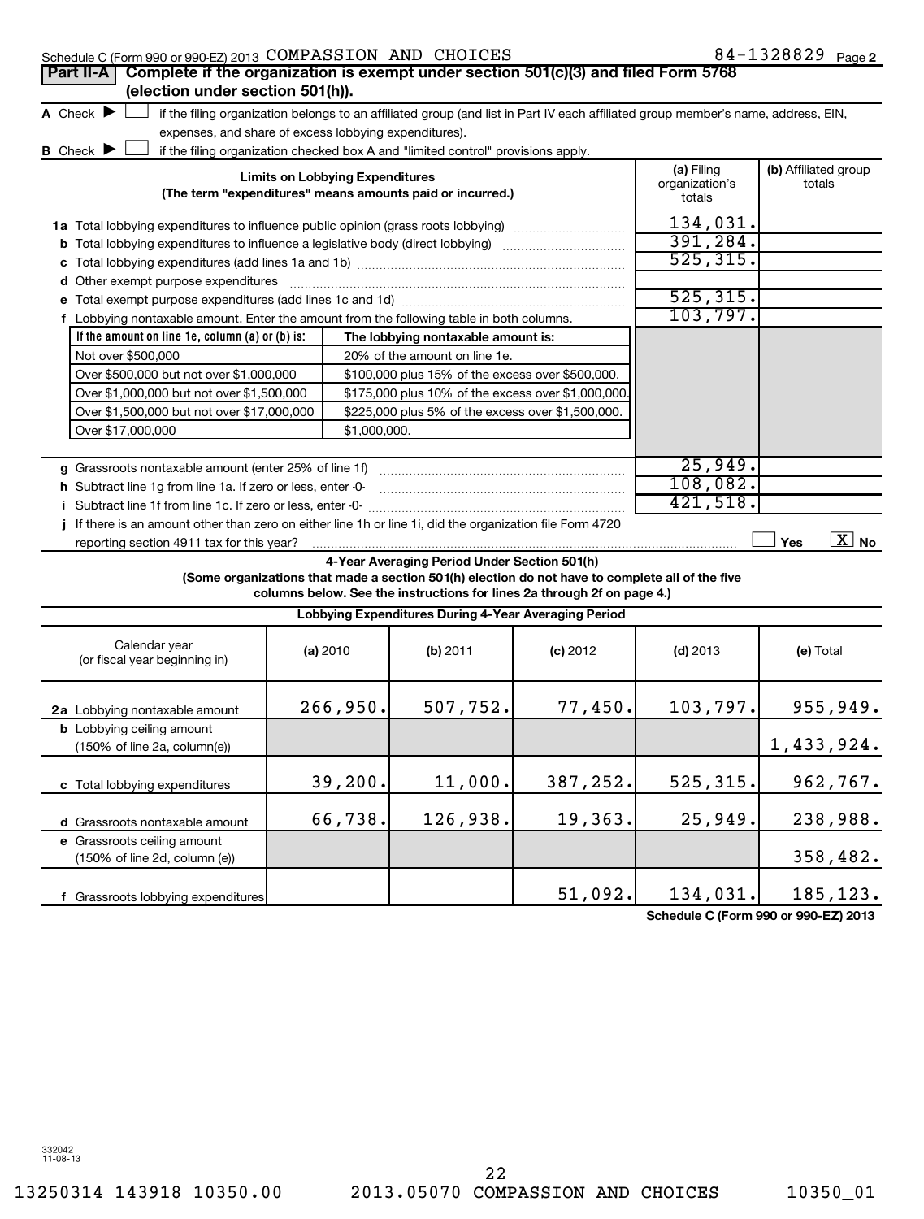Schedule C (Form 990 or 990-EZ) 2013 COMPASSION AND CHOICES 84-1328829 Page 2

**Part II-A** **Complete if the organization is exempt under section 501(c)(3) and filed Form 5768 (election under section 501(h)).**

A Check ▶ ☐ if the filing organization belongs to an affiliated group (and list in Part IV each affiliated group member's name, address, EIN, expenses, and share of excess lobbying expenditures).

B Check ▶ ☐ if the filing organization checked box A and "limited control" provisions apply.

| **Limits on Lobbying Expenditures** (The term "expenditures" means amounts paid or incurred.) | (a) Filing organization's totals | (b) Affiliated group totals |
|---|---|---|
| **1a** Total lobbying expenditures to influence public opinion (grass roots lobbying) | 134,031. | |
| **b** Total lobbying expenditures to influence a legislative body (direct lobbying) | 391,284. | |
| **c** Total lobbying expenditures (add lines 1a and 1b) | 525,315. | |
| **d** Other exempt purpose expenditures | | |
| **e** Total exempt purpose expenditures (add lines 1c and 1d) | 525,315. | |
| **f** Lobbying nontaxable amount. Enter the amount from the following table in both columns. | 103,797. | |

| If the amount on line 1e, column (a) or (b) is: | The lobbying nontaxable amount is: |
|---|---|
| Not over $500,000 | 20% of the amount on line 1e. |
| Over $500,000 but not over $1,000,000 | $100,000 plus 15% of the excess over $500,000. |
| Over $1,000,000 but not over $1,500,000 | $175,000 plus 10% of the excess over $1,000,000. |
| Over $1,500,000 but not over $17,000,000 | $225,000 plus 5% of the excess over $1,500,000. |
| Over $17,000,000 | $1,000,000. |

| | (a) Filing organization's totals | (b) Affiliated group totals |
|---|---|---|
| **g** Grassroots nontaxable amount (enter 25% of line 1f) | 25,949. | |
| **h** Subtract line 1g from line 1a. If zero or less, enter -0- | 108,082. | |
| **i** Subtract line 1f from line 1c. If zero or less, enter -0- | 421,518. | |

**j** If there is an amount other than zero on either line 1h or line 1i, did the organization file Form 4720 reporting section 4911 tax for this year? ☐ Yes ☒ No

**4-Year Averaging Period Under Section 501(h)**

**(Some organizations that made a section 501(h) election do not have to complete all of the five columns below. See the instructions for lines 2a through 2f on page 4.)**

**Lobbying Expenditures During 4-Year Averaging Period**

| Calendar year (or fiscal year beginning in) | (a) 2010 | (b) 2011 | (c) 2012 | (d) 2013 | (e) Total |
|---|---|---|---|---|---|
| **2a** Lobbying nontaxable amount | 266,950. | 507,752. | 77,450. | 103,797. | 955,949. |
| **b** Lobbying ceiling amount (150% of line 2a, column(e)) | | | | | 1,433,924. |
| **c** Total lobbying expenditures | 39,200. | 11,000. | 387,252. | 525,315. | 962,767. |
| **d** Grassroots nontaxable amount | 66,738. | 126,938. | 19,363. | 25,949. | 238,988. |
| **e** Grassroots ceiling amount (150% of line 2d, column (e)) | | | | | 358,482. |
| **f** Grassroots lobbying expenditures | | | 51,092. | 134,031. | 185,123. |

**Schedule C (Form 990 or 990-EZ) 2013**

332042
11-08-13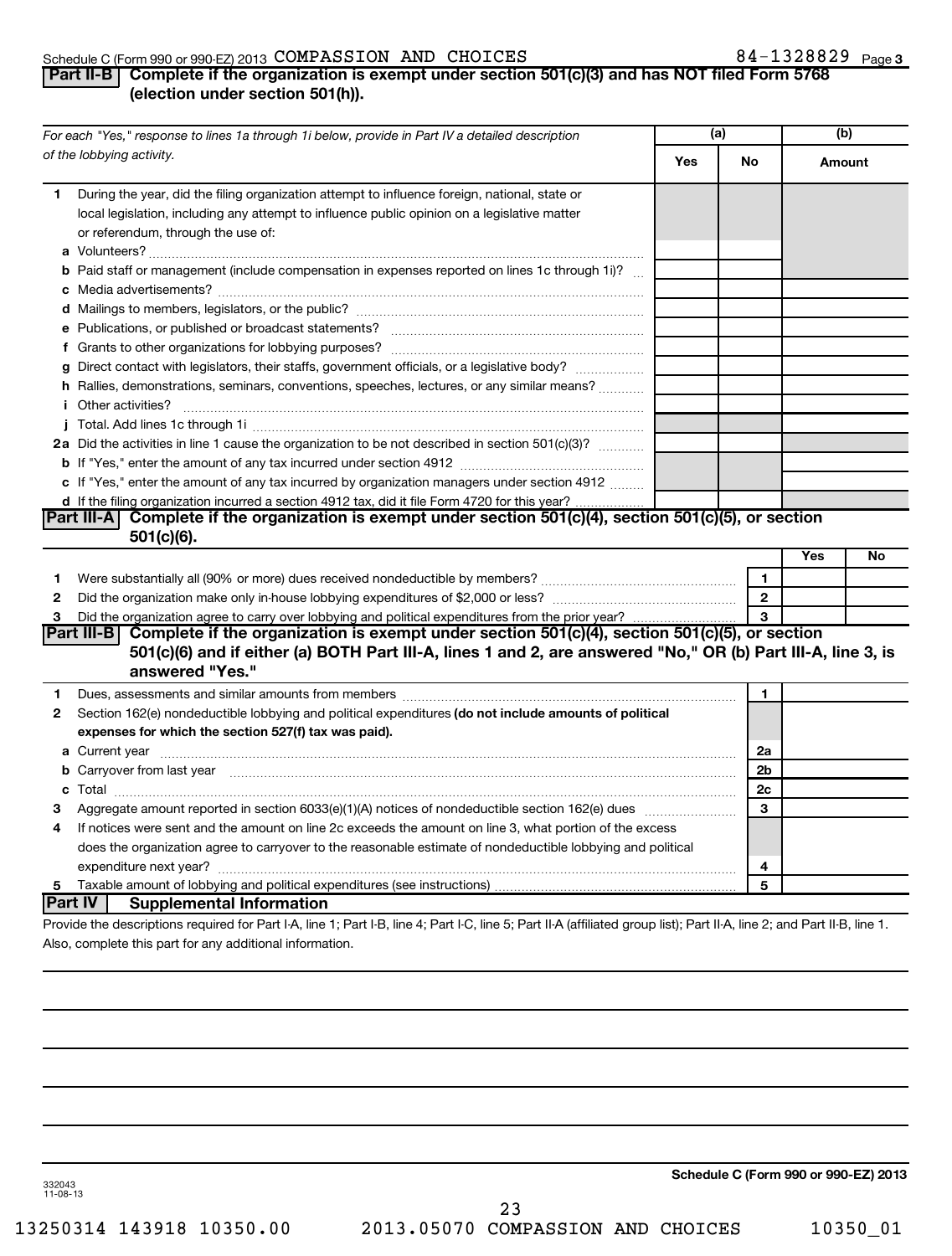Schedule C (Form 990 or 990-EZ) 2013 COMPASSION AND CHOICES 84-1328829 Page 3

## Part II-B Complete if the organization is exempt under section 501(c)(3) and has NOT filed Form 5768 (election under section 501(h)).

| For each "Yes," response to lines 1a through 1i below, provide in Part IV a detailed description of the lobbying activity. | (a) Yes | (a) No | (b) Amount |
|---|---|---|---|
| **1** During the year, did the filing organization attempt to influence foreign, national, state or local legislation, including any attempt to influence public opinion on a legislative matter or referendum, through the use of: | | | |
| **a** Volunteers? | | | |
| **b** Paid staff or management (include compensation in expenses reported on lines 1c through 1i)? | | | |
| **c** Media advertisements? | | | |
| **d** Mailings to members, legislators, or the public? | | | |
| **e** Publications, or published or broadcast statements? | | | |
| **f** Grants to other organizations for lobbying purposes? | | | |
| **g** Direct contact with legislators, their staffs, government officials, or a legislative body? | | | |
| **h** Rallies, demonstrations, seminars, conventions, speeches, lectures, or any similar means? | | | |
| **i** Other activities? | | | |
| **j** Total. Add lines 1c through 1i | | | |
| **2a** Did the activities in line 1 cause the organization to be not described in section 501(c)(3)? | | | |
| **b** If "Yes," enter the amount of any tax incurred under section 4912 | | | |
| **c** If "Yes," enter the amount of any tax incurred by organization managers under section 4912 | | | |
| **d** If the filing organization incurred a section 4912 tax, did it file Form 4720 for this year? | | | |

## Part III-A Complete if the organization is exempt under section 501(c)(4), section 501(c)(5), or section 501(c)(6).

| | | Yes | No |
|---|---|---|---|
| **1** Were substantially all (90% or more) dues received nondeductible by members? | 1 | | |
| **2** Did the organization make only in-house lobbying expenditures of $2,000 or less? | 2 | | |
| **3** Did the organization agree to carry over lobbying and political expenditures from the prior year? | 3 | | |

## Part III-B Complete if the organization is exempt under section 501(c)(4), section 501(c)(5), or section 501(c)(6) and if either (a) BOTH Part III-A, lines 1 and 2, are answered "No," OR (b) Part III-A, line 3, is answered "Yes."

| | | |
|---|---|---|
| **1** Dues, assessments and similar amounts from members | 1 | |
| **2** Section 162(e) nondeductible lobbying and political expenditures **(do not include amounts of political expenses for which the section 527(f) tax was paid).** | | |
| **a** Current year | 2a | |
| **b** Carryover from last year | 2b | |
| **c** Total | 2c | |
| **3** Aggregate amount reported in section 6033(e)(1)(A) notices of nondeductible section 162(e) dues | 3 | |
| **4** If notices were sent and the amount on line 2c exceeds the amount on line 3, what portion of the excess does the organization agree to carryover to the reasonable estimate of nondeductible lobbying and political expenditure next year? | 4 | |
| **5** Taxable amount of lobbying and political expenditures (see instructions) | 5 | |

## Part IV Supplemental Information

Provide the descriptions required for Part I-A, line 1; Part I-B, line 4; Part I-C, line 5; Part II-A (affiliated group list); Part II-A, line 2; and Part II-B, line 1. Also, complete this part for any additional information.

332043 11-08-13

**Schedule C (Form 990 or 990-EZ) 2013**

13250314 143918 10350.00 2013.05070 COMPASSION AND CHOICES 10350_01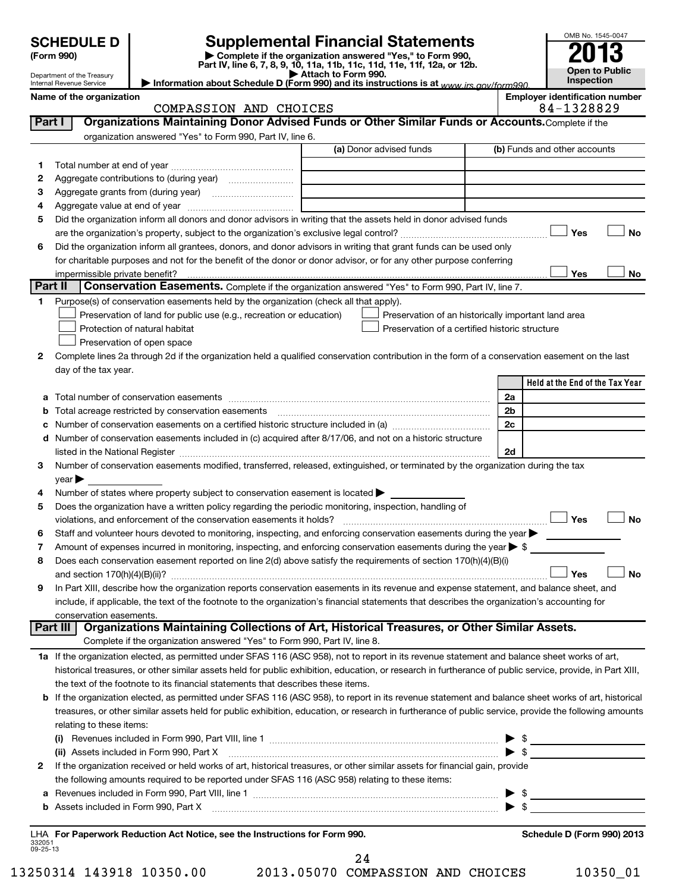**SCHEDULE D**
**(Form 990)**

Department of the Treasury
Internal Revenue Service

# Supplemental Financial Statements

▶ Complete if the organization answered "Yes," to Form 990, Part IV, line 6, 7, 8, 9, 10, 11a, 11b, 11c, 11d, 11e, 11f, 12a, or 12b.
▶ Attach to Form 990.
▶ Information about Schedule D (Form 990) and its instructions is at www.irs.gov/form990.

OMB No. 1545-0047
**2013**
**Open to Public Inspection**

**Name of the organization:** COMPASSION AND CHOICES
**Employer identification number:** 84-1328829

## Part I — Organizations Maintaining Donor Advised Funds or Other Similar Funds or Accounts.
Complete if the organization answered "Yes" to Form 990, Part IV, line 6.

| | | (a) Donor advised funds | (b) Funds and other accounts |
|---|---|---|---|
| 1 | Total number at end of year | | |
| 2 | Aggregate contributions to (during year) | | |
| 3 | Aggregate grants from (during year) | | |
| 4 | Aggregate value at end of year | | |

5 Did the organization inform all donors and donor advisors in writing that the assets held in donor advised funds are the organization's property, subject to the organization's exclusive legal control? ☐ Yes ☐ No

6 Did the organization inform all grantees, donors, and donor advisors in writing that grant funds can be used only for charitable purposes and not for the benefit of the donor or donor advisor, or for any other purpose conferring impermissible private benefit? ☐ Yes ☐ No

## Part II — Conservation Easements.
Complete if the organization answered "Yes" to Form 990, Part IV, line 7.

1 Purpose(s) of conservation easements held by the organization (check all that apply).
- ☐ Preservation of land for public use (e.g., recreation or education)
- ☐ Preservation of an historically important land area
- ☐ Protection of natural habitat
- ☐ Preservation of a certified historic structure
- ☐ Preservation of open space

2 Complete lines 2a through 2d if the organization held a qualified conservation contribution in the form of a conservation easement on the last day of the tax year.

| | | | Held at the End of the Tax Year |
|---|---|---|---|
| a | Total number of conservation easements | 2a | |
| b | Total acreage restricted by conservation easements | 2b | |
| c | Number of conservation easements on a certified historic structure included in (a) | 2c | |
| d | Number of conservation easements included in (c) acquired after 8/17/06, and not on a historic structure listed in the National Register | 2d | |

3 Number of conservation easements modified, transferred, released, extinguished, or terminated by the organization during the tax year ▶

4 Number of states where property subject to conservation easement is located ▶

5 Does the organization have a written policy regarding the periodic monitoring, inspection, handling of violations, and enforcement of the conservation easements it holds? ☐ Yes ☐ No

6 Staff and volunteer hours devoted to monitoring, inspecting, and enforcing conservation easements during the year ▶

7 Amount of expenses incurred in monitoring, inspecting, and enforcing conservation easements during the year ▶ $

8 Does each conservation easement reported on line 2(d) above satisfy the requirements of section 170(h)(4)(B)(i) and section 170(h)(4)(B)(ii)? ☐ Yes ☐ No

9 In Part XIII, describe how the organization reports conservation easements in its revenue and expense statement, and balance sheet, and include, if applicable, the text of the footnote to the organization's financial statements that describes the organization's accounting for conservation easements.

## Part III — Organizations Maintaining Collections of Art, Historical Treasures, or Other Similar Assets.
Complete if the organization answered "Yes" to Form 990, Part IV, line 8.

1a If the organization elected, as permitted under SFAS 116 (ASC 958), not to report in its revenue statement and balance sheet works of art, historical treasures, or other similar assets held for public exhibition, education, or research in furtherance of public service, provide, in Part XIII, the text of the footnote to its financial statements that describes these items.

b If the organization elected, as permitted under SFAS 116 (ASC 958), to report in its revenue statement and balance sheet works of art, historical treasures, or other similar assets held for public exhibition, education, or research in furtherance of public service, provide the following amounts relating to these items:

(i) Revenues included in Form 990, Part VIII, line 1 ▶ $

(ii) Assets included in Form 990, Part X ▶ $

2 If the organization received or held works of art, historical treasures, or other similar assets for financial gain, provide the following amounts required to be reported under SFAS 116 (ASC 958) relating to these items:

a Revenues included in Form 990, Part VIII, line 1 ▶ $

b Assets included in Form 990, Part X ▶ $

LHA **For Paperwork Reduction Act Notice, see the Instructions for Form 990.** **Schedule D (Form 990) 2013**

332051
09-25-13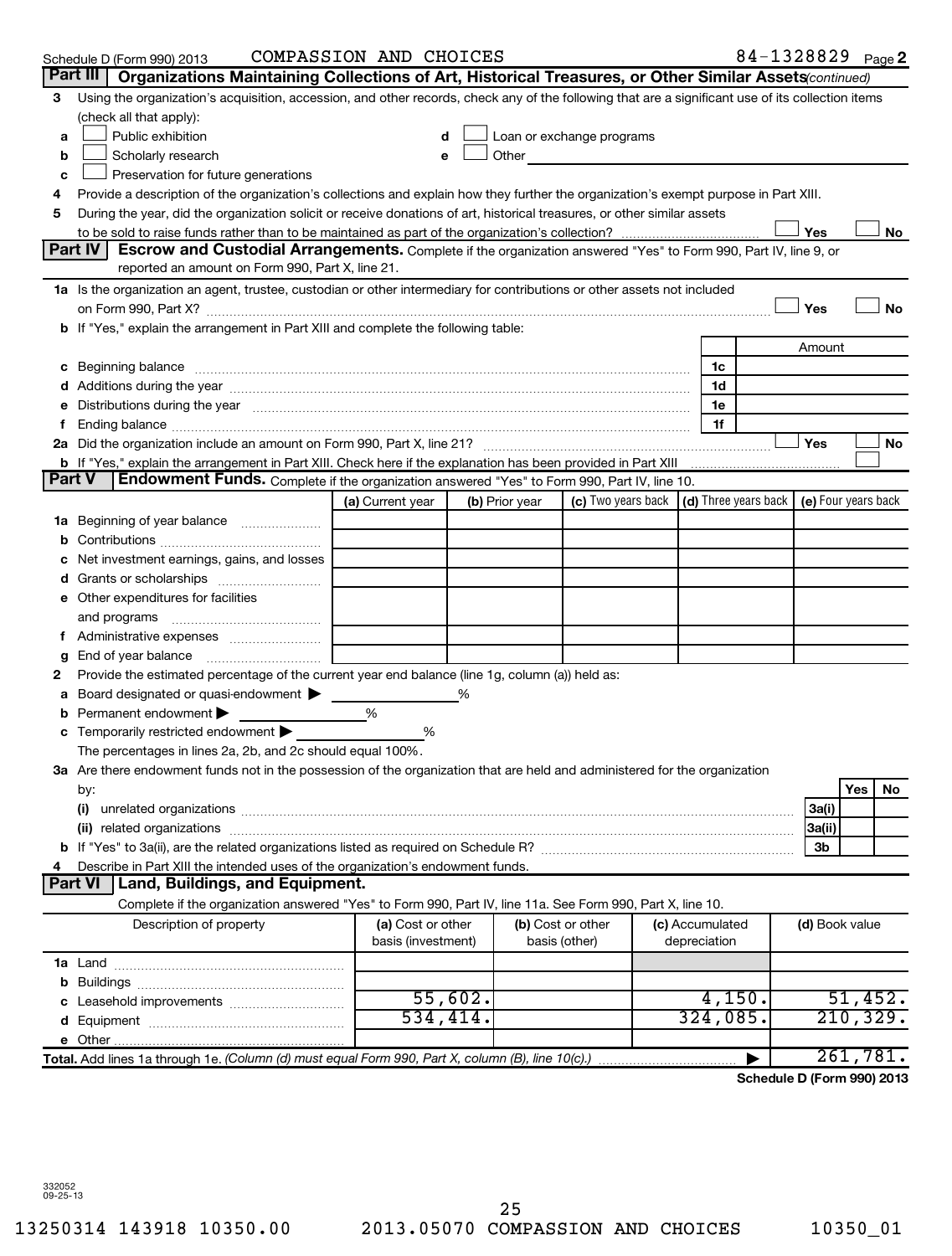Schedule D (Form 990) 2013 COMPASSION AND CHOICES 84-1328829 Page 2

## Part III Organizations Maintaining Collections of Art, Historical Treasures, or Other Similar Assets *(continued)*

3 Using the organization's acquisition, accession, and other records, check any of the following that are a significant use of its collection items (check all that apply):

- a ☐ Public exhibition
- b ☐ Scholarly research
- c ☐ Preservation for future generations
- d ☐ Loan or exchange programs
- e ☐ Other

4 Provide a description of the organization's collections and explain how they further the organization's exempt purpose in Part XIII.

5 During the year, did the organization solicit or receive donations of art, historical treasures, or other similar assets to be sold to raise funds rather than to be maintained as part of the organization's collection? ☐ Yes ☐ No

## Part IV Escrow and Custodial Arrangements.

Complete if the organization answered "Yes" to Form 990, Part IV, line 9, or reported an amount on Form 990, Part X, line 21.

1a Is the organization an agent, trustee, custodian or other intermediary for contributions or other assets not included on Form 990, Part X? ☐ Yes ☐ No

b If "Yes," explain the arrangement in Part XIII and complete the following table:

| | | Amount |
|---|---|---|
| c Beginning balance | 1c | |
| d Additions during the year | 1d | |
| e Distributions during the year | 1e | |
| f Ending balance | 1f | |

2a Did the organization include an amount on Form 990, Part X, line 21? ☐ Yes ☐ No

b If "Yes," explain the arrangement in Part XIII. Check here if the explanation has been provided in Part XIII ☐

## Part V Endowment Funds.

Complete if the organization answered "Yes" to Form 990, Part IV, line 10.

| | (a) Current year | (b) Prior year | (c) Two years back | (d) Three years back | (e) Four years back |
|---|---|---|---|---|---|
| 1a Beginning of year balance | | | | | |
| b Contributions | | | | | |
| c Net investment earnings, gains, and losses | | | | | |
| d Grants or scholarships | | | | | |
| e Other expenditures for facilities and programs | | | | | |
| f Administrative expenses | | | | | |
| g End of year balance | | | | | |

2 Provide the estimated percentage of the current year end balance (line 1g, column (a)) held as:

- a Board designated or quasi-endowment ▶ ______ %
- b Permanent endowment ▶ ______ %
- c Temporarily restricted endowment ▶ ______ %

The percentages in lines 2a, 2b, and 2c should equal 100%.

3a Are there endowment funds not in the possession of the organization that are held and administered for the organization by:

| | | Yes | No |
|---|---|---|---|
| (i) unrelated organizations | 3a(i) | | |
| (ii) related organizations | 3a(ii) | | |
| b If "Yes" to 3a(ii), are the related organizations listed as required on Schedule R? | 3b | | |

4 Describe in Part XIII the intended uses of the organization's endowment funds.

## Part VI Land, Buildings, and Equipment.

Complete if the organization answered "Yes" to Form 990, Part IV, line 11a. See Form 990, Part X, line 10.

| Description of property | (a) Cost or other basis (investment) | (b) Cost or other basis (other) | (c) Accumulated depreciation | (d) Book value |
|---|---|---|---|---|
| 1a Land | | | | |
| b Buildings | | | | |
| c Leasehold improvements | 55,602. | | 4,150. | 51,452. |
| d Equipment | 534,414. | | 324,085. | 210,329. |
| e Other | | | | |
| **Total.** Add lines 1a through 1e. *(Column (d) must equal Form 990, Part X, column (B), line 10(c).)* | | | ▶ | 261,781. |

**Schedule D (Form 990) 2013**

332052 09-25-13

13250314 143918 10350.00 2013.05070 COMPASSION AND CHOICES 10350_01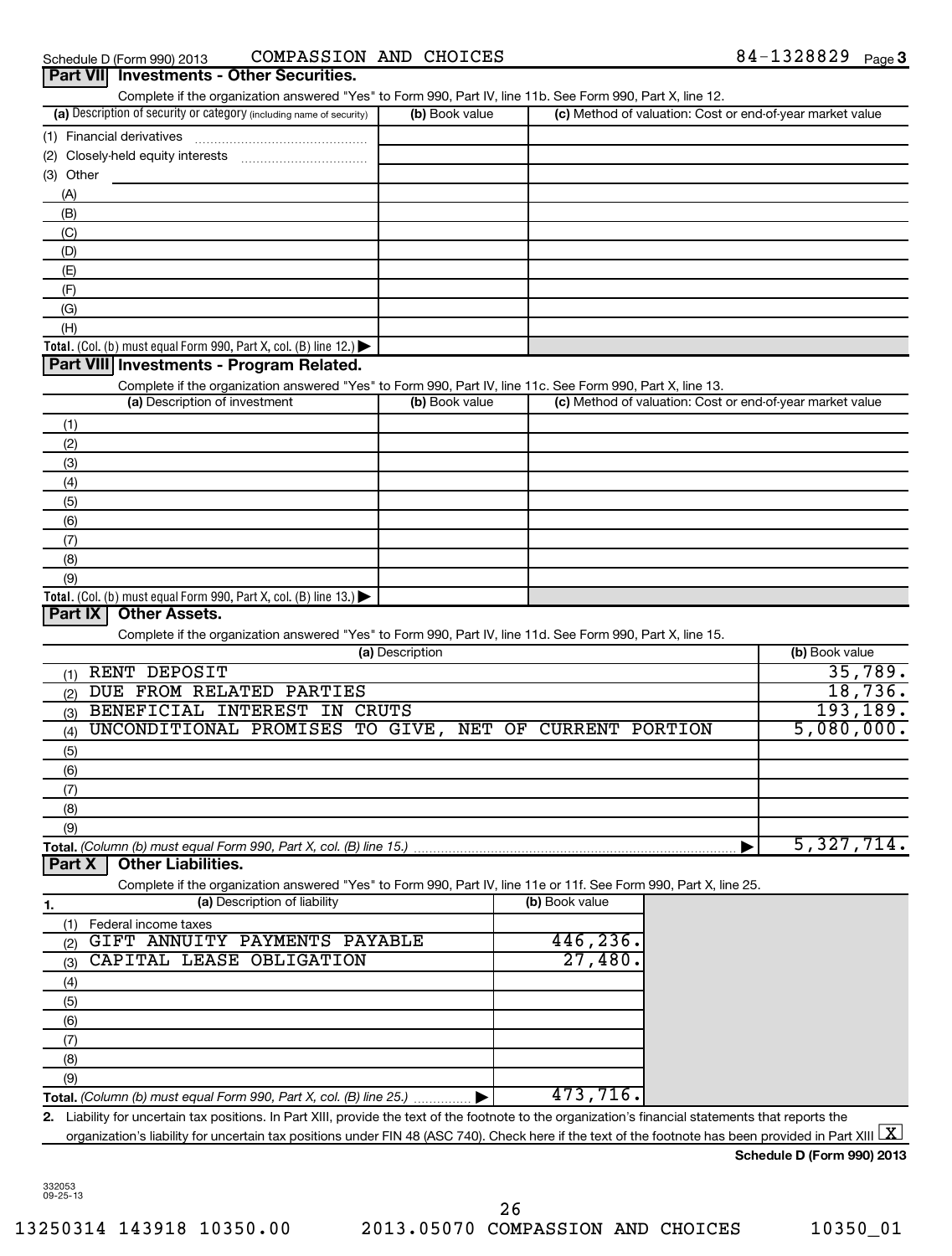Schedule D (Form 990) 2013 COMPASSION AND CHOICES 84-1328829 Page 3

## Part VII Investments - Other Securities.

Complete if the organization answered "Yes" to Form 990, Part IV, line 11b. See Form 990, Part X, line 12.

| (a) Description of security or category (including name of security) | (b) Book value | (c) Method of valuation: Cost or end-of-year market value |
|---|---|---|
| (1) Financial derivatives | | |
| (2) Closely-held equity interests | | |
| (3) Other | | |
| (A) | | |
| (B) | | |
| (C) | | |
| (D) | | |
| (E) | | |
| (F) | | |
| (G) | | |
| (H) | | |
| Total. (Col. (b) must equal Form 990, Part X, col. (B) line 12.) ▶ | | |

## Part VIII Investments - Program Related.

Complete if the organization answered "Yes" to Form 990, Part IV, line 11c. See Form 990, Part X, line 13.

| (a) Description of investment | (b) Book value | (c) Method of valuation: Cost or end-of-year market value |
|---|---|---|
| (1) | | |
| (2) | | |
| (3) | | |
| (4) | | |
| (5) | | |
| (6) | | |
| (7) | | |
| (8) | | |
| (9) | | |
| Total. (Col. (b) must equal Form 990, Part X, col. (B) line 13.) ▶ | | |

## Part IX Other Assets.

Complete if the organization answered "Yes" to Form 990, Part IV, line 11d. See Form 990, Part X, line 15.

| (a) Description | (b) Book value |
|---|---|
| (1) RENT DEPOSIT | 35,789. |
| (2) DUE FROM RELATED PARTIES | 18,736. |
| (3) BENEFICIAL INTEREST IN CRUTS | 193,189. |
| (4) UNCONDITIONAL PROMISES TO GIVE, NET OF CURRENT PORTION | 5,080,000. |
| (5) | |
| (6) | |
| (7) | |
| (8) | |
| (9) | |
| Total. (Column (b) must equal Form 990, Part X, col. (B) line 15.) ▶ | 5,327,714. |

## Part X Other Liabilities.

Complete if the organization answered "Yes" to Form 990, Part IV, line 11e or 11f. See Form 990, Part X, line 25.

| 1. (a) Description of liability | (b) Book value |
|---|---|
| (1) Federal income taxes | |
| (2) GIFT ANNUITY PAYMENTS PAYABLE | 446,236. |
| (3) CAPITAL LEASE OBLIGATION | 27,480. |
| (4) | |
| (5) | |
| (6) | |
| (7) | |
| (8) | |
| (9) | |
| Total. (Column (b) must equal Form 990, Part X, col. (B) line 25.) ▶ | 473,716. |

2. Liability for uncertain tax positions. In Part XIII, provide the text of the footnote to the organization's financial statements that reports the organization's liability for uncertain tax positions under FIN 48 (ASC 740). Check here if the text of the footnote has been provided in Part XIII [X]

Schedule D (Form 990) 2013

332053
09-25-13

13250314 143918 10350.00 2013.05070 COMPASSION AND CHOICES 10350_01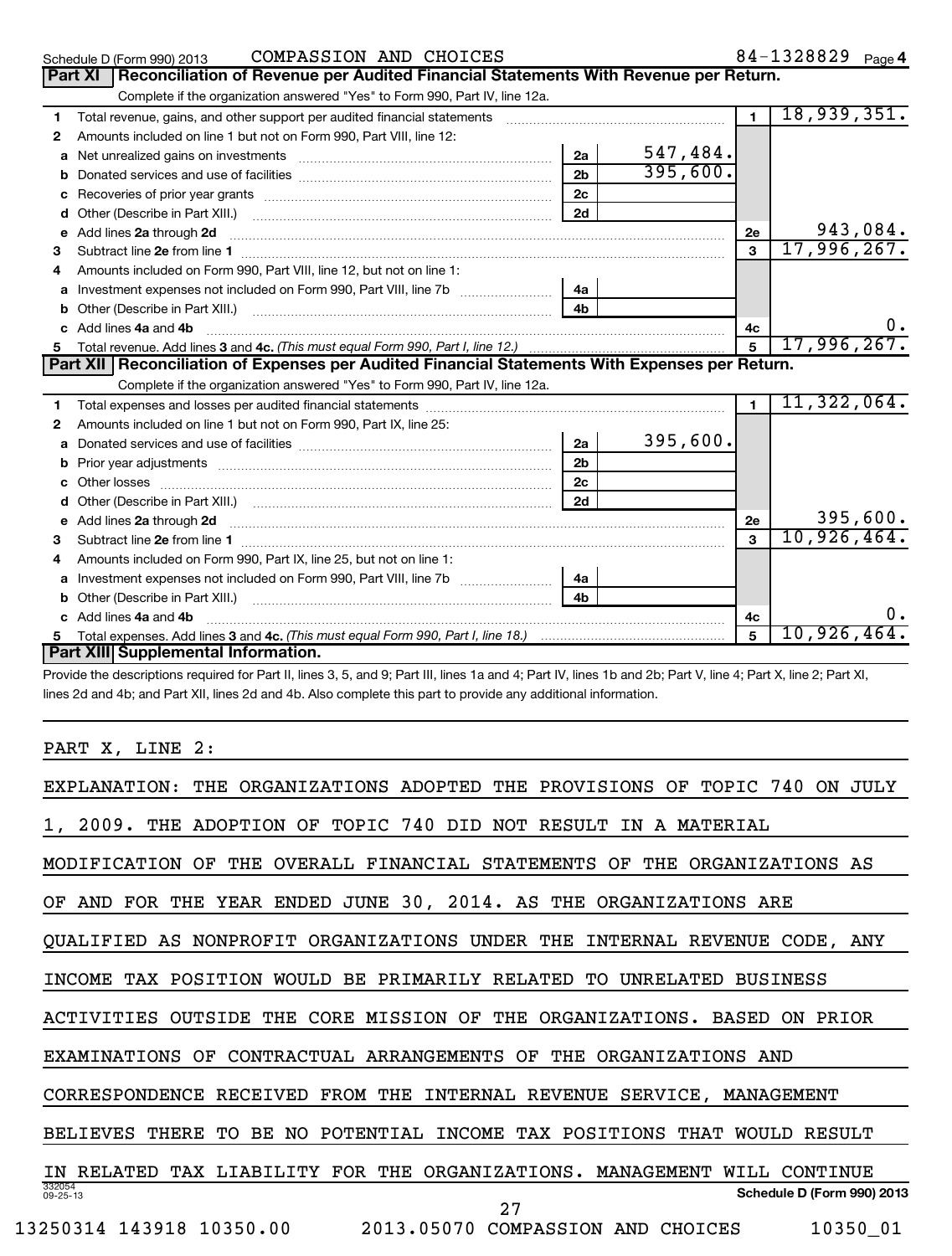Schedule D (Form 990) 2013 COMPASSION AND CHOICES 84-1328829 Page 4

## Part XI Reconciliation of Revenue per Audited Financial Statements With Revenue per Return.

Complete if the organization answered "Yes" to Form 990, Part IV, line 12a.

| Line | Description | | | | |
|---|---|---|---|---|---|
| 1 | Total revenue, gains, and other support per audited financial statements | | | 1 | 18,939,351. |
| 2 | Amounts included on line 1 but not on Form 990, Part VIII, line 12: | | | | |
| a | Net unrealized gains on investments | 2a | 547,484. | | |
| b | Donated services and use of facilities | 2b | 395,600. | | |
| c | Recoveries of prior year grants | 2c | | | |
| d | Other (Describe in Part XIII.) | 2d | | | |
| e | Add lines 2a through 2d | | | 2e | 943,084. |
| 3 | Subtract line 2e from line 1 | | | 3 | 17,996,267. |
| 4 | Amounts included on Form 990, Part VIII, line 12, but not on line 1: | | | | |
| a | Investment expenses not included on Form 990, Part VIII, line 7b | 4a | | | |
| b | Other (Describe in Part XIII.) | 4b | | | |
| c | Add lines 4a and 4b | | | 4c | 0. |
| 5 | Total revenue. Add lines 3 and 4c. *(This must equal Form 990, Part I, line 12.)* | | | 5 | 17,996,267. |

## Part XII Reconciliation of Expenses per Audited Financial Statements With Expenses per Return.

Complete if the organization answered "Yes" to Form 990, Part IV, line 12a.

| Line | Description | | | | |
|---|---|---|---|---|---|
| 1 | Total expenses and losses per audited financial statements | | | 1 | 11,322,064. |
| 2 | Amounts included on line 1 but not on Form 990, Part IX, line 25: | | | | |
| a | Donated services and use of facilities | 2a | 395,600. | | |
| b | Prior year adjustments | 2b | | | |
| c | Other losses | 2c | | | |
| d | Other (Describe in Part XIII.) | 2d | | | |
| e | Add lines 2a through 2d | | | 2e | 395,600. |
| 3 | Subtract line 2e from line 1 | | | 3 | 10,926,464. |
| 4 | Amounts included on Form 990, Part IX, line 25, but not on line 1: | | | | |
| a | Investment expenses not included on Form 990, Part VIII, line 7b | 4a | | | |
| b | Other (Describe in Part XIII.) | 4b | | | |
| c | Add lines 4a and 4b | | | 4c | 0. |
| 5 | Total expenses. Add lines 3 and 4c. *(This must equal Form 990, Part I, line 18.)* | | | 5 | 10,926,464. |

## Part XIII Supplemental Information.

Provide the descriptions required for Part II, lines 3, 5, and 9; Part III, lines 1a and 4; Part IV, lines 1b and 2b; Part V, line 4; Part X, line 2; Part XI, lines 2d and 4b; and Part XII, lines 2d and 4b. Also complete this part to provide any additional information.

PART X, LINE 2:

EXPLANATION: THE ORGANIZATIONS ADOPTED THE PROVISIONS OF TOPIC 740 ON JULY 1, 2009. THE ADOPTION OF TOPIC 740 DID NOT RESULT IN A MATERIAL MODIFICATION OF THE OVERALL FINANCIAL STATEMENTS OF THE ORGANIZATIONS AS OF AND FOR THE YEAR ENDED JUNE 30, 2014. AS THE ORGANIZATIONS ARE QUALIFIED AS NONPROFIT ORGANIZATIONS UNDER THE INTERNAL REVENUE CODE, ANY INCOME TAX POSITION WOULD BE PRIMARILY RELATED TO UNRELATED BUSINESS ACTIVITIES OUTSIDE THE CORE MISSION OF THE ORGANIZATIONS. BASED ON PRIOR EXAMINATIONS OF CONTRACTUAL ARRANGEMENTS OF THE ORGANIZATIONS AND CORRESPONDENCE RECEIVED FROM THE INTERNAL REVENUE SERVICE, MANAGEMENT BELIEVES THERE TO BE NO POTENTIAL INCOME TAX POSITIONS THAT WOULD RESULT IN RELATED TAX LIABILITY FOR THE ORGANIZATIONS. MANAGEMENT WILL CONTINUE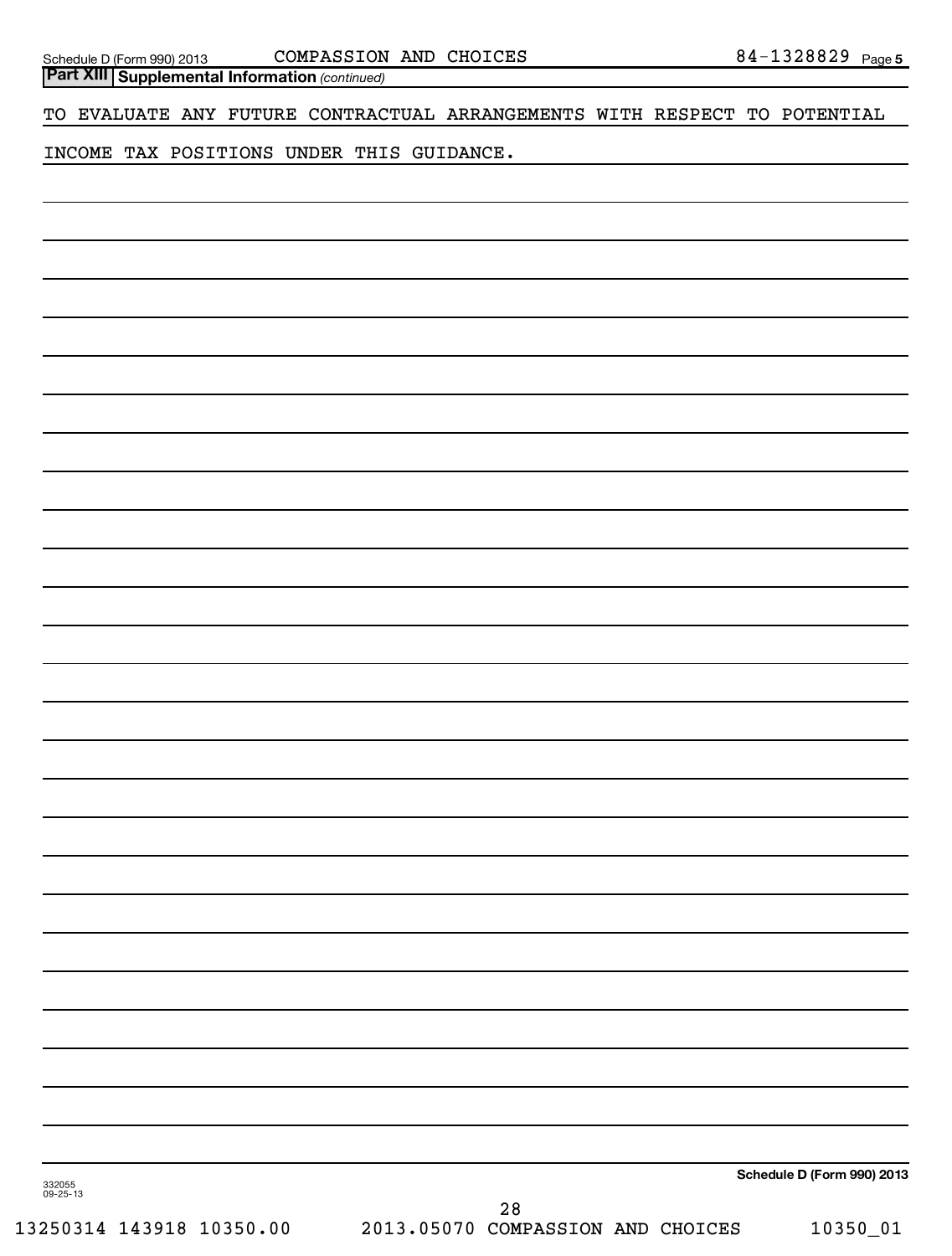**Part XIII** **Supplemental Information** *(continued)*

TO EVALUATE ANY FUTURE CONTRACTUAL ARRANGEMENTS WITH RESPECT TO POTENTIAL INCOME TAX POSITIONS UNDER THIS GUIDANCE.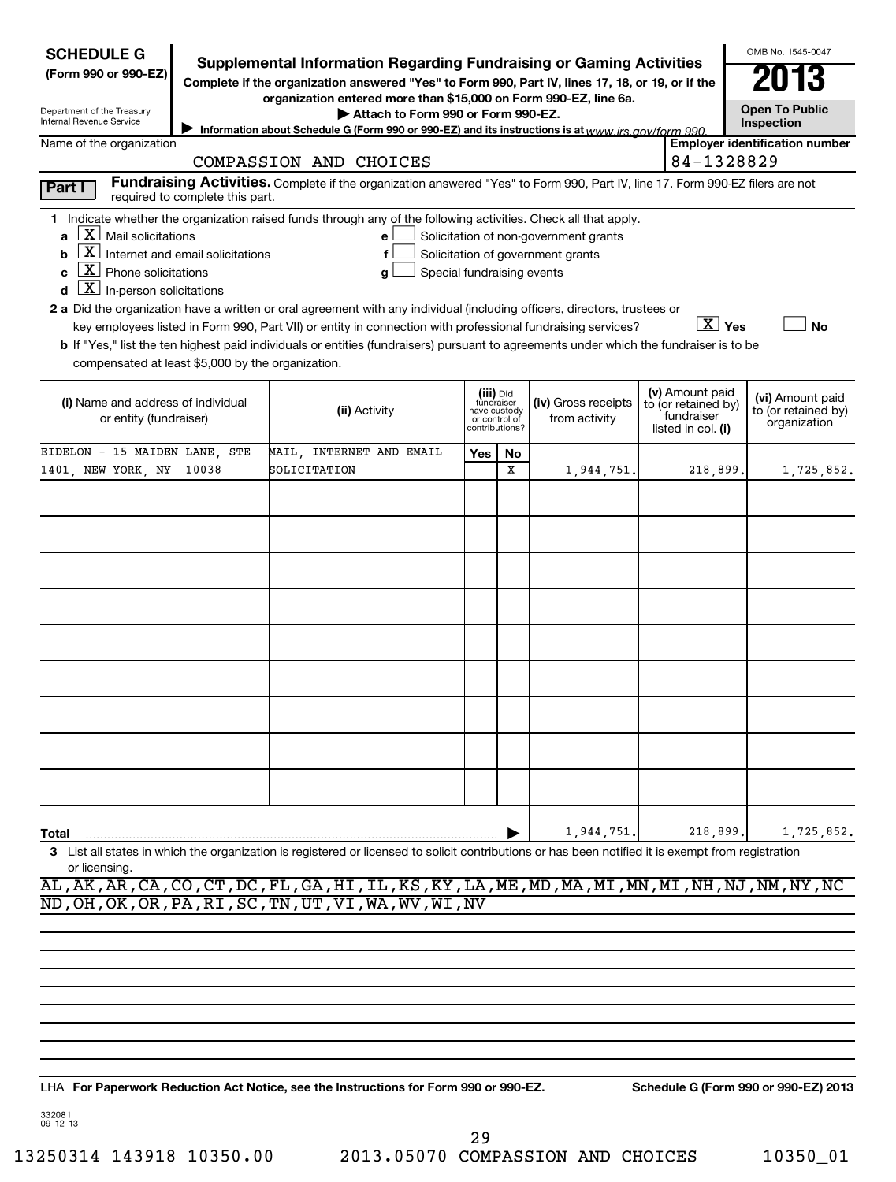**SCHEDULE G** (Form 990 or 990-EZ)

Department of the Treasury
Internal Revenue Service

# Supplemental Information Regarding Fundraising or Gaming Activities

**Complete if the organization answered "Yes" to Form 990, Part IV, lines 17, 18, or 19, or if the organization entered more than $15,000 on Form 990-EZ, line 6a.**

**▶ Attach to Form 990 or Form 990-EZ.**

▶ Information about Schedule G (Form 990 or 990-EZ) and its instructions is at www.irs.gov/form990.

OMB No. 1545-0047

**2013**

**Open To Public Inspection**

Name of the organization: COMPASSION AND CHOICES

Employer identification number: 84-1328829

**Part I** **Fundraising Activities.** Complete if the organization answered "Yes" to Form 990, Part IV, line 17. Form 990-EZ filers are not required to complete this part.

**1** Indicate whether the organization raised funds through any of the following activities. Check all that apply.

- a [X] Mail solicitations
- b [X] Internet and email solicitations
- c [X] Phone solicitations
- d [X] In-person solicitations
- e [ ] Solicitation of non-government grants
- f [ ] Solicitation of government grants
- g [ ] Special fundraising events

**2 a** Did the organization have a written or oral agreement with any individual (including officers, directors, trustees or key employees listed in Form 990, Part VII) or entity in connection with professional fundraising services? [X] Yes [ ] No

**b** If "Yes," list the ten highest paid individuals or entities (fundraisers) pursuant to agreements under which the fundraiser is to be compensated at least $5,000 by the organization.

| (i) Name and address of individual or entity (fundraiser) | (ii) Activity | (iii) Did fundraiser have custody or control of contributions? Yes | No | (iv) Gross receipts from activity | (v) Amount paid to (or retained by) fundraiser listed in col. (i) | (vi) Amount paid to (or retained by) organization |
|---|---|---|---|---|---|---|
| EIDELON - 15 MAIDEN LANE, STE 1401, NEW YORK, NY 10038 | MAIL, INTERNET AND EMAIL SOLICITATION | | X | 1,944,751. | 218,899. | 1,725,852. |
| | | | | | | |
| | | | | | | |
| | | | | | | |
| | | | | | | |
| | | | | | | |
| | | | | | | |
| | | | | | | |
| | | | | | | |
| | | | | | | |
| **Total** | | | ▶ | 1,944,751. | 218,899. | 1,725,852. |

**3** List all states in which the organization is registered or licensed to solicit contributions or has been notified it is exempt from registration or licensing.

AL,AK,AR,CA,CO,CT,DC,FL,GA,HI,IL,KS,KY,LA,ME,MD,MA,MI,MN,MI,NH,NJ,NM,NY,NC
ND,OH,OK,OR,PA,RI,SC,TN,UT,VI,WA,WV,WI,NV

LHA **For Paperwork Reduction Act Notice, see the Instructions for Form 990 or 990-EZ.** **Schedule G (Form 990 or 990-EZ) 2013**

332081
09-12-13

13250314 143918 10350.00 2013.05070 COMPASSION AND CHOICES 10350_01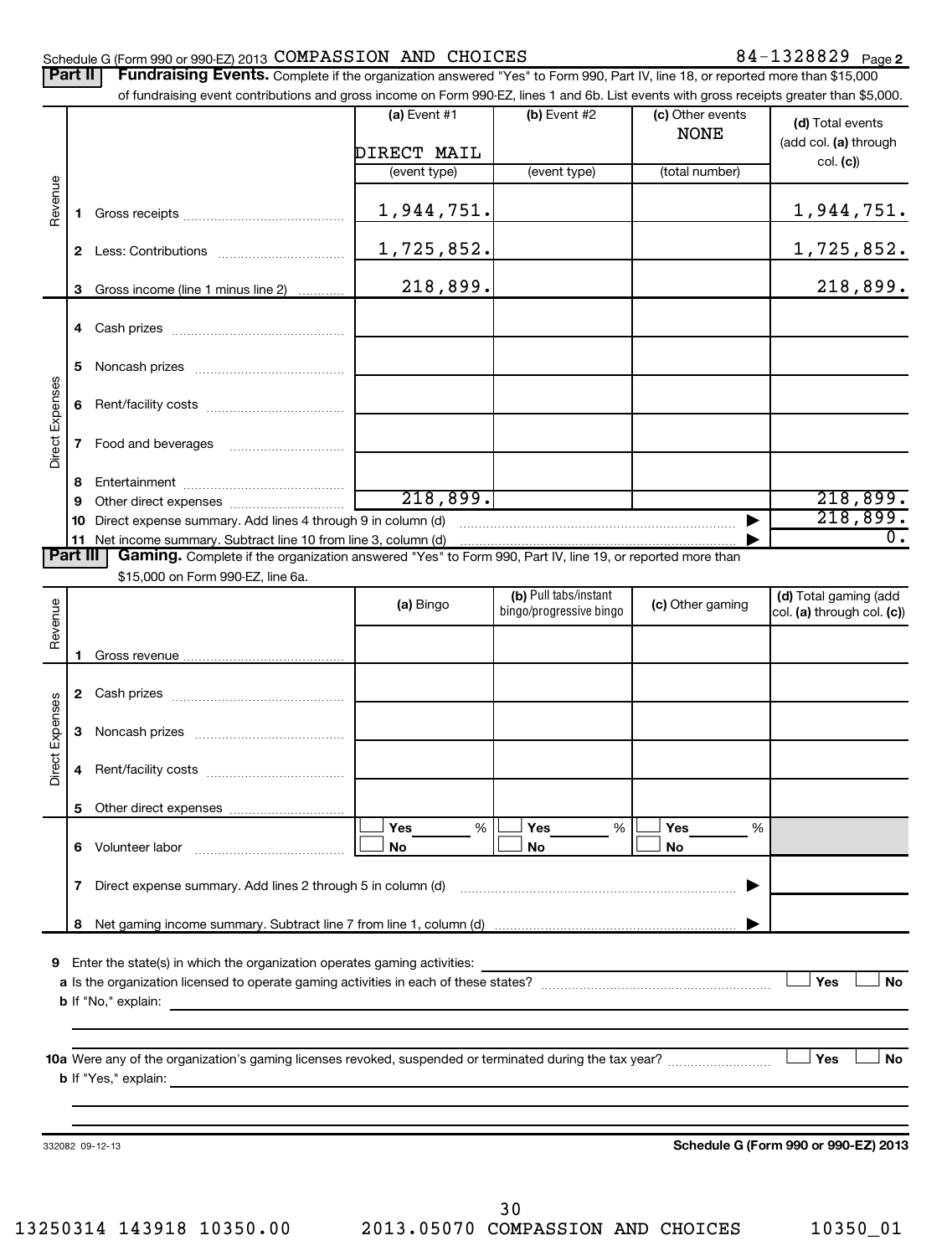Schedule G (Form 990 or 990-EZ) 2013 COMPASSION AND CHOICES 84-1328829 Page 2

**Part II** **Fundraising Events.** Complete if the organization answered "Yes" to Form 990, Part IV, line 18, or reported more than $15,000 of fundraising event contributions and gross income on Form 990-EZ, lines 1 and 6b. List events with gross receipts greater than $5,000.

| | | (a) Event #1 | (b) Event #2 | (c) Other events | (d) Total events (add col. (a) through col. (c)) |
|---|---|---|---|---|---|
| | | DIRECT MAIL | | NONE | |
| | | (event type) | (event type) | (total number) | |
| Revenue | 1 Gross receipts | 1,944,751. | | | 1,944,751. |
| | 2 Less: Contributions | 1,725,852. | | | 1,725,852. |
| | 3 Gross income (line 1 minus line 2) | 218,899. | | | 218,899. |
| Direct Expenses | 4 Cash prizes | | | | |
| | 5 Noncash prizes | | | | |
| | 6 Rent/facility costs | | | | |
| | 7 Food and beverages | | | | |
| | 8 Entertainment | | | | |
| | 9 Other direct expenses | 218,899. | | | 218,899. |
| | 10 Direct expense summary. Add lines 4 through 9 in column (d) | | | ▶ | 218,899. |
| | 11 Net income summary. Subtract line 10 from line 3, column (d) | | | ▶ | 0. |

**Part III** **Gaming.** Complete if the organization answered "Yes" to Form 990, Part IV, line 19, or reported more than $15,000 on Form 990-EZ, line 6a.

| | | (a) Bingo | (b) Pull tabs/instant bingo/progressive bingo | (c) Other gaming | (d) Total gaming (add col. (a) through col. (c)) |
|---|---|---|---|---|---|
| Revenue | 1 Gross revenue | | | | |
| Direct Expenses | 2 Cash prizes | | | | |
| | 3 Noncash prizes | | | | |
| | 4 Rent/facility costs | | | | |
| | 5 Other direct expenses | | | | |
| | 6 Volunteer labor | ☐ Yes ___% ☐ No | ☐ Yes ___% ☐ No | ☐ Yes ___% ☐ No | |
| | 7 Direct expense summary. Add lines 2 through 5 in column (d) | | | ▶ | |
| | 8 Net gaming income summary. Subtract line 7 from line 1, column (d) | | | ▶ | |

9 Enter the state(s) in which the organization operates gaming activities: ______

a Is the organization licensed to operate gaming activities in each of these states? ☐ Yes ☐ No

b If "No," explain: ______

10a Were any of the organization's gaming licenses revoked, suspended or terminated during the tax year? ☐ Yes ☐ No

b If "Yes," explain: ______

332082 09-12-13

**Schedule G (Form 990 or 990-EZ) 2013**

13250314 143918 10350.00 2013.05070 COMPASSION AND CHOICES 10350_01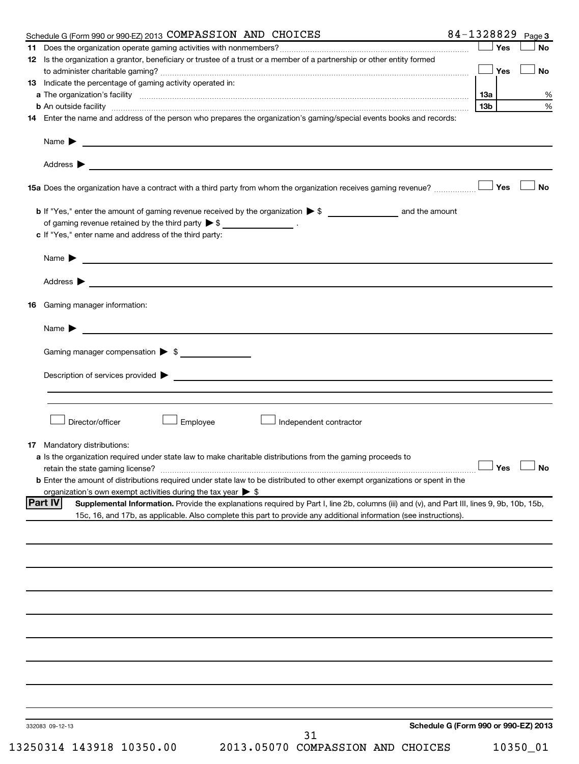Schedule G (Form 990 or 990-EZ) 2013 COMPASSION AND CHOICES 84-1328829 Page 3

**11** Does the organization operate gaming activities with nonmembers? ☐ Yes ☐ No

**12** Is the organization a grantor, beneficiary or trustee of a trust or a member of a partnership or other entity formed to administer charitable gaming? ☐ Yes ☐ No

**13** Indicate the percentage of gaming activity operated in:

**a** The organization's facility **13a** %

**b** An outside facility **13b** %

**14** Enter the name and address of the person who prepares the organization's gaming/special events books and records:

Name ▶

Address ▶

**15a** Does the organization have a contract with a third party from whom the organization receives gaming revenue? ☐ Yes ☐ No

**b** If "Yes," enter the amount of gaming revenue received by the organization ▶ $ ________ and the amount of gaming revenue retained by the third party ▶ $ ________ .

**c** If "Yes," enter name and address of the third party:

Name ▶

Address ▶

**16** Gaming manager information:

Name ▶

Gaming manager compensation ▶ $

Description of services provided ▶

☐ Director/officer ☐ Employee ☐ Independent contractor

**17** Mandatory distributions:

**a** Is the organization required under state law to make charitable distributions from the gaming proceeds to retain the state gaming license? ☐ Yes ☐ No

**b** Enter the amount of distributions required under state law to be distributed to other exempt organizations or spent in the organization's own exempt activities during the tax year ▶ $

**Part IV** **Supplemental Information.** Provide the explanations required by Part I, line 2b, columns (iii) and (v), and Part III, lines 9, 9b, 10b, 15b, 15c, 16, and 17b, as applicable. Also complete this part to provide any additional information (see instructions).

332083 09-12-13

**Schedule G (Form 990 or 990-EZ) 2013**

13250314 143918 10350.00 2013.05070 COMPASSION AND CHOICES 10350_01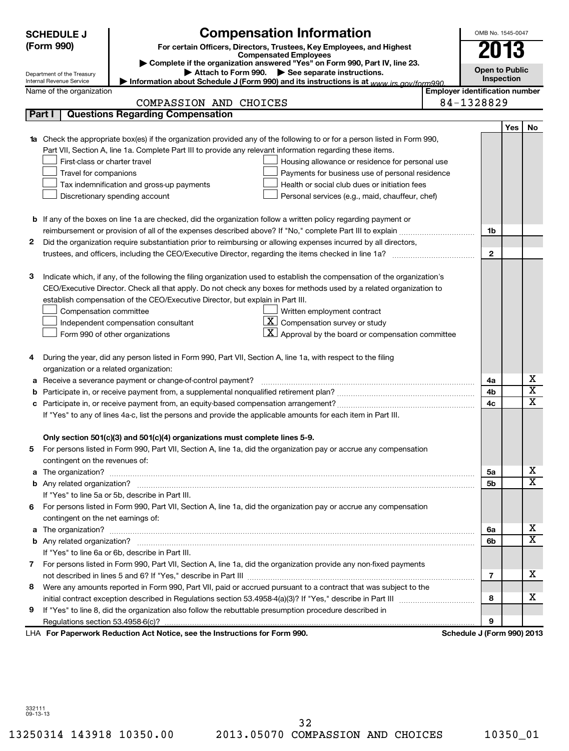**SCHEDULE J (Form 990)**

Department of the Treasury
Internal Revenue Service

# Compensation Information

**For certain Officers, Directors, Trustees, Key Employees, and Highest Compensated Employees**

▶ Complete if the organization answered "Yes" on Form 990, Part IV, line 23.
▶ Attach to Form 990. ▶ See separate instructions.
▶ Information about Schedule J (Form 990) and its instructions is at www.irs.gov/form990.

OMB No. 1545-0047

**2013**

**Open to Public Inspection**

Name of the organization: COMPASSION AND CHOICES

Employer identification number: 84-1328829

## Part I Questions Regarding Compensation

| | | | Yes | No |
|---|---|---|---|---|
| **1a** | Check the appropriate box(es) if the organization provided any of the following to or for a person listed in Form 990, Part VII, Section A, line 1a. Complete Part III to provide any relevant information regarding these items.<br>☐ First-class or charter travel ☐ Housing allowance or residence for personal use<br>☐ Travel for companions ☐ Payments for business use of personal residence<br>☐ Tax indemnification and gross-up payments ☐ Health or social club dues or initiation fees<br>☐ Discretionary spending account ☐ Personal services (e.g., maid, chauffeur, chef) | | | |
| **b** | If any of the boxes on line 1a are checked, did the organization follow a written policy regarding payment or reimbursement or provision of all of the expenses described above? If "No," complete Part III to explain | 1b | | |
| **2** | Did the organization require substantiation prior to reimbursing or allowing expenses incurred by all directors, trustees, and officers, including the CEO/Executive Director, regarding the items checked in line 1a? | 2 | | |
| **3** | Indicate which, if any, of the following the filing organization used to establish the compensation of the organization's CEO/Executive Director. Check all that apply. Do not check any boxes for methods used by a related organization to establish compensation of the CEO/Executive Director, but explain in Part III.<br>☐ Compensation committee ☐ Written employment contract<br>☐ Independent compensation consultant ☒ Compensation survey or study<br>☐ Form 990 of other organizations ☒ Approval by the board or compensation committee | | | |
| **4** | During the year, did any person listed in Form 990, Part VII, Section A, line 1a, with respect to the filing organization or a related organization: | | | |
| **a** | Receive a severance payment or change-of-control payment? | 4a | | X |
| **b** | Participate in, or receive payment from, a supplemental nonqualified retirement plan? | 4b | | X |
| **c** | Participate in, or receive payment from, an equity-based compensation arrangement? | 4c | | X |
| | If "Yes" to any of lines 4a-c, list the persons and provide the applicable amounts for each item in Part III. | | | |
| | **Only section 501(c)(3) and 501(c)(4) organizations must complete lines 5-9.** | | | |
| **5** | For persons listed in Form 990, Part VII, Section A, line 1a, did the organization pay or accrue any compensation contingent on the revenues of: | | | |
| **a** | The organization? | 5a | | X |
| **b** | Any related organization? | 5b | | X |
| | If "Yes" to line 5a or 5b, describe in Part III. | | | |
| **6** | For persons listed in Form 990, Part VII, Section A, line 1a, did the organization pay or accrue any compensation contingent on the net earnings of: | | | |
| **a** | The organization? | 6a | | X |
| **b** | Any related organization? | 6b | | X |
| | If "Yes" to line 6a or 6b, describe in Part III. | | | |
| **7** | For persons listed in Form 990, Part VII, Section A, line 1a, did the organization provide any non-fixed payments not described in lines 5 and 6? If "Yes," describe in Part III | 7 | | X |
| **8** | Were any amounts reported in Form 990, Part VII, paid or accrued pursuant to a contract that was subject to the initial contract exception described in Regulations section 53.4958-4(a)(3)? If "Yes," describe in Part III | 8 | | X |
| **9** | If "Yes" to line 8, did the organization also follow the rebuttable presumption procedure described in Regulations section 53.4958-6(c)? | 9 | | |

LHA **For Paperwork Reduction Act Notice, see the Instructions for Form 990.** **Schedule J (Form 990) 2013**

332111
09-13-13

13250314 143918 10350.00 2013.05070 COMPASSION AND CHOICES 10350_01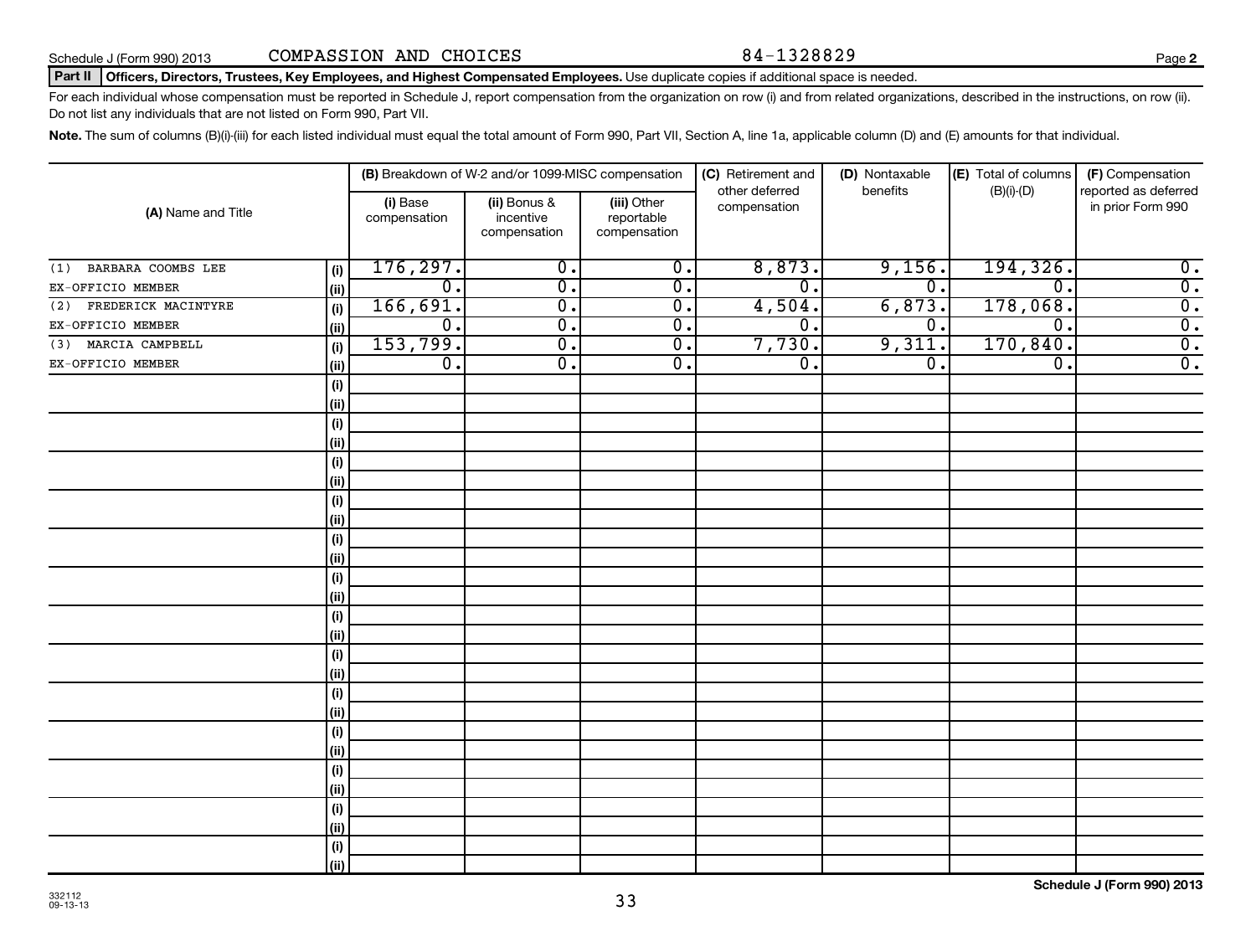Schedule J (Form 990) 2013 COMPASSION AND CHOICES 84-1328829

**Part II | Officers, Directors, Trustees, Key Employees, and Highest Compensated Employees.** Use duplicate copies if additional space is needed.

For each individual whose compensation must be reported in Schedule J, report compensation from the organization on row (i) and from related organizations, described in the instructions, on row (ii). Do not list any individuals that are not listed on Form 990, Part VII.

**Note.** The sum of columns (B)(i)-(iii) for each listed individual must equal the total amount of Form 990, Part VII, Section A, line 1a, applicable column (D) and (E) amounts for that individual.

| (A) Name and Title | | (B) Breakdown of W-2 and/or 1099-MISC compensation | | | (C) Retirement and other deferred compensation | (D) Nontaxable benefits | (E) Total of columns (B)(i)-(D) | (F) Compensation reported as deferred in prior Form 990 |
|---|---|---|---|---|---|---|---|---|
| | | (i) Base compensation | (ii) Bonus & incentive compensation | (iii) Other reportable compensation | | | | |
| (1) BARBARA COOMBS LEE | (i) | 176,297. | 0. | 0. | 8,873. | 9,156. | 194,326. | 0. |
| EX-OFFICIO MEMBER | (ii) | 0. | 0. | 0. | 0. | 0. | 0. | 0. |
| (2) FREDERICK MACINTYRE | (i) | 166,691. | 0. | 0. | 4,504. | 6,873. | 178,068. | 0. |
| EX-OFFICIO MEMBER | (ii) | 0. | 0. | 0. | 0. | 0. | 0. | 0. |
| (3) MARCIA CAMPBELL | (i) | 153,799. | 0. | 0. | 7,730. | 9,311. | 170,840. | 0. |
| EX-OFFICIO MEMBER | (ii) | 0. | 0. | 0. | 0. | 0. | 0. | 0. |
| | (i) | | | | | | | |
| | (ii) | | | | | | | |
| | (i) | | | | | | | |
| | (ii) | | | | | | | |
| | (i) | | | | | | | |
| | (ii) | | | | | | | |
| | (i) | | | | | | | |
| | (ii) | | | | | | | |
| | (i) | | | | | | | |
| | (ii) | | | | | | | |
| | (i) | | | | | | | |
| | (ii) | | | | | | | |
| | (i) | | | | | | | |
| | (ii) | | | | | | | |
| | (i) | | | | | | | |
| | (ii) | | | | | | | |
| | (i) | | | | | | | |
| | (ii) | | | | | | | |
| | (i) | | | | | | | |
| | (ii) | | | | | | | |
| | (i) | | | | | | | |
| | (ii) | | | | | | | |
| | (i) | | | | | | | |
| | (ii) | | | | | | | |
| | (i) | | | | | | | |
| | (ii) | | | | | | | |

332112
09-13-13

**Schedule J (Form 990) 2013**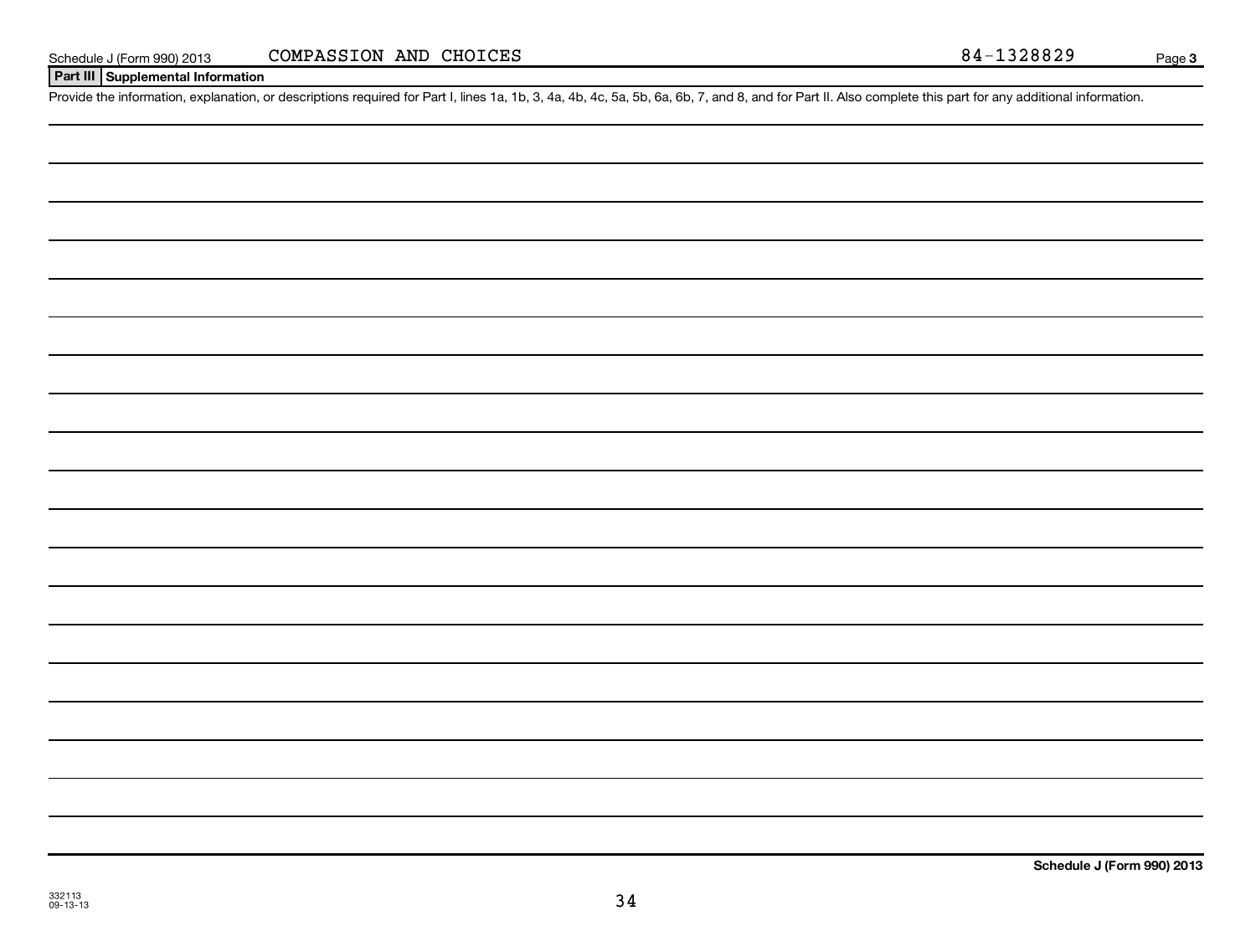## Part III Supplemental Information

Provide the information, explanation, or descriptions required for Part I, lines 1a, 1b, 3, 4a, 4b, 4c, 5a, 5b, 6a, 6b, 7, and 8, and for Part II. Also complete this part for any additional information.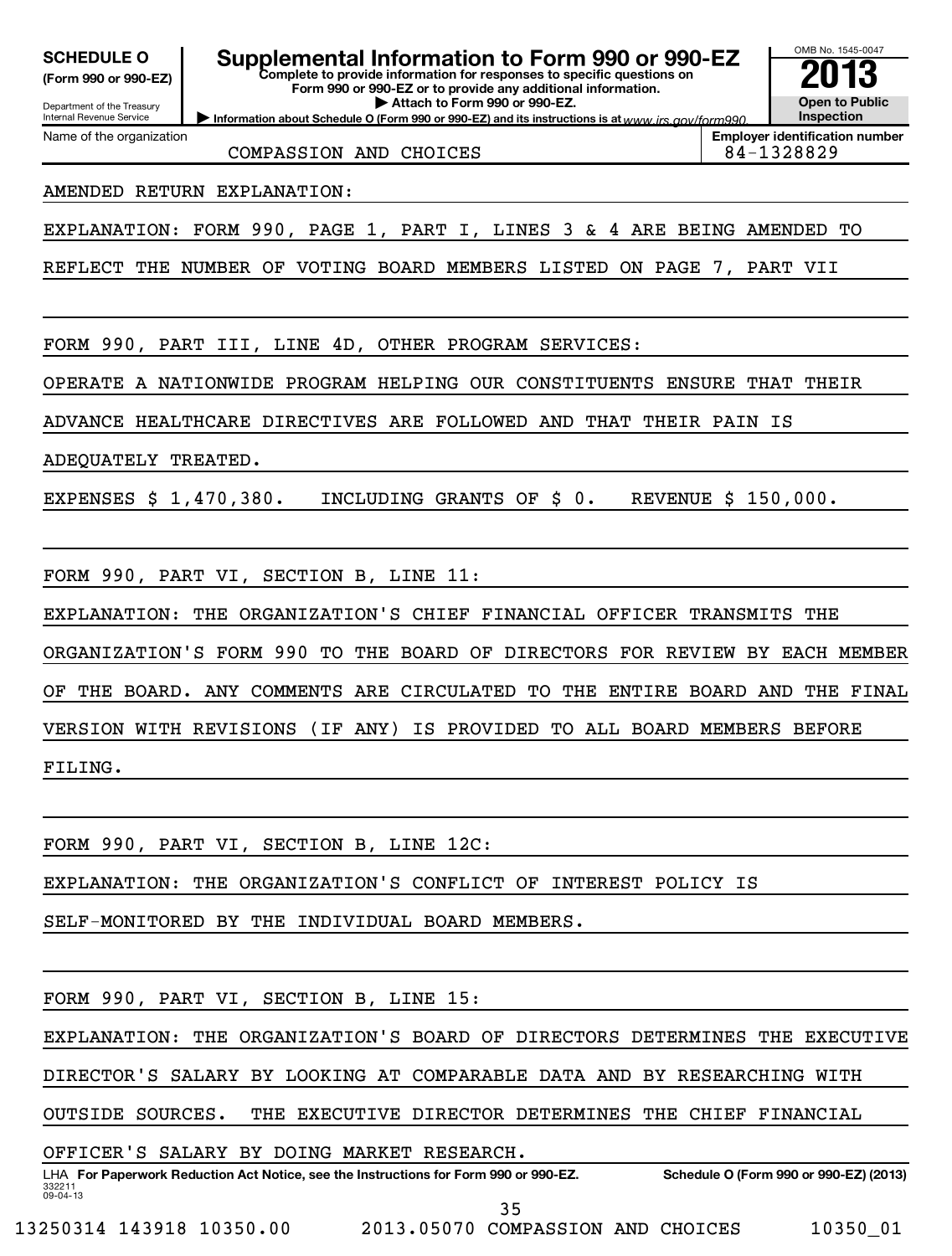**SCHEDULE O**
**(Form 990 or 990-EZ)**

Department of the Treasury
Internal Revenue Service

# Supplemental Information to Form 990 or 990-EZ

**Complete to provide information for responses to specific questions on Form 990 or 990-EZ or to provide any additional information.**
**▶ Attach to Form 990 or 990-EZ.**
**▶ Information about Schedule O (Form 990 or 990-EZ) and its instructions is at** *www.irs.gov/form990.*

OMB No. 1545-0047
**2013**
**Open to Public Inspection**

Name of the organization: COMPASSION AND CHOICES
**Employer identification number:** 84-1328829

AMENDED RETURN EXPLANATION:

EXPLANATION: FORM 990, PAGE 1, PART I, LINES 3 & 4 ARE BEING AMENDED TO REFLECT THE NUMBER OF VOTING BOARD MEMBERS LISTED ON PAGE 7, PART VII

FORM 990, PART III, LINE 4D, OTHER PROGRAM SERVICES:

OPERATE A NATIONWIDE PROGRAM HELPING OUR CONSTITUENTS ENSURE THAT THEIR ADVANCE HEALTHCARE DIRECTIVES ARE FOLLOWED AND THAT THEIR PAIN IS ADEQUATELY TREATED.

EXPENSES $ 1,470,380. INCLUDING GRANTS OF $ 0. REVENUE $ 150,000.

FORM 990, PART VI, SECTION B, LINE 11:

EXPLANATION: THE ORGANIZATION'S CHIEF FINANCIAL OFFICER TRANSMITS THE ORGANIZATION'S FORM 990 TO THE BOARD OF DIRECTORS FOR REVIEW BY EACH MEMBER OF THE BOARD. ANY COMMENTS ARE CIRCULATED TO THE ENTIRE BOARD AND THE FINAL VERSION WITH REVISIONS (IF ANY) IS PROVIDED TO ALL BOARD MEMBERS BEFORE FILING.

FORM 990, PART VI, SECTION B, LINE 12C:

EXPLANATION: THE ORGANIZATION'S CONFLICT OF INTEREST POLICY IS SELF-MONITORED BY THE INDIVIDUAL BOARD MEMBERS.

FORM 990, PART VI, SECTION B, LINE 15:

EXPLANATION: THE ORGANIZATION'S BOARD OF DIRECTORS DETERMINES THE EXECUTIVE DIRECTOR'S SALARY BY LOOKING AT COMPARABLE DATA AND BY RESEARCHING WITH OUTSIDE SOURCES. THE EXECUTIVE DIRECTOR DETERMINES THE CHIEF FINANCIAL OFFICER'S SALARY BY DOING MARKET RESEARCH.

LHA **For Paperwork Reduction Act Notice, see the Instructions for Form 990 or 990-EZ.** **Schedule O (Form 990 or 990-EZ) (2013)**
332211
09-04-13

13250314 143918 10350.00 2013.05070 COMPASSION AND CHOICES 10350_01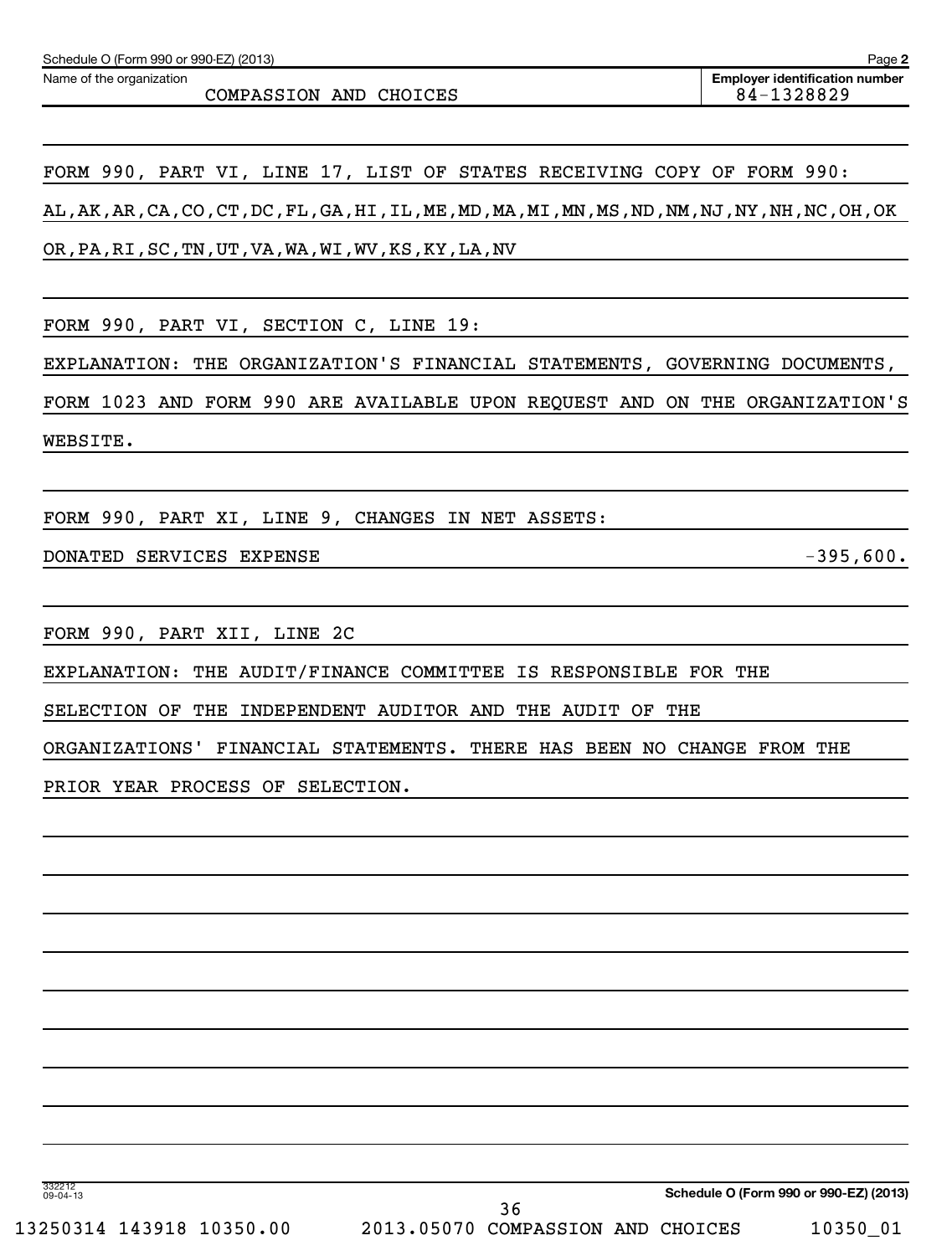Name of the organization: COMPASSION AND CHOICES

Employer identification number: 84-1328829

FORM 990, PART VI, LINE 17, LIST OF STATES RECEIVING COPY OF FORM 990:

AL,AK,AR,CA,CO,CT,DC,FL,GA,HI,IL,ME,MD,MA,MI,MN,MS,ND,NM,NJ,NY,NH,NC,OH,OK OR,PA,RI,SC,TN,UT,VA,WA,WI,WV,KS,KY,LA,NV

FORM 990, PART VI, SECTION C, LINE 19:

EXPLANATION: THE ORGANIZATION'S FINANCIAL STATEMENTS, GOVERNING DOCUMENTS, FORM 1023 AND FORM 990 ARE AVAILABLE UPON REQUEST AND ON THE ORGANIZATION'S WEBSITE.

FORM 990, PART XI, LINE 9, CHANGES IN NET ASSETS:

| DONATED SERVICES EXPENSE | -395,600. |
|---|---|

FORM 990, PART XII, LINE 2C

EXPLANATION: THE AUDIT/FINANCE COMMITTEE IS RESPONSIBLE FOR THE SELECTION OF THE INDEPENDENT AUDITOR AND THE AUDIT OF THE ORGANIZATIONS' FINANCIAL STATEMENTS. THERE HAS BEEN NO CHANGE FROM THE PRIOR YEAR PROCESS OF SELECTION.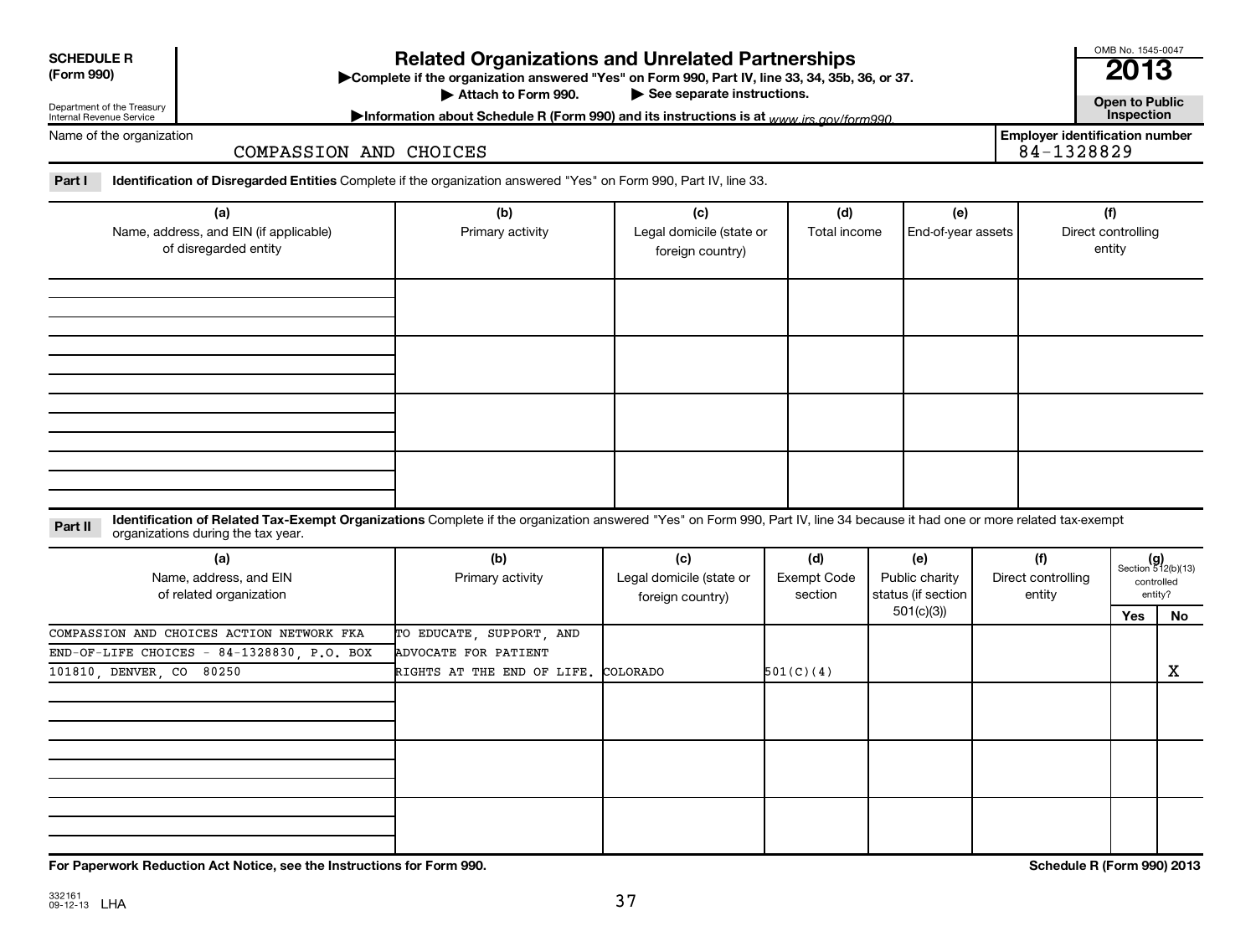**SCHEDULE R (Form 990)**

Department of the Treasury
Internal Revenue Service

# Related Organizations and Unrelated Partnerships

▶Complete if the organization answered "Yes" on Form 990, Part IV, line 33, 34, 35b, 36, or 37.
▶ Attach to Form 990. ▶ See separate instructions.
▶Information about Schedule R (Form 990) and its instructions is at www.irs.gov/form990.

OMB No. 1545-0047
**2013**
**Open to Public Inspection**

Name of the organization: COMPASSION AND CHOICES

Employer identification number: 84-1328829

**Part I** **Identification of Disregarded Entities** Complete if the organization answered "Yes" on Form 990, Part IV, line 33.

| (a) Name, address, and EIN (if applicable) of disregarded entity | (b) Primary activity | (c) Legal domicile (state or foreign country) | (d) Total income | (e) End-of-year assets | (f) Direct controlling entity |
|---|---|---|---|---|---|
| | | | | | |
| | | | | | |
| | | | | | |
| | | | | | |

**Part II** **Identification of Related Tax-Exempt Organizations** Complete if the organization answered "Yes" on Form 990, Part IV, line 34 because it had one or more related tax-exempt organizations during the tax year.

| (a) Name, address, and EIN of related organization | (b) Primary activity | (c) Legal domicile (state or foreign country) | (d) Exempt Code section | (e) Public charity status (if section 501(c)(3)) | (f) Direct controlling entity | (g) Section 512(b)(13) controlled entity? Yes | No |
|---|---|---|---|---|---|---|---|
| COMPASSION AND CHOICES ACTION NETWORK FKA END-OF-LIFE CHOICES - 84-1328830, P.O. BOX 101810, DENVER, CO 80250 | TO EDUCATE, SUPPORT, AND ADVOCATE FOR PATIENT RIGHTS AT THE END OF LIFE. | COLORADO | 501(C)(4) | | | | X |
| | | | | | | | |
| | | | | | | | |
| | | | | | | | |

**For Paperwork Reduction Act Notice, see the Instructions for Form 990.**

**Schedule R (Form 990) 2013**

332161 09-12-13 LHA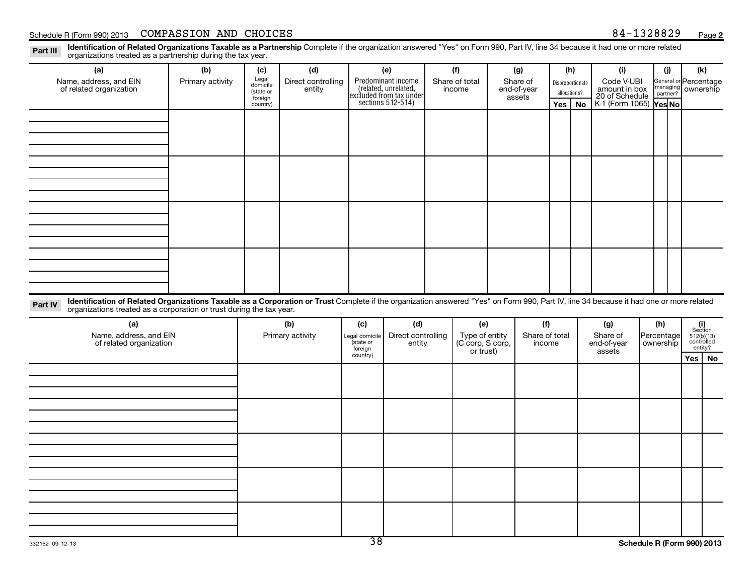Schedule R (Form 990) 2013 COMPASSION AND CHOICES 84-1328829

**Part III** **Identification of Related Organizations Taxable as a Partnership** Complete if the organization answered "Yes" on Form 990, Part IV, line 34 because it had one or more related organizations treated as a partnership during the tax year.

| (a) Name, address, and EIN of related organization | (b) Primary activity | (c) Legal domicile (state or foreign country) | (d) Direct controlling entity | (e) Predominant income (related, unrelated, excluded from tax under sections 512-514) | (f) Share of total income | (g) Share of end-of-year assets | (h) Disproportionate allocations? | | (i) Code V-UBI amount in box 20 of Schedule K-1 (Form 1065) | (j) General or managing partner? | | (k) Percentage ownership |
|---|---|---|---|---|---|---|---|---|---|---|---|---|
| | | | | | | | Yes | No | | Yes | No | |
| | | | | | | | | | | | | |
| | | | | | | | | | | | | |
| | | | | | | | | | | | | |
| | | | | | | | | | | | | |

**Part IV** **Identification of Related Organizations Taxable as a Corporation or Trust** Complete if the organization answered "Yes" on Form 990, Part IV, line 34 because it had one or more related organizations treated as a corporation or trust during the tax year.

| (a) Name, address, and EIN of related organization | (b) Primary activity | (c) Legal domicile (state or foreign country) | (d) Direct controlling entity | (e) Type of entity (C corp, S corp, or trust) | (f) Share of total income | (g) Share of end-of-year assets | (h) Percentage ownership | (i) Section 512(b)(13) controlled entity? | |
|---|---|---|---|---|---|---|---|---|---|
| | | | | | | | | Yes | No |
| | | | | | | | | | |
| | | | | | | | | | |
| | | | | | | | | | |
| | | | | | | | | | |
| | | | | | | | | | |

332162 09-12-13

Schedule R (Form 990) 2013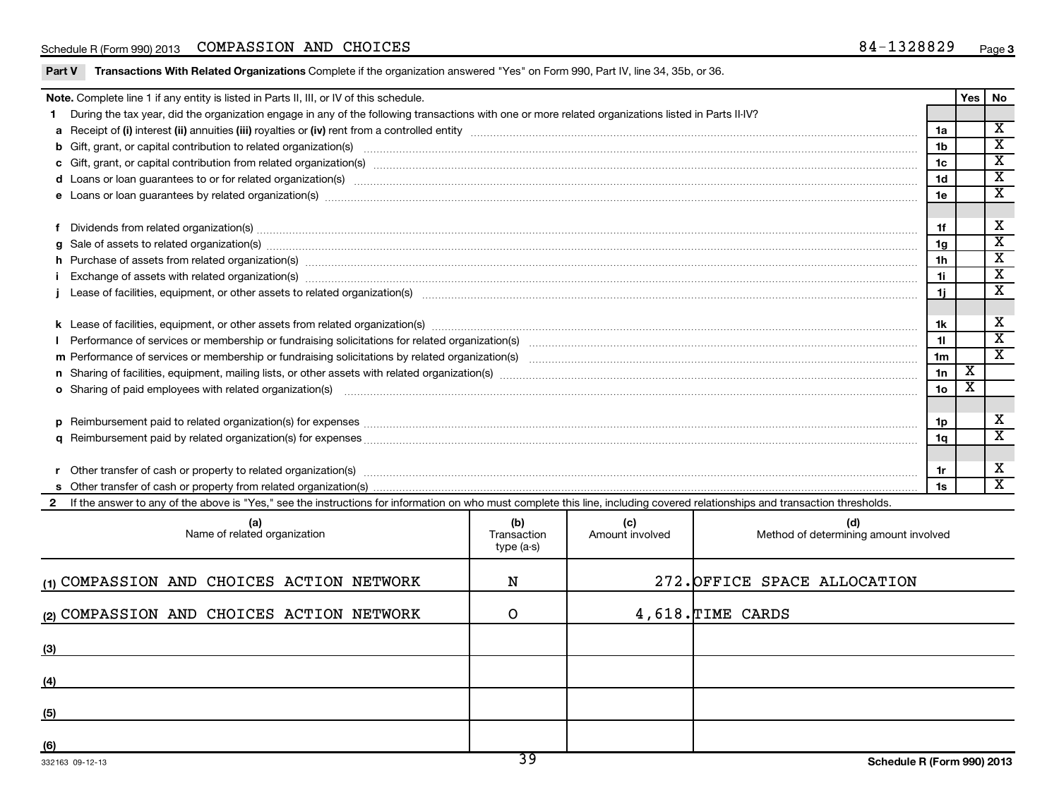Schedule R (Form 990) 2013 COMPASSION AND CHOICES 84-1328829 Page 3

**Part V** **Transactions With Related Organizations** Complete if the organization answered "Yes" on Form 990, Part IV, line 34, 35b, or 36.

| **Note.** Complete line 1 if any entity is listed in Parts II, III, or IV of this schedule. | | Yes | No |
|---|---|---|---|
| **1** During the tax year, did the organization engage in any of the following transactions with one or more related organizations listed in Parts II-IV? | | | |
| **a** Receipt of **(i)** interest **(ii)** annuities **(iii)** royalties or **(iv)** rent from a controlled entity | 1a | | X |
| **b** Gift, grant, or capital contribution to related organization(s) | 1b | | X |
| **c** Gift, grant, or capital contribution from related organization(s) | 1c | | X |
| **d** Loans or loan guarantees to or for related organization(s) | 1d | | X |
| **e** Loans or loan guarantees by related organization(s) | 1e | | X |
| **f** Dividends from related organization(s) | 1f | | X |
| **g** Sale of assets to related organization(s) | 1g | | X |
| **h** Purchase of assets from related organization(s) | 1h | | X |
| **i** Exchange of assets with related organization(s) | 1i | | X |
| **j** Lease of facilities, equipment, or other assets to related organization(s) | 1j | | X |
| **k** Lease of facilities, equipment, or other assets from related organization(s) | 1k | | X |
| **l** Performance of services or membership or fundraising solicitations for related organization(s) | 1l | | X |
| **m** Performance of services or membership or fundraising solicitations by related organization(s) | 1m | | X |
| **n** Sharing of facilities, equipment, mailing lists, or other assets with related organization(s) | 1n | X | |
| **o** Sharing of paid employees with related organization(s) | 1o | X | |
| **p** Reimbursement paid to related organization(s) for expenses | 1p | | X |
| **q** Reimbursement paid by related organization(s) for expenses | 1q | | X |
| **r** Other transfer of cash or property to related organization(s) | 1r | | X |
| **s** Other transfer of cash or property from related organization(s) | 1s | | X |

**2** If the answer to any of the above is "Yes," see the instructions for information on who must complete this line, including covered relationships and transaction thresholds.

| | (a) Name of related organization | (b) Transaction type (a-s) | (c) Amount involved | (d) Method of determining amount involved |
|---|---|---|---|---|
| (1) | COMPASSION AND CHOICES ACTION NETWORK | N | 272. | OFFICE SPACE ALLOCATION |
| (2) | COMPASSION AND CHOICES ACTION NETWORK | O | 4,618. | TIME CARDS |
| (3) | | | | |
| (4) | | | | |
| (5) | | | | |
| (6) | | | | |

332163 09-12-13 Schedule R (Form 990) 2013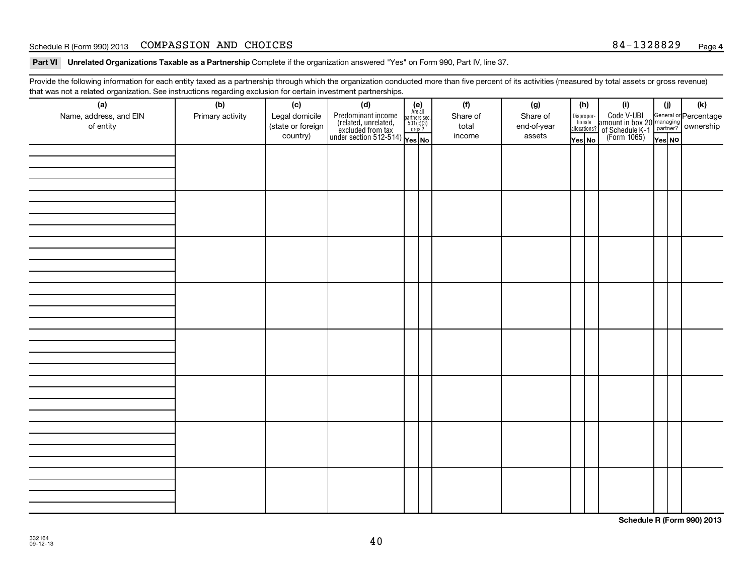Schedule R (Form 990) 2013 COMPASSION AND CHOICES 84-1328829

**Part VI Unrelated Organizations Taxable as a Partnership** Complete if the organization answered "Yes" on Form 990, Part IV, line 37.

Provide the following information for each entity taxed as a partnership through which the organization conducted more than five percent of its activities (measured by total assets or gross revenue) that was not a related organization. See instructions regarding exclusion for certain investment partnerships.

| (a) Name, address, and EIN of entity | (b) Primary activity | (c) Legal domicile (state or foreign country) | (d) Predominant income (related, unrelated, excluded from tax under section 512-514) | (e) Are all partners sec. 501(c)(3) orgs.? | | (f) Share of total income | (g) Share of end-of-year assets | (h) Disproportionate allocations? | | (i) Code V-UBI amount in box 20 of Schedule K-1 (Form 1065) | (j) General or managing partner? | | (k) Percentage ownership |
|---|---|---|---|---|---|---|---|---|---|---|---|---|---|
| | | | | Yes | No | | | Yes | No | | Yes | No | |
| | | | | | | | | | | | | | |
| | | | | | | | | | | | | | |
| | | | | | | | | | | | | | |
| | | | | | | | | | | | | | |
| | | | | | | | | | | | | | |
| | | | | | | | | | | | | | |
| | | | | | | | | | | | | | |
| | | | | | | | | | | | | | |

**Schedule R (Form 990) 2013**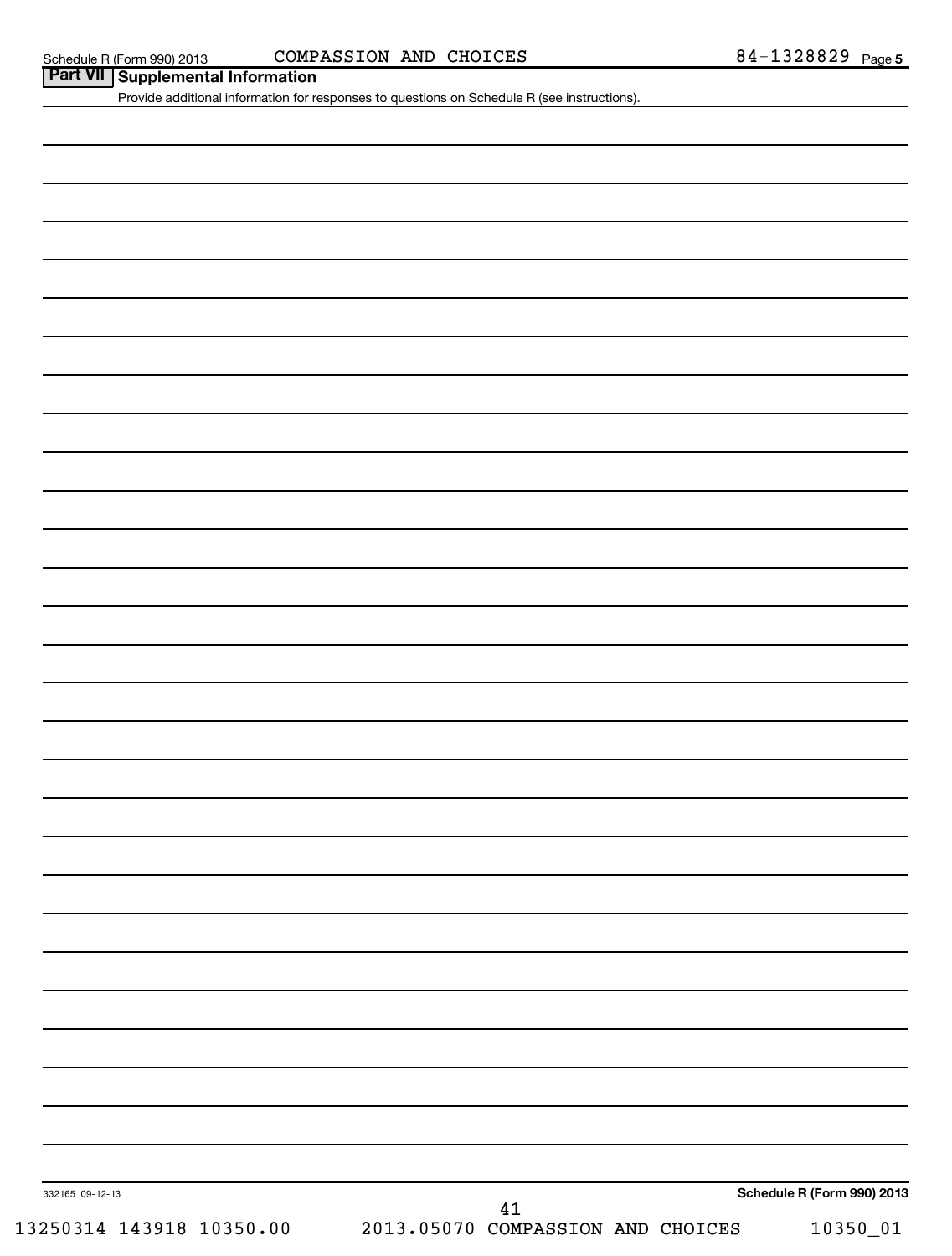## Part VII Supplemental Information

Provide additional information for responses to questions on Schedule R (see instructions).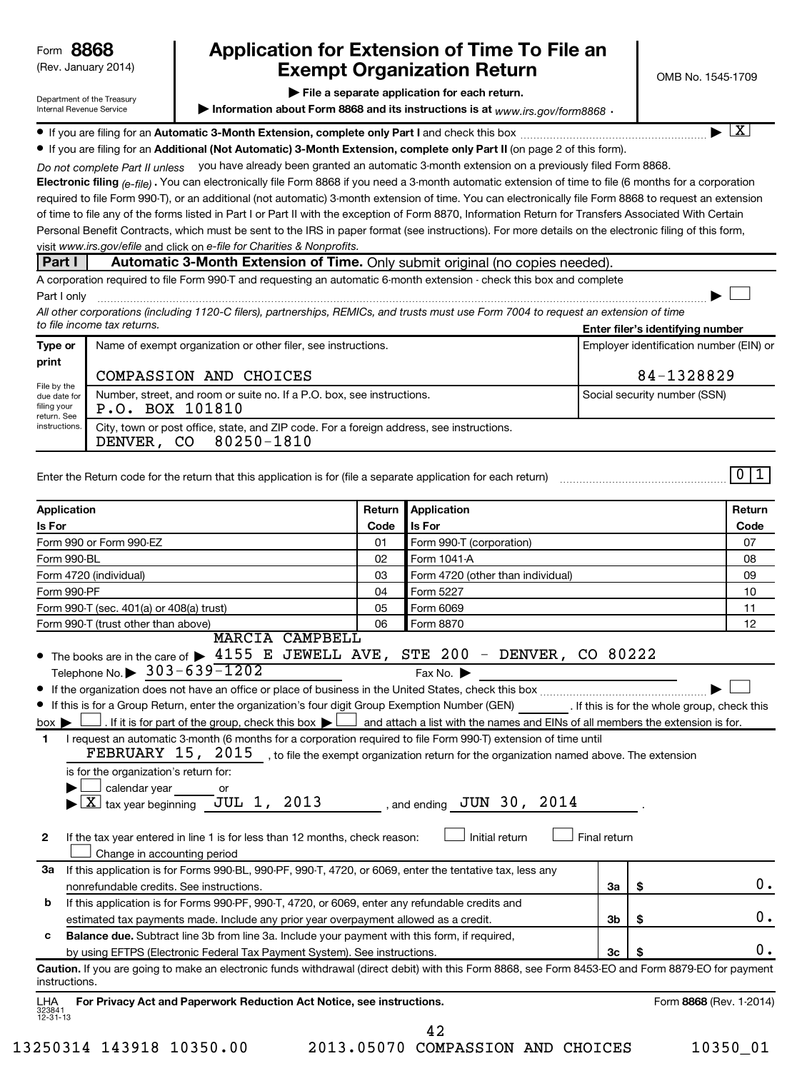Form **8868** (Rev. January 2014)

Department of the Treasury
Internal Revenue Service

# Application for Extension of Time To File an Exempt Organization Return

▶ File a separate application for each return.

▶ Information about Form 8868 and its instructions is at *www.irs.gov/form8868*.

OMB No. 1545-1709

- If you are filing for an **Automatic 3-Month Extension, complete only Part I** and check this box ▶ [X]
- If you are filing for an **Additional (Not Automatic) 3-Month Extension, complete only Part II** (on page 2 of this form).

*Do not complete Part II unless* you have already been granted an automatic 3-month extension on a previously filed Form 8868.

**Electronic filing** *(e-file)*. You can electronically file Form 8868 if you need a 3-month automatic extension of time to file (6 months for a corporation required to file Form 990-T), or an additional (not automatic) 3-month extension of time. You can electronically file Form 8868 to request an extension of time to file any of the forms listed in Part I or Part II with the exception of Form 8870, Information Return for Transfers Associated With Certain Personal Benefit Contracts, which must be sent to the IRS in paper format (see instructions). For more details on the electronic filing of this form, visit *www.irs.gov/efile* and click on *e-file for Charities & Nonprofits.*

## Part I — Automatic 3-Month Extension of Time. Only submit original (no copies needed).

A corporation required to file Form 990-T and requesting an automatic 6-month extension - check this box and complete Part I only ▶ [ ]

*All other corporations (including 1120-C filers), partnerships, REMICs, and trusts must use Form 7004 to request an extension of time to file income tax returns.*

**Enter filer's identifying number**

| Type or print | | |
|---|---|---|
| | Name of exempt organization or other filer, see instructions. COMPASSION AND CHOICES | Employer identification number (EIN) or 84-1328829 |
| File by the due date for filing your return. See instructions. | Number, street, and room or suite no. If a P.O. box, see instructions. P.O. BOX 101810 | Social security number (SSN) |
| | City, town or post office, state, and ZIP code. For a foreign address, see instructions. DENVER, CO 80250-1810 | |

Enter the Return code for the return that this application is for (file a separate application for each return) 0 1

| Application Is For | Return Code | Application Is For | Return Code |
|---|---|---|---|
| Form 990 or Form 990-EZ | 01 | Form 990-T (corporation) | 07 |
| Form 990-BL | 02 | Form 1041-A | 08 |
| Form 4720 (individual) | 03 | Form 4720 (other than individual) | 09 |
| Form 990-PF | 04 | Form 5227 | 10 |
| Form 990-T (sec. 401(a) or 408(a) trust) | 05 | Form 6069 | 11 |
| Form 990-T (trust other than above) | 06 | Form 8870 | 12 |

- The books are in the care of ▶ MARCIA CAMPBELL 4155 E JEWELL AVE, STE 200 - DENVER, CO 80222
  Telephone No. ▶ 303-639-1202 Fax No. ▶
- If the organization does not have an office or place of business in the United States, check this box ▶ [ ]
- If this is for a Group Return, enter the organization's four digit Group Exemption Number (GEN) ______. If this is for the whole group, check this box ▶ [ ]. If it is for part of the group, check this box ▶ [ ] and attach a list with the names and EINs of all members the extension is for.

**1** I request an automatic 3-month (6 months for a corporation required to file Form 990-T) extension of time until FEBRUARY 15, 2015 , to file the exempt organization return for the organization named above. The extension is for the organization's return for:
▶ [ ] calendar year ______ or
▶ [X] tax year beginning JUL 1, 2013 , and ending JUN 30, 2014 .

**2** If the tax year entered in line 1 is for less than 12 months, check reason: [ ] Initial return [ ] Final return
[ ] Change in accounting period

| | | | |
|---|---|---|---|
| **3a** | If this application is for Forms 990-BL, 990-PF, 990-T, 4720, or 6069, enter the tentative tax, less any nonrefundable credits. See instructions. | 3a | $ 0. |
| **b** | If this application is for Forms 990-PF, 990-T, 4720, or 6069, enter any refundable credits and estimated tax payments made. Include any prior year overpayment allowed as a credit. | 3b | $ 0. |
| **c** | **Balance due.** Subtract line 3b from line 3a. Include your payment with this form, if required, by using EFTPS (Electronic Federal Tax Payment System). See instructions. | 3c | $ 0. |

**Caution.** If you are going to make an electronic funds withdrawal (direct debit) with this Form 8868, see Form 8453-EO and Form 8879-EO for payment instructions.

LHA **For Privacy Act and Paperwork Reduction Act Notice, see instructions.** Form **8868** (Rev. 1-2014)

323841 12-31-13

13250314 143918 10350.00 2013.05070 COMPASSION AND CHOICES 10350_01